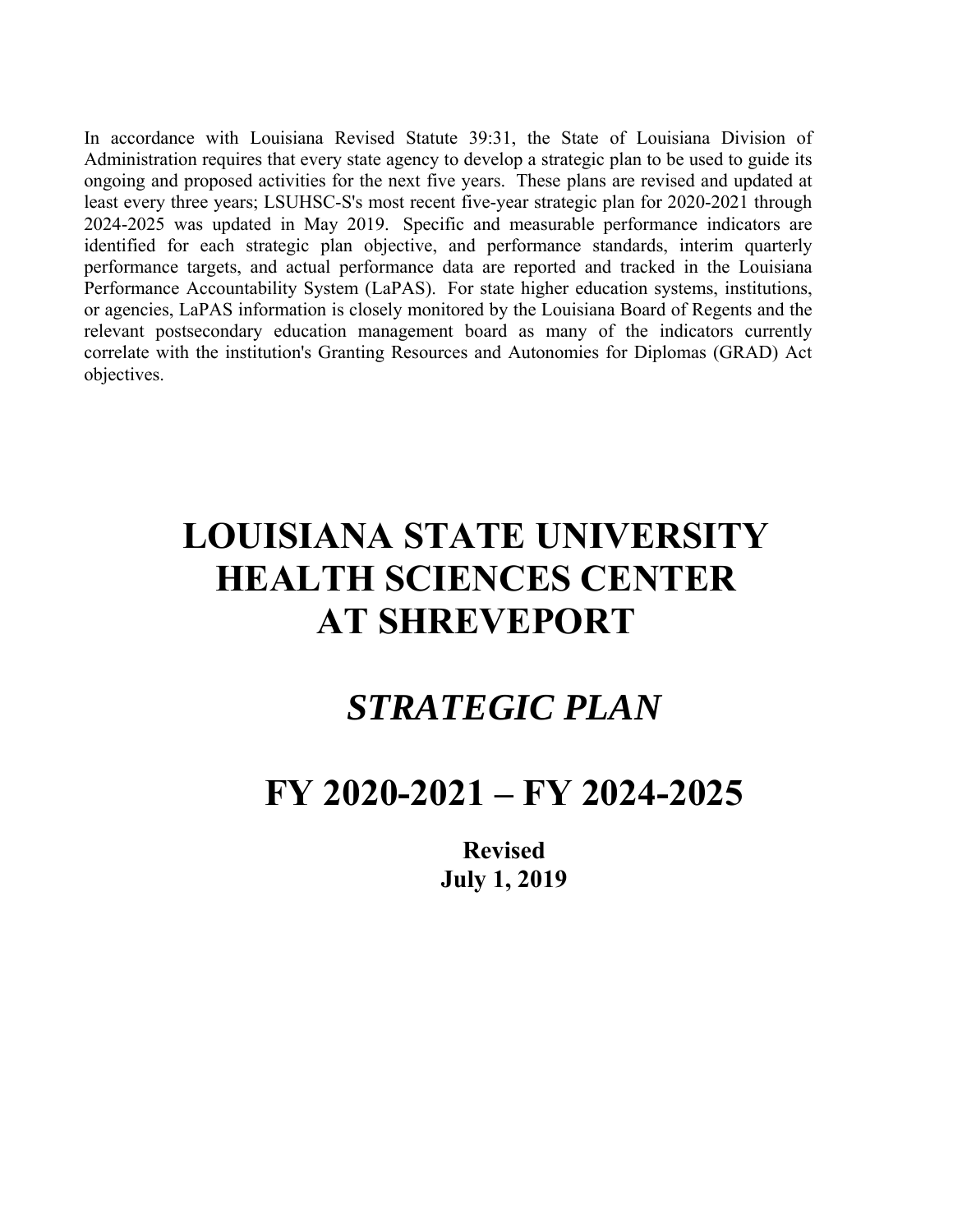In accordance with Louisiana Revised Statute 39:31, the State of Louisiana Division of Administration requires that every state agency to develop a strategic plan to be used to guide its ongoing and proposed activities for the next five years. These plans are revised and updated at least every three years; LSUHSC-S's most recent five-year strategic plan for 2020-2021 through 2024-2025 was updated in May 2019. Specific and measurable performance indicators are identified for each strategic plan objective, and performance standards, interim quarterly performance targets, and actual performance data are reported and tracked in the Louisiana Performance Accountability System (LaPAS). For state higher education systems, institutions, or agencies, LaPAS information is closely monitored by the Louisiana Board of Regents and the relevant postsecondary education management board as many of the indicators currently correlate with the institution's Granting Resources and Autonomies for Diplomas (GRAD) Act objectives.

# LOUISIANA STATE UNIVERSITY HEALTH SCIENCES CENTER AT SHREVEPORT

## *STRATEGIC PLAN*

# FY 2020-2021 – FY 2024-2025

**Revised**
**July 1, 2019**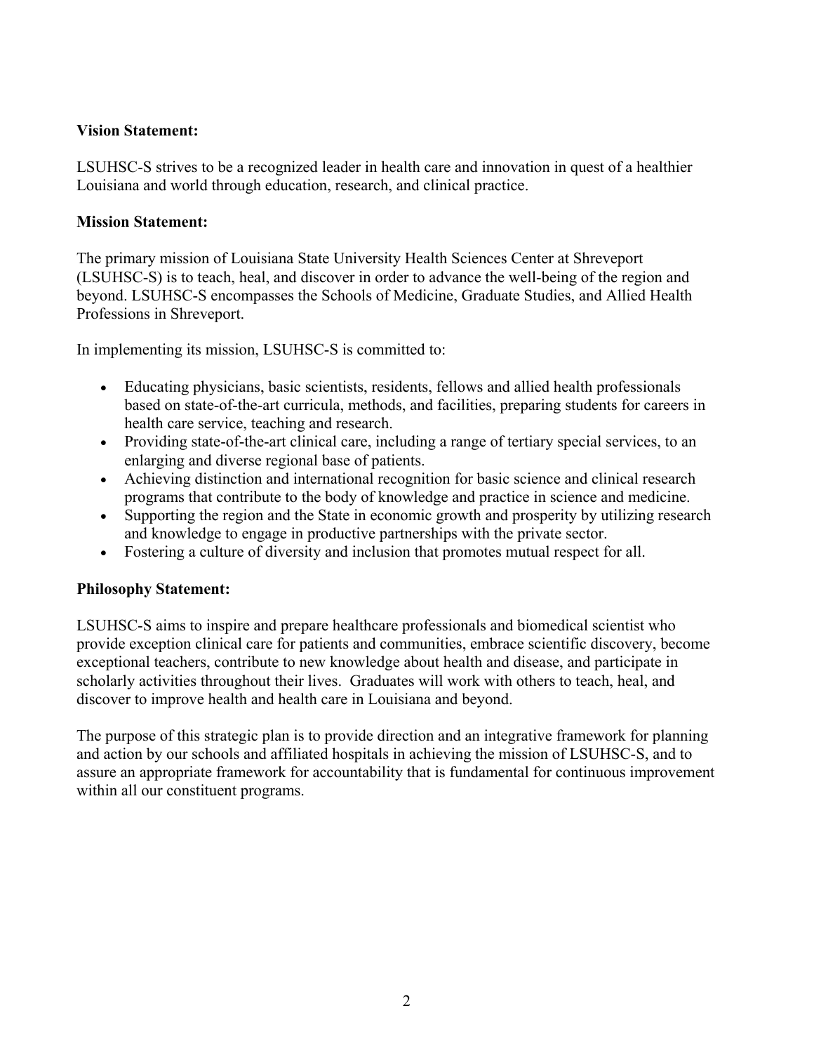**Vision Statement:**

LSUHSC-S strives to be a recognized leader in health care and innovation in quest of a healthier Louisiana and world through education, research, and clinical practice.

**Mission Statement:**

The primary mission of Louisiana State University Health Sciences Center at Shreveport (LSUHSC-S) is to teach, heal, and discover in order to advance the well-being of the region and beyond. LSUHSC-S encompasses the Schools of Medicine, Graduate Studies, and Allied Health Professions in Shreveport.

In implementing its mission, LSUHSC-S is committed to:

- Educating physicians, basic scientists, residents, fellows and allied health professionals based on state-of-the-art curricula, methods, and facilities, preparing students for careers in health care service, teaching and research.
- Providing state-of-the-art clinical care, including a range of tertiary special services, to an enlarging and diverse regional base of patients.
- Achieving distinction and international recognition for basic science and clinical research programs that contribute to the body of knowledge and practice in science and medicine.
- Supporting the region and the State in economic growth and prosperity by utilizing research and knowledge to engage in productive partnerships with the private sector.
- Fostering a culture of diversity and inclusion that promotes mutual respect for all.

**Philosophy Statement:**

LSUHSC-S aims to inspire and prepare healthcare professionals and biomedical scientist who provide exception clinical care for patients and communities, embrace scientific discovery, become exceptional teachers, contribute to new knowledge about health and disease, and participate in scholarly activities throughout their lives. Graduates will work with others to teach, heal, and discover to improve health and health care in Louisiana and beyond.

The purpose of this strategic plan is to provide direction and an integrative framework for planning and action by our schools and affiliated hospitals in achieving the mission of LSUHSC-S, and to assure an appropriate framework for accountability that is fundamental for continuous improvement within all our constituent programs.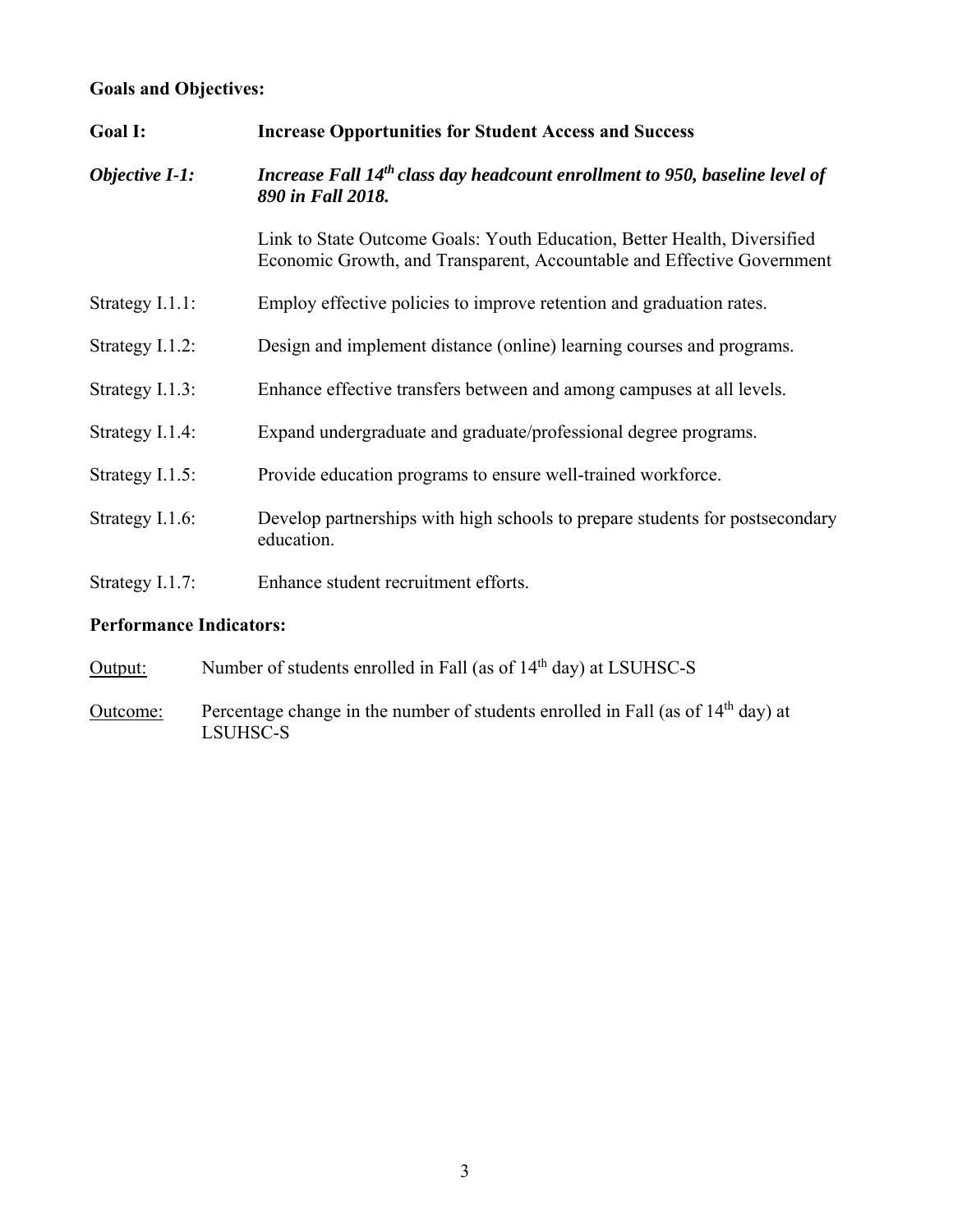**Goals and Objectives:**

**Goal I: Increase Opportunities for Student Access and Success**

***Objective I-1: Increase Fall 14th class day headcount enrollment to 950, baseline level of 890 in Fall 2018.***

Link to State Outcome Goals: Youth Education, Better Health, Diversified Economic Growth, and Transparent, Accountable and Effective Government

Strategy I.1.1: Employ effective policies to improve retention and graduation rates.

Strategy I.1.2: Design and implement distance (online) learning courses and programs.

Strategy I.1.3: Enhance effective transfers between and among campuses at all levels.

Strategy I.1.4: Expand undergraduate and graduate/professional degree programs.

Strategy I.1.5: Provide education programs to ensure well-trained workforce.

Strategy I.1.6: Develop partnerships with high schools to prepare students for postsecondary education.

Strategy I.1.7: Enhance student recruitment efforts.

**Performance Indicators:**

Output: Number of students enrolled in Fall (as of 14th day) at LSUHSC-S

Outcome: Percentage change in the number of students enrolled in Fall (as of 14th day) at LSUHSC-S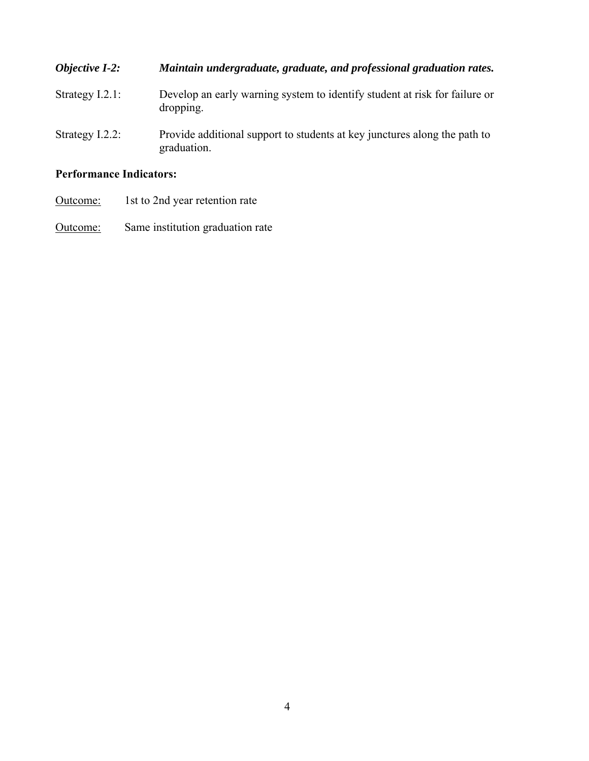***Objective I-2:*** ***Maintain undergraduate, graduate, and professional graduation rates.***

Strategy I.2.1: Develop an early warning system to identify student at risk for failure or dropping.

Strategy I.2.2: Provide additional support to students at key junctures along the path to graduation.

**Performance Indicators:**

Outcome: 1st to 2nd year retention rate

Outcome: Same institution graduation rate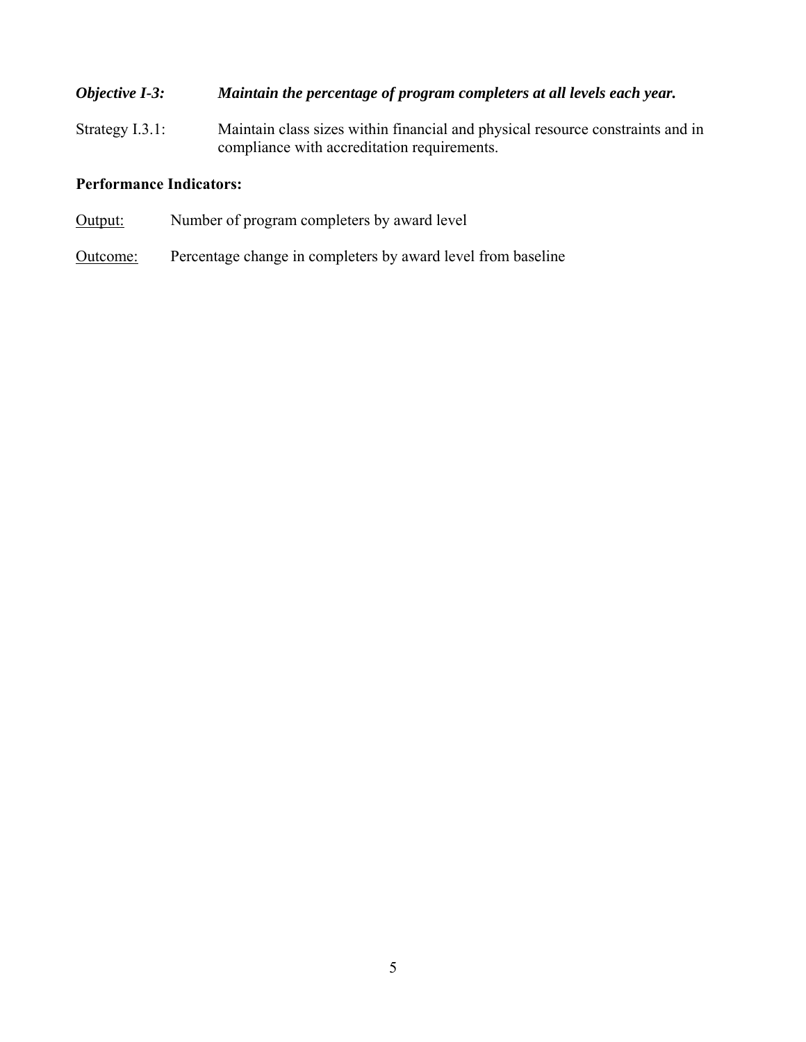***Objective I-3:*** ***Maintain the percentage of program completers at all levels each year.***

Strategy I.3.1: Maintain class sizes within financial and physical resource constraints and in compliance with accreditation requirements.

**Performance Indicators:**

<u>Output:</u> Number of program completers by award level

<u>Outcome:</u> Percentage change in completers by award level from baseline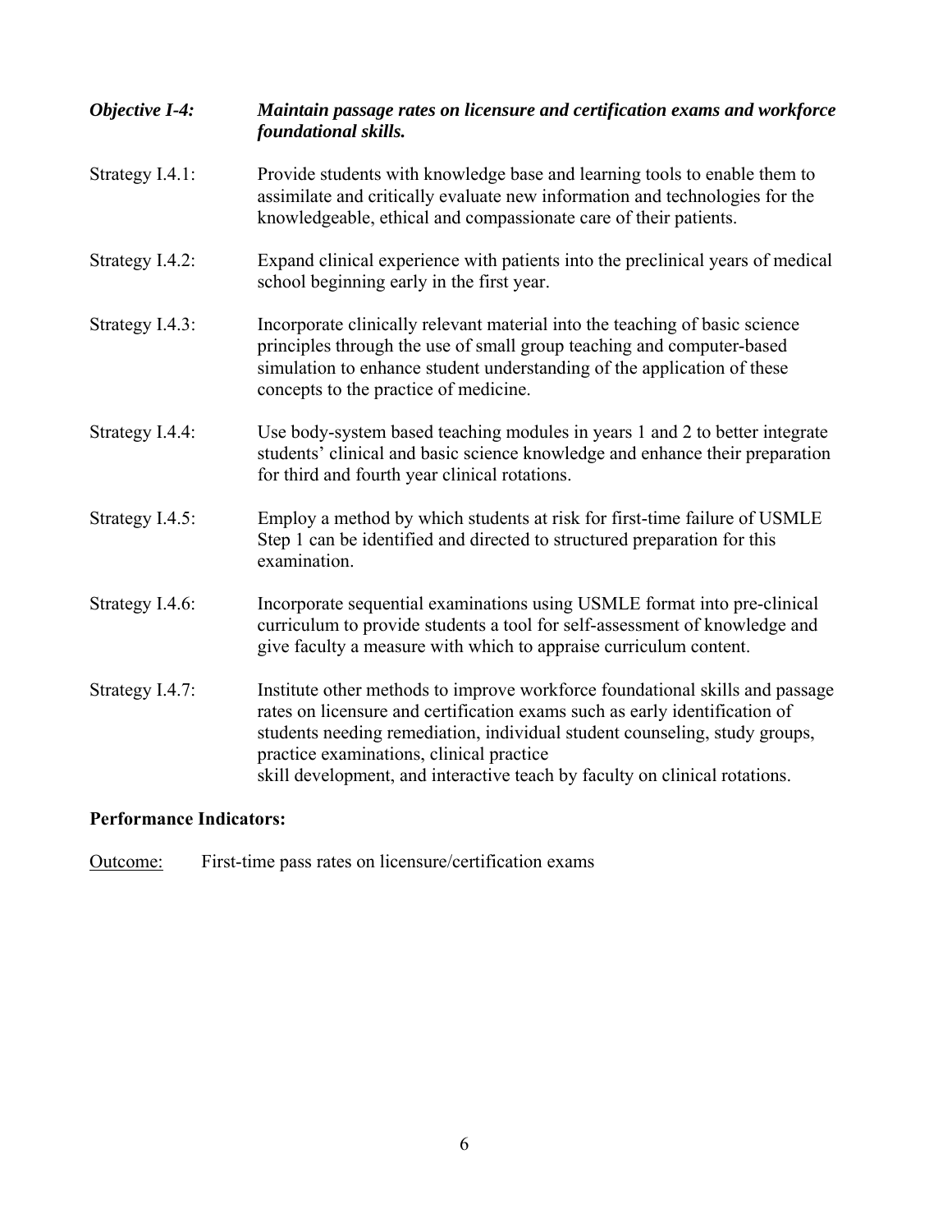***Objective I-4:*** ***Maintain passage rates on licensure and certification exams and workforce foundational skills.***

Strategy I.4.1: Provide students with knowledge base and learning tools to enable them to assimilate and critically evaluate new information and technologies for the knowledgeable, ethical and compassionate care of their patients.

Strategy I.4.2: Expand clinical experience with patients into the preclinical years of medical school beginning early in the first year.

Strategy I.4.3: Incorporate clinically relevant material into the teaching of basic science principles through the use of small group teaching and computer-based simulation to enhance student understanding of the application of these concepts to the practice of medicine.

Strategy I.4.4: Use body-system based teaching modules in years 1 and 2 to better integrate students' clinical and basic science knowledge and enhance their preparation for third and fourth year clinical rotations.

Strategy I.4.5: Employ a method by which students at risk for first-time failure of USMLE Step 1 can be identified and directed to structured preparation for this examination.

Strategy I.4.6: Incorporate sequential examinations using USMLE format into pre-clinical curriculum to provide students a tool for self-assessment of knowledge and give faculty a measure with which to appraise curriculum content.

Strategy I.4.7: Institute other methods to improve workforce foundational skills and passage rates on licensure and certification exams such as early identification of students needing remediation, individual student counseling, study groups, practice examinations, clinical practice skill development, and interactive teach by faculty on clinical rotations.

**Performance Indicators:**

Outcome: First-time pass rates on licensure/certification exams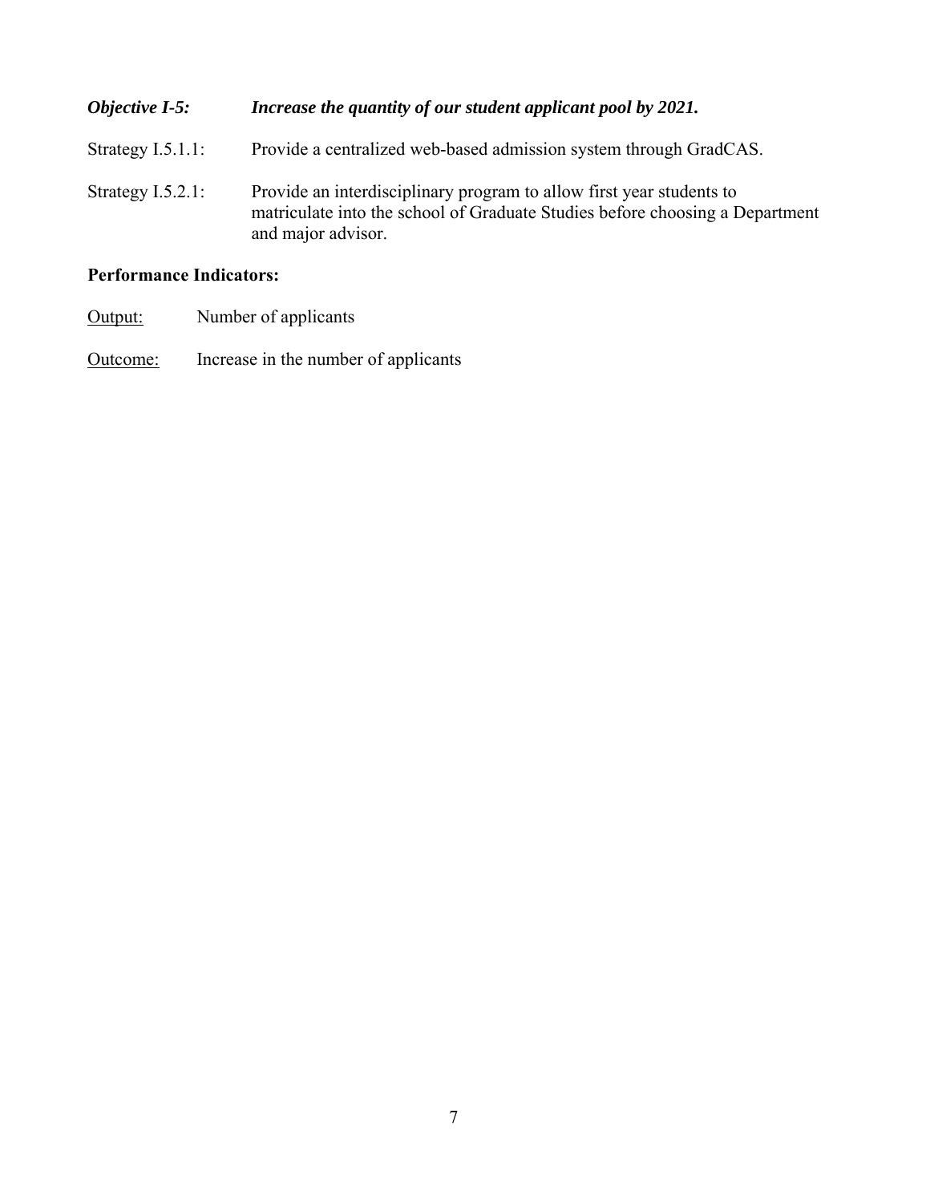***Objective I-5:*** ***Increase the quantity of our student applicant pool by 2021.***

Strategy I.5.1.1: Provide a centralized web-based admission system through GradCAS.

Strategy I.5.2.1: Provide an interdisciplinary program to allow first year students to matriculate into the school of Graduate Studies before choosing a Department and major advisor.

**Performance Indicators:**

Output: Number of applicants

Outcome: Increase in the number of applicants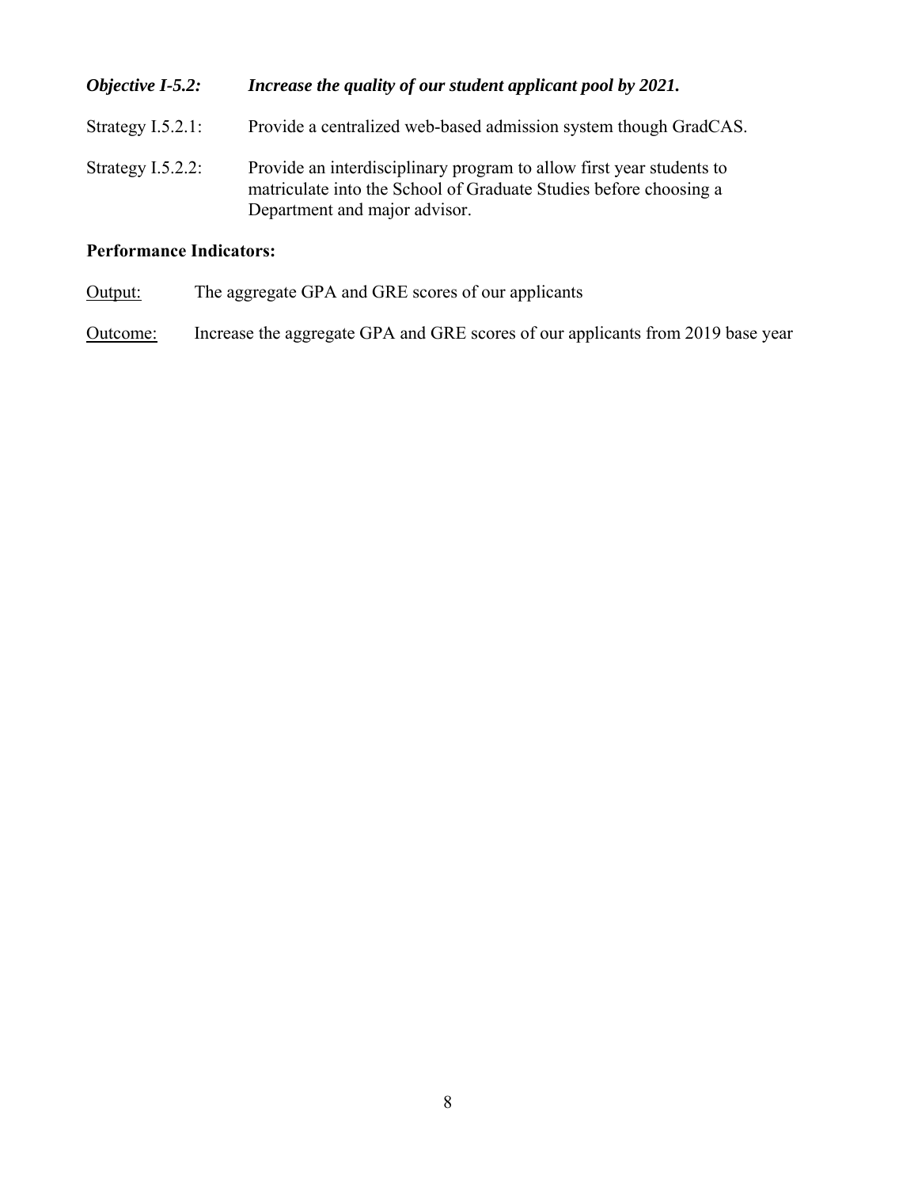***Objective I-5.2:*** ***Increase the quality of our student applicant pool by 2021.***

Strategy I.5.2.1: Provide a centralized web-based admission system though GradCAS.

Strategy I.5.2.2: Provide an interdisciplinary program to allow first year students to matriculate into the School of Graduate Studies before choosing a Department and major advisor.

**Performance Indicators:**

<u>Output:</u> The aggregate GPA and GRE scores of our applicants

<u>Outcome:</u> Increase the aggregate GPA and GRE scores of our applicants from 2019 base year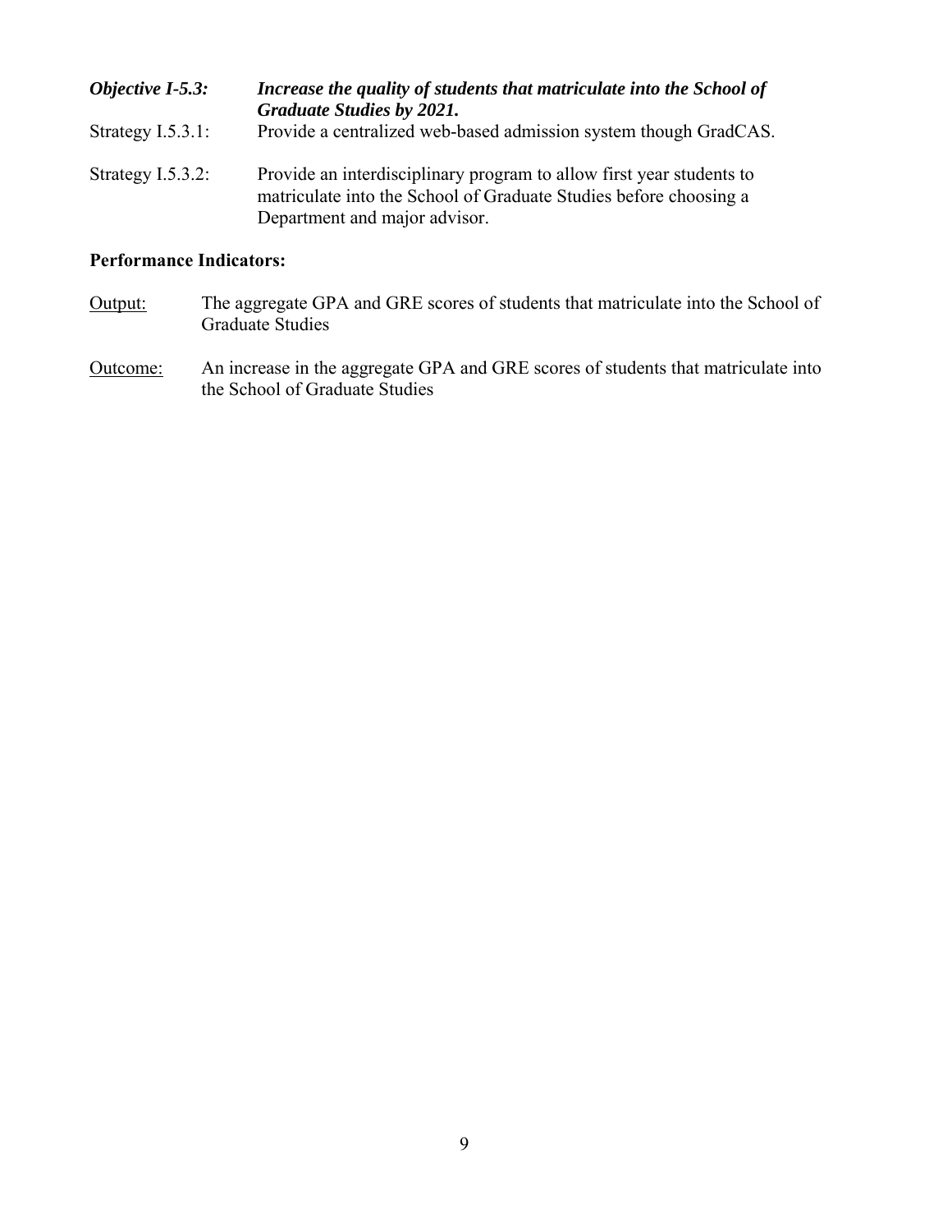***Objective I-5.3:*** ***Increase the quality of students that matriculate into the School of Graduate Studies by 2021.***

Strategy I.5.3.1: Provide a centralized web-based admission system though GradCAS.

Strategy I.5.3.2: Provide an interdisciplinary program to allow first year students to matriculate into the School of Graduate Studies before choosing a Department and major advisor.

**Performance Indicators:**

<u>Output:</u> The aggregate GPA and GRE scores of students that matriculate into the School of Graduate Studies

<u>Outcome:</u> An increase in the aggregate GPA and GRE scores of students that matriculate into the School of Graduate Studies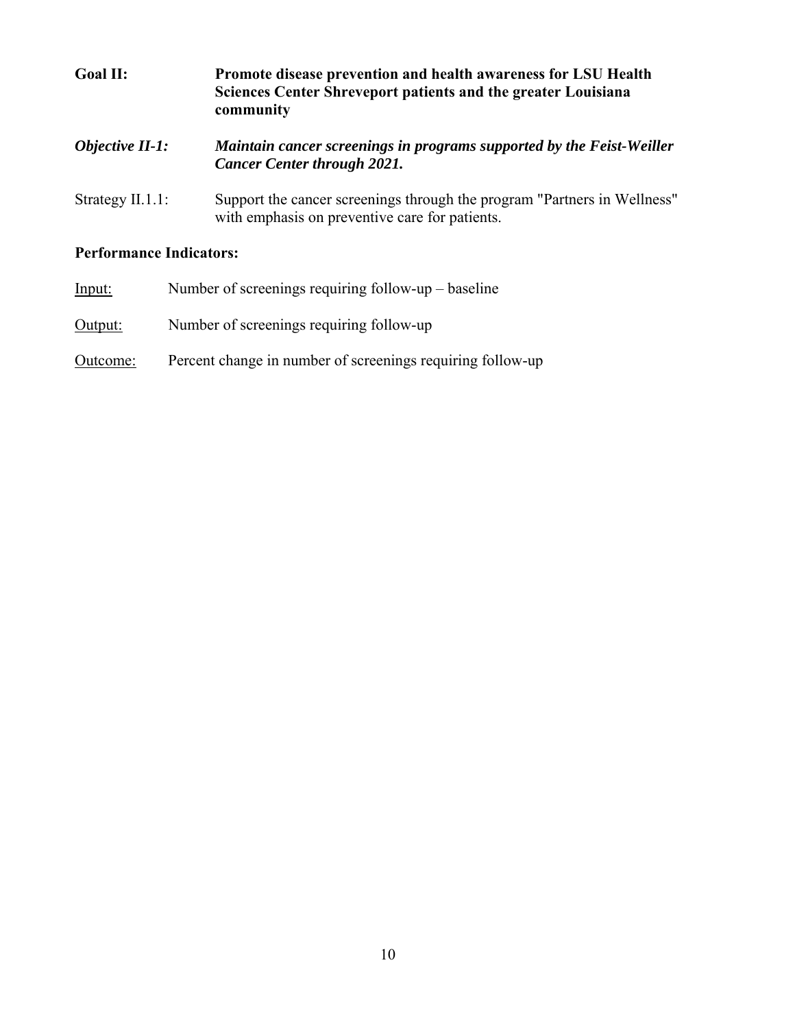**Goal II:** **Promote disease prevention and health awareness for LSU Health Sciences Center Shreveport patients and the greater Louisiana community**

***Objective II-1:*** ***Maintain cancer screenings in programs supported by the Feist-Weiller Cancer Center through 2021.***

Strategy II.1.1: Support the cancer screenings through the program "Partners in Wellness" with emphasis on preventive care for patients.

**Performance Indicators:**

Input: Number of screenings requiring follow-up – baseline

Output: Number of screenings requiring follow-up

Outcome: Percent change in number of screenings requiring follow-up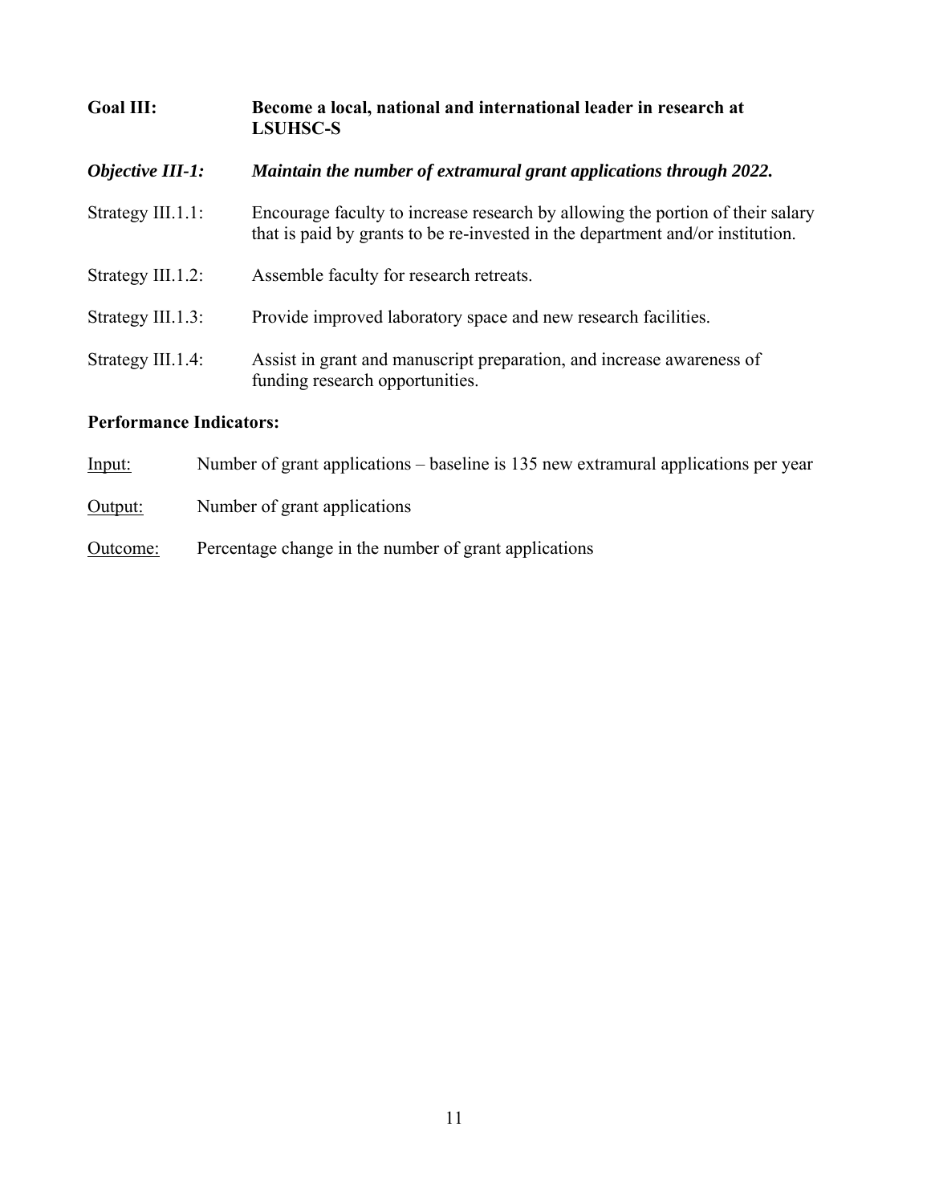**Goal III:** **Become a local, national and international leader in research at LSUHSC-S**

***Objective III-1:*** ***Maintain the number of extramural grant applications through 2022.***

Strategy III.1.1: Encourage faculty to increase research by allowing the portion of their salary that is paid by grants to be re-invested in the department and/or institution.

Strategy III.1.2: Assemble faculty for research retreats.

Strategy III.1.3: Provide improved laboratory space and new research facilities.

Strategy III.1.4: Assist in grant and manuscript preparation, and increase awareness of funding research opportunities.

**Performance Indicators:**

<u>Input:</u> Number of grant applications – baseline is 135 new extramural applications per year

<u>Output:</u> Number of grant applications

<u>Outcome:</u> Percentage change in the number of grant applications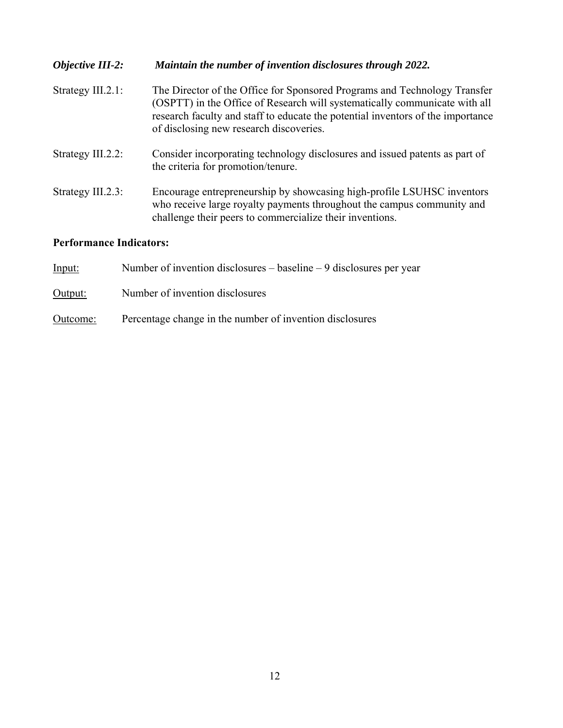***Objective III-2: Maintain the number of invention disclosures through 2022.***

Strategy III.2.1: The Director of the Office for Sponsored Programs and Technology Transfer (OSPTT) in the Office of Research will systematically communicate with all research faculty and staff to educate the potential inventors of the importance of disclosing new research discoveries.

Strategy III.2.2: Consider incorporating technology disclosures and issued patents as part of the criteria for promotion/tenure.

Strategy III.2.3: Encourage entrepreneurship by showcasing high-profile LSUHSC inventors who receive large royalty payments throughout the campus community and challenge their peers to commercialize their inventions.

**Performance Indicators:**

Input: Number of invention disclosures – baseline – 9 disclosures per year

Output: Number of invention disclosures

Outcome: Percentage change in the number of invention disclosures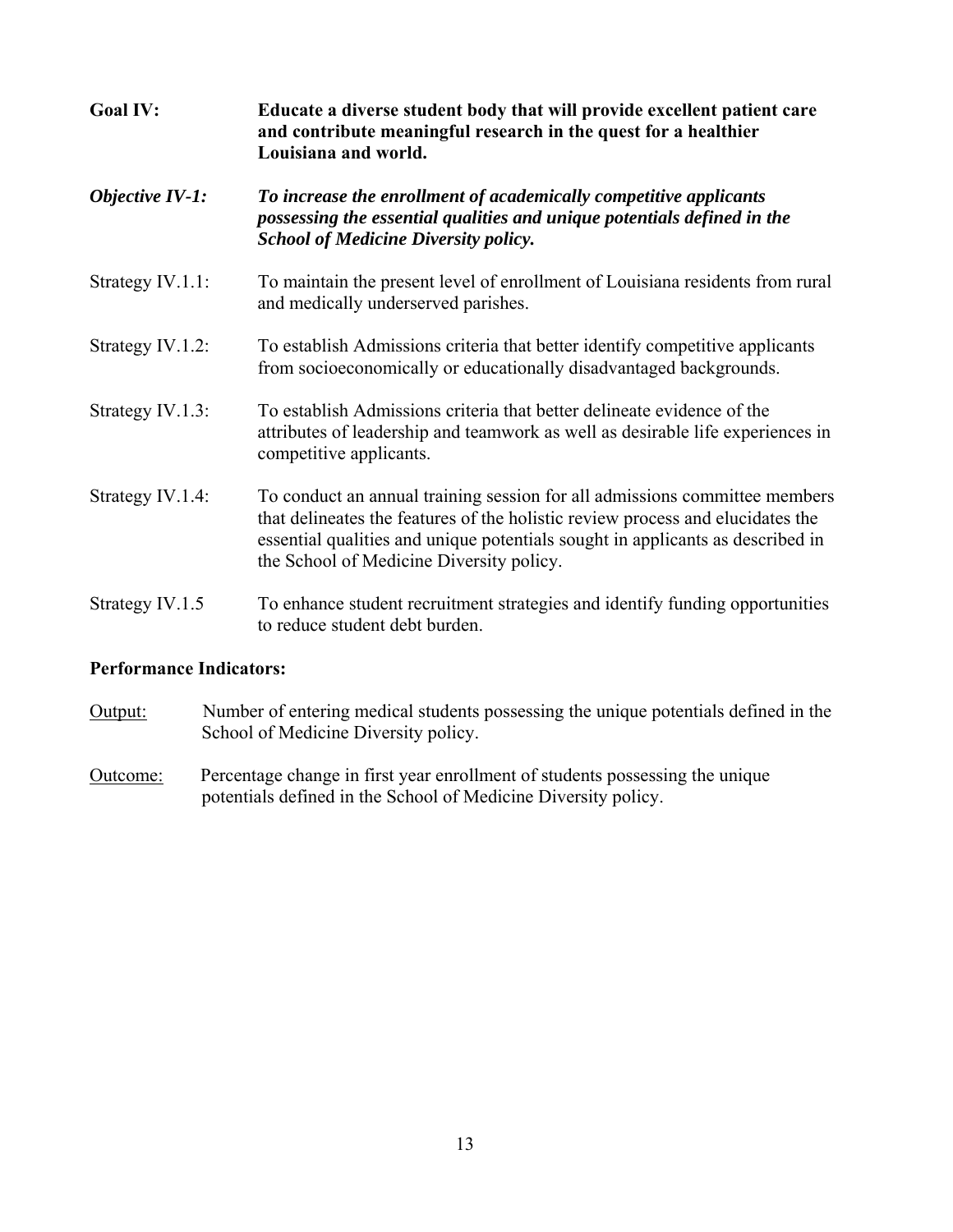**Goal IV:** **Educate a diverse student body that will provide excellent patient care and contribute meaningful research in the quest for a healthier Louisiana and world.**

***Objective IV-1:*** ***To increase the enrollment of academically competitive applicants possessing the essential qualities and unique potentials defined in the School of Medicine Diversity policy.***

Strategy IV.1.1: To maintain the present level of enrollment of Louisiana residents from rural and medically underserved parishes.

Strategy IV.1.2: To establish Admissions criteria that better identify competitive applicants from socioeconomically or educationally disadvantaged backgrounds.

Strategy IV.1.3: To establish Admissions criteria that better delineate evidence of the attributes of leadership and teamwork as well as desirable life experiences in competitive applicants.

Strategy IV.1.4: To conduct an annual training session for all admissions committee members that delineates the features of the holistic review process and elucidates the essential qualities and unique potentials sought in applicants as described in the School of Medicine Diversity policy.

Strategy IV.1.5 To enhance student recruitment strategies and identify funding opportunities to reduce student debt burden.

**Performance Indicators:**

Output: Number of entering medical students possessing the unique potentials defined in the School of Medicine Diversity policy.

Outcome: Percentage change in first year enrollment of students possessing the unique potentials defined in the School of Medicine Diversity policy.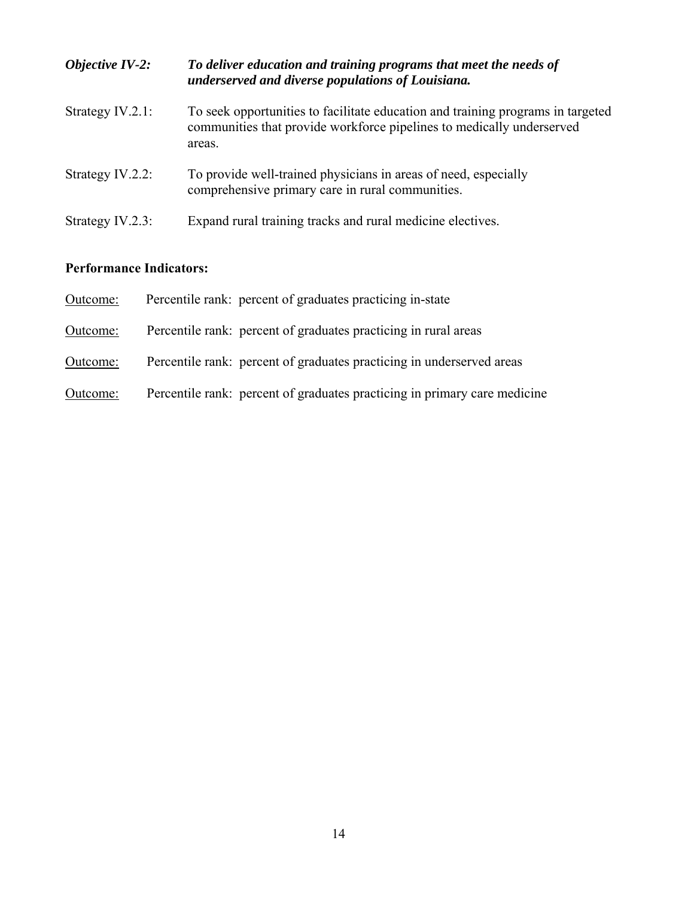***Objective IV-2:*** ***To deliver education and training programs that meet the needs of underserved and diverse populations of Louisiana.***

Strategy IV.2.1: To seek opportunities to facilitate education and training programs in targeted communities that provide workforce pipelines to medically underserved areas.

Strategy IV.2.2: To provide well-trained physicians in areas of need, especially comprehensive primary care in rural communities.

Strategy IV.2.3: Expand rural training tracks and rural medicine electives.

**Performance Indicators:**

<u>Outcome:</u> Percentile rank: percent of graduates practicing in-state

<u>Outcome:</u> Percentile rank: percent of graduates practicing in rural areas

<u>Outcome:</u> Percentile rank: percent of graduates practicing in underserved areas

<u>Outcome:</u> Percentile rank: percent of graduates practicing in primary care medicine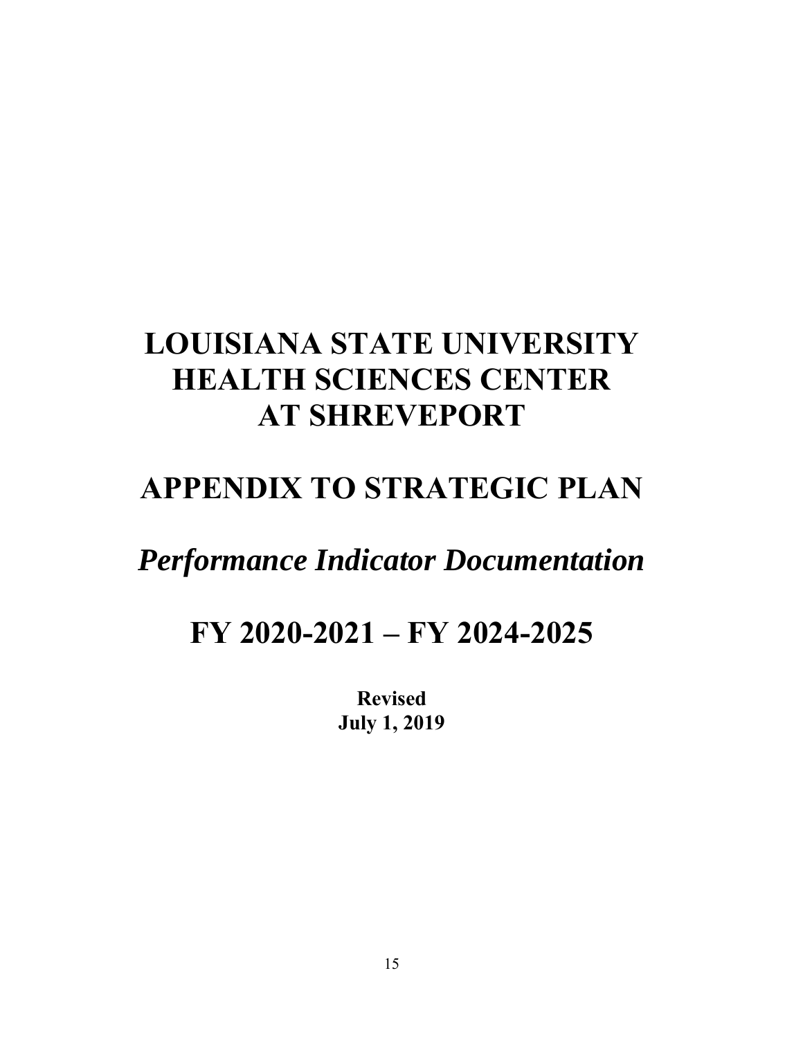# LOUISIANA STATE UNIVERSITY HEALTH SCIENCES CENTER AT SHREVEPORT

# APPENDIX TO STRATEGIC PLAN

## *Performance Indicator Documentation*

# FY 2020-2021 – FY 2024-2025

**Revised**
**July 1, 2019**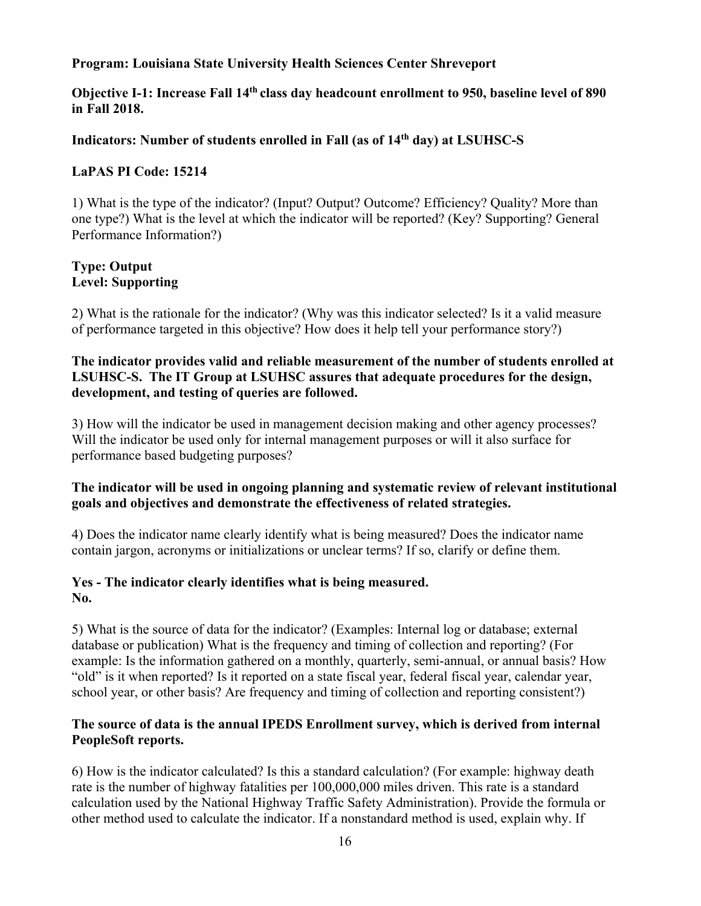**Program: Louisiana State University Health Sciences Center Shreveport**

**Objective I-1: Increase Fall 14th class day headcount enrollment to 950, baseline level of 890 in Fall 2018.**

**Indicators: Number of students enrolled in Fall (as of 14th day) at LSUHSC-S**

**LaPAS PI Code: 15214**

1) What is the type of the indicator? (Input? Output? Outcome? Efficiency? Quality? More than one type?) What is the level at which the indicator will be reported? (Key? Supporting? General Performance Information?)

**Type: Output**
**Level: Supporting**

2) What is the rationale for the indicator? (Why was this indicator selected? Is it a valid measure of performance targeted in this objective? How does it help tell your performance story?)

**The indicator provides valid and reliable measurement of the number of students enrolled at LSUHSC-S. The IT Group at LSUHSC assures that adequate procedures for the design, development, and testing of queries are followed.**

3) How will the indicator be used in management decision making and other agency processes? Will the indicator be used only for internal management purposes or will it also surface for performance based budgeting purposes?

**The indicator will be used in ongoing planning and systematic review of relevant institutional goals and objectives and demonstrate the effectiveness of related strategies.**

4) Does the indicator name clearly identify what is being measured? Does the indicator name contain jargon, acronyms or initializations or unclear terms? If so, clarify or define them.

**Yes - The indicator clearly identifies what is being measured.**
**No.**

5) What is the source of data for the indicator? (Examples: Internal log or database; external database or publication) What is the frequency and timing of collection and reporting? (For example: Is the information gathered on a monthly, quarterly, semi-annual, or annual basis? How "old" is it when reported? Is it reported on a state fiscal year, federal fiscal year, calendar year, school year, or other basis? Are frequency and timing of collection and reporting consistent?)

**The source of data is the annual IPEDS Enrollment survey, which is derived from internal PeopleSoft reports.**

6) How is the indicator calculated? Is this a standard calculation? (For example: highway death rate is the number of highway fatalities per 100,000,000 miles driven. This rate is a standard calculation used by the National Highway Traffic Safety Administration). Provide the formula or other method used to calculate the indicator. If a nonstandard method is used, explain why. If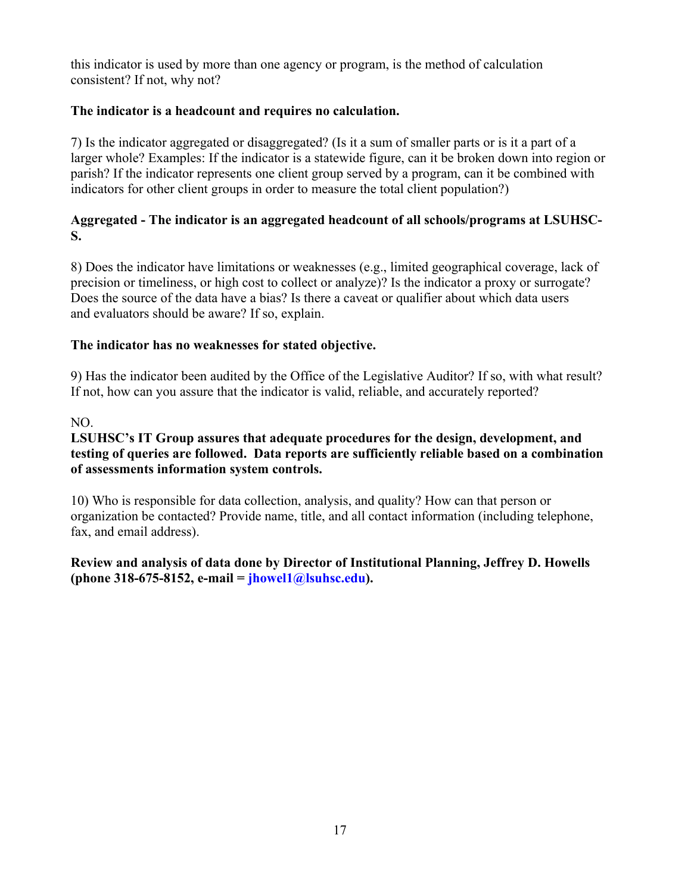this indicator is used by more than one agency or program, is the method of calculation consistent? If not, why not?

**The indicator is a headcount and requires no calculation.**

7) Is the indicator aggregated or disaggregated? (Is it a sum of smaller parts or is it a part of a larger whole? Examples: If the indicator is a statewide figure, can it be broken down into region or parish? If the indicator represents one client group served by a program, can it be combined with indicators for other client groups in order to measure the total client population?)

**Aggregated - The indicator is an aggregated headcount of all schools/programs at LSUHSC-S.**

8) Does the indicator have limitations or weaknesses (e.g., limited geographical coverage, lack of precision or timeliness, or high cost to collect or analyze)? Is the indicator a proxy or surrogate? Does the source of the data have a bias? Is there a caveat or qualifier about which data users and evaluators should be aware? If so, explain.

**The indicator has no weaknesses for stated objective.**

9) Has the indicator been audited by the Office of the Legislative Auditor? If so, with what result? If not, how can you assure that the indicator is valid, reliable, and accurately reported?

NO.
**LSUHSC's IT Group assures that adequate procedures for the design, development, and testing of queries are followed. Data reports are sufficiently reliable based on a combination of assessments information system controls.**

10) Who is responsible for data collection, analysis, and quality? How can that person or organization be contacted? Provide name, title, and all contact information (including telephone, fax, and email address).

**Review and analysis of data done by Director of Institutional Planning, Jeffrey D. Howells (phone 318-675-8152, e-mail = jhowel1@lsuhsc.edu).**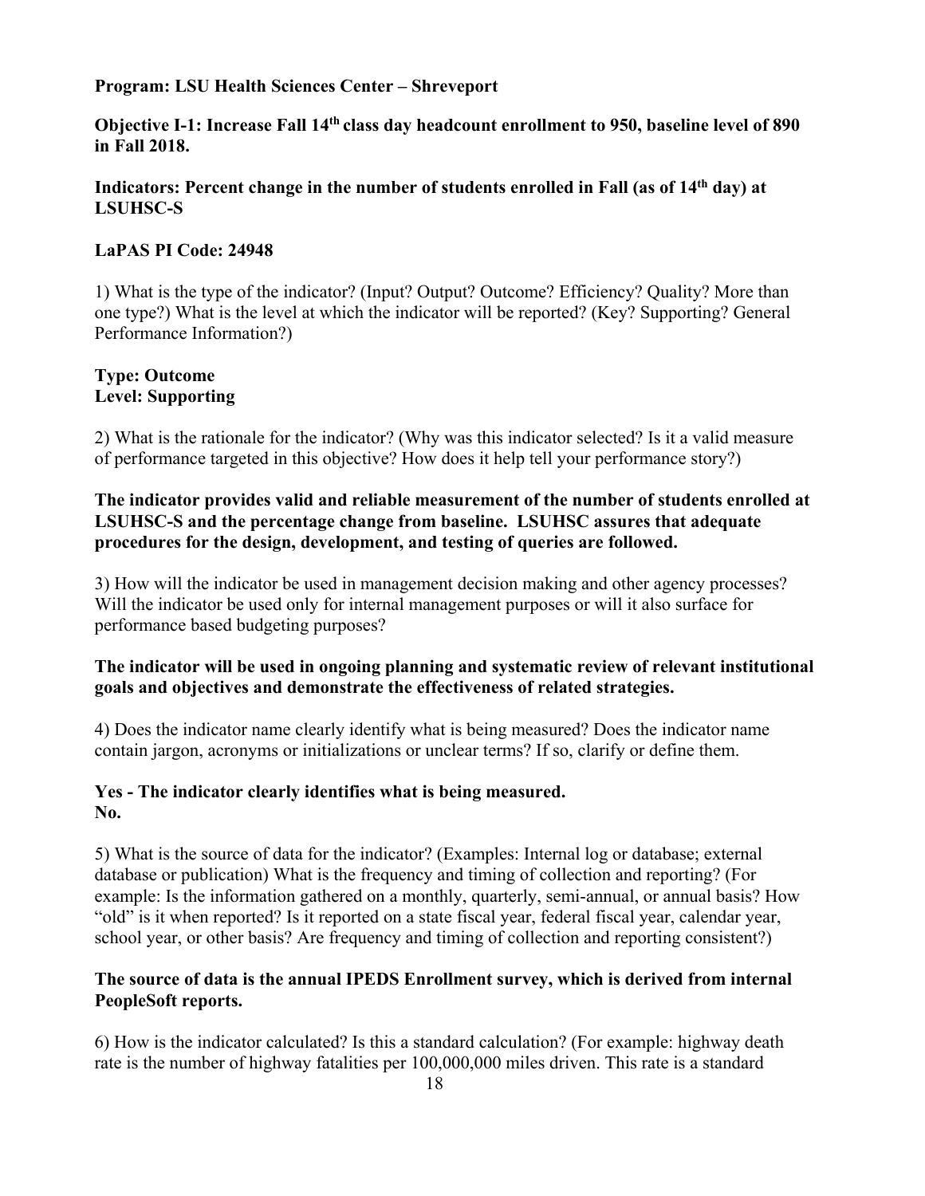**Program: LSU Health Sciences Center – Shreveport**

**Objective I-1: Increase Fall 14th class day headcount enrollment to 950, baseline level of 890 in Fall 2018.**

**Indicators: Percent change in the number of students enrolled in Fall (as of 14th day) at LSUHSC-S**

**LaPAS PI Code: 24948**

1) What is the type of the indicator? (Input? Output? Outcome? Efficiency? Quality? More than one type?) What is the level at which the indicator will be reported? (Key? Supporting? General Performance Information?)

**Type: Outcome**
**Level: Supporting**

2) What is the rationale for the indicator? (Why was this indicator selected? Is it a valid measure of performance targeted in this objective? How does it help tell your performance story?)

**The indicator provides valid and reliable measurement of the number of students enrolled at LSUHSC-S and the percentage change from baseline. LSUHSC assures that adequate procedures for the design, development, and testing of queries are followed.**

3) How will the indicator be used in management decision making and other agency processes? Will the indicator be used only for internal management purposes or will it also surface for performance based budgeting purposes?

**The indicator will be used in ongoing planning and systematic review of relevant institutional goals and objectives and demonstrate the effectiveness of related strategies.**

4) Does the indicator name clearly identify what is being measured? Does the indicator name contain jargon, acronyms or initializations or unclear terms? If so, clarify or define them.

**Yes - The indicator clearly identifies what is being measured.**
**No.**

5) What is the source of data for the indicator? (Examples: Internal log or database; external database or publication) What is the frequency and timing of collection and reporting? (For example: Is the information gathered on a monthly, quarterly, semi-annual, or annual basis? How "old" is it when reported? Is it reported on a state fiscal year, federal fiscal year, calendar year, school year, or other basis? Are frequency and timing of collection and reporting consistent?)

**The source of data is the annual IPEDS Enrollment survey, which is derived from internal PeopleSoft reports.**

6) How is the indicator calculated? Is this a standard calculation? (For example: highway death rate is the number of highway fatalities per 100,000,000 miles driven. This rate is a standard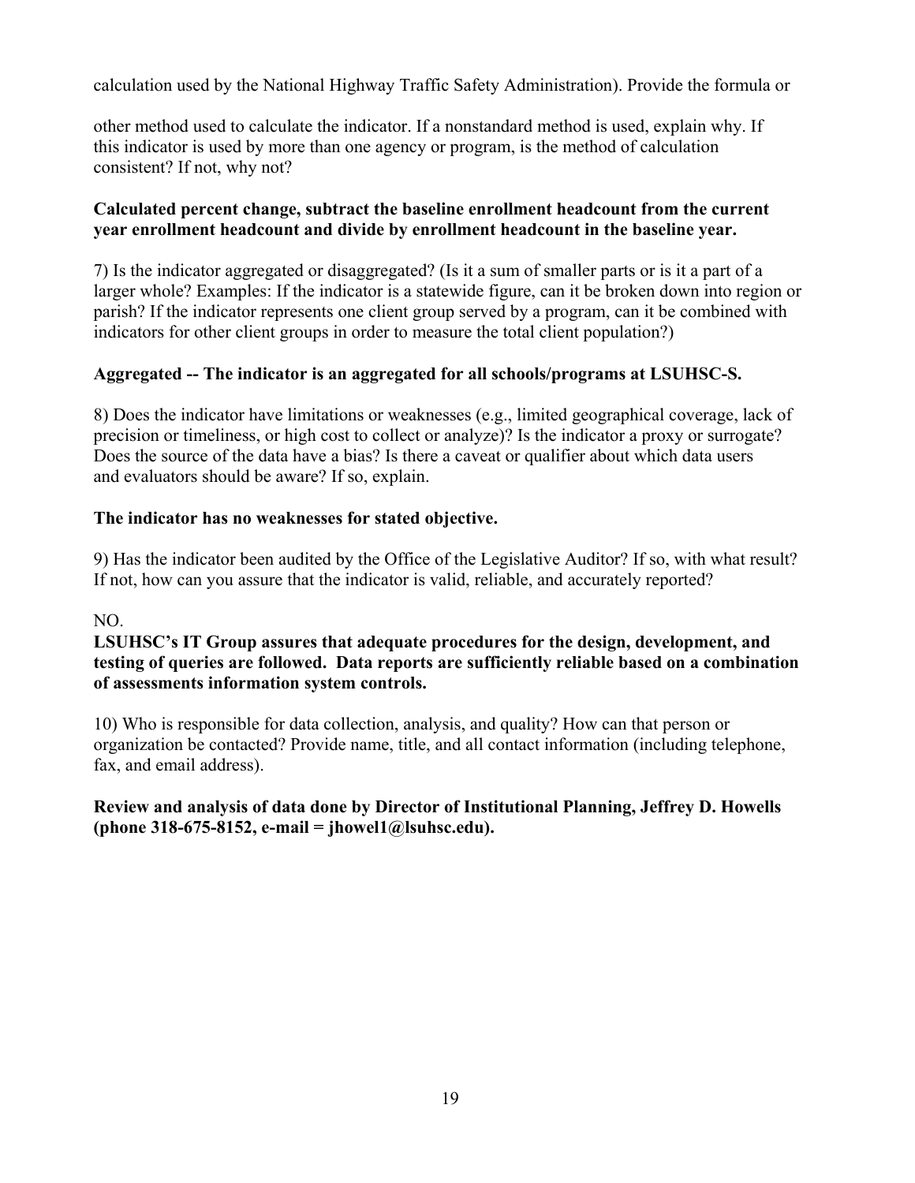calculation used by the National Highway Traffic Safety Administration). Provide the formula or

other method used to calculate the indicator. If a nonstandard method is used, explain why. If this indicator is used by more than one agency or program, is the method of calculation consistent? If not, why not?

**Calculated percent change, subtract the baseline enrollment headcount from the current year enrollment headcount and divide by enrollment headcount in the baseline year.**

7) Is the indicator aggregated or disaggregated? (Is it a sum of smaller parts or is it a part of a larger whole? Examples: If the indicator is a statewide figure, can it be broken down into region or parish? If the indicator represents one client group served by a program, can it be combined with indicators for other client groups in order to measure the total client population?)

**Aggregated -- The indicator is an aggregated for all schools/programs at LSUHSC-S.**

8) Does the indicator have limitations or weaknesses (e.g., limited geographical coverage, lack of precision or timeliness, or high cost to collect or analyze)? Is the indicator a proxy or surrogate? Does the source of the data have a bias? Is there a caveat or qualifier about which data users and evaluators should be aware? If so, explain.

**The indicator has no weaknesses for stated objective.**

9) Has the indicator been audited by the Office of the Legislative Auditor? If so, with what result? If not, how can you assure that the indicator is valid, reliable, and accurately reported?

NO.

**LSUHSC's IT Group assures that adequate procedures for the design, development, and testing of queries are followed. Data reports are sufficiently reliable based on a combination of assessments information system controls.**

10) Who is responsible for data collection, analysis, and quality? How can that person or organization be contacted? Provide name, title, and all contact information (including telephone, fax, and email address).

**Review and analysis of data done by Director of Institutional Planning, Jeffrey D. Howells (phone 318-675-8152, e-mail = jhowel1@lsuhsc.edu).**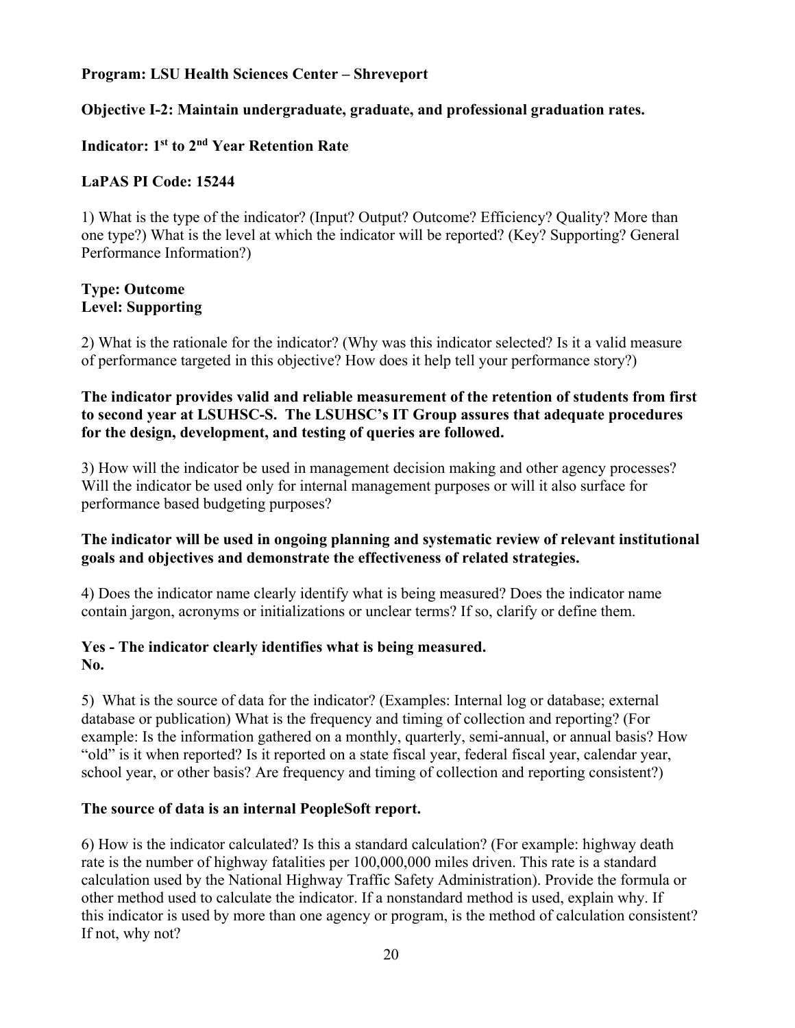**Program: LSU Health Sciences Center – Shreveport**

**Objective I-2: Maintain undergraduate, graduate, and professional graduation rates.**

**Indicator: 1st to 2nd Year Retention Rate**

**LaPAS PI Code: 15244**

1) What is the type of the indicator? (Input? Output? Outcome? Efficiency? Quality? More than one type?) What is the level at which the indicator will be reported? (Key? Supporting? General Performance Information?)

**Type: Outcome**
**Level: Supporting**

2) What is the rationale for the indicator? (Why was this indicator selected? Is it a valid measure of performance targeted in this objective? How does it help tell your performance story?)

**The indicator provides valid and reliable measurement of the retention of students from first to second year at LSUHSC-S. The LSUHSC's IT Group assures that adequate procedures for the design, development, and testing of queries are followed.**

3) How will the indicator be used in management decision making and other agency processes? Will the indicator be used only for internal management purposes or will it also surface for performance based budgeting purposes?

**The indicator will be used in ongoing planning and systematic review of relevant institutional goals and objectives and demonstrate the effectiveness of related strategies.**

4) Does the indicator name clearly identify what is being measured? Does the indicator name contain jargon, acronyms or initializations or unclear terms? If so, clarify or define them.

**Yes - The indicator clearly identifies what is being measured.**
**No.**

5) What is the source of data for the indicator? (Examples: Internal log or database; external database or publication) What is the frequency and timing of collection and reporting? (For example: Is the information gathered on a monthly, quarterly, semi-annual, or annual basis? How "old" is it when reported? Is it reported on a state fiscal year, federal fiscal year, calendar year, school year, or other basis? Are frequency and timing of collection and reporting consistent?)

**The source of data is an internal PeopleSoft report.**

6) How is the indicator calculated? Is this a standard calculation? (For example: highway death rate is the number of highway fatalities per 100,000,000 miles driven. This rate is a standard calculation used by the National Highway Traffic Safety Administration). Provide the formula or other method used to calculate the indicator. If a nonstandard method is used, explain why. If this indicator is used by more than one agency or program, is the method of calculation consistent? If not, why not?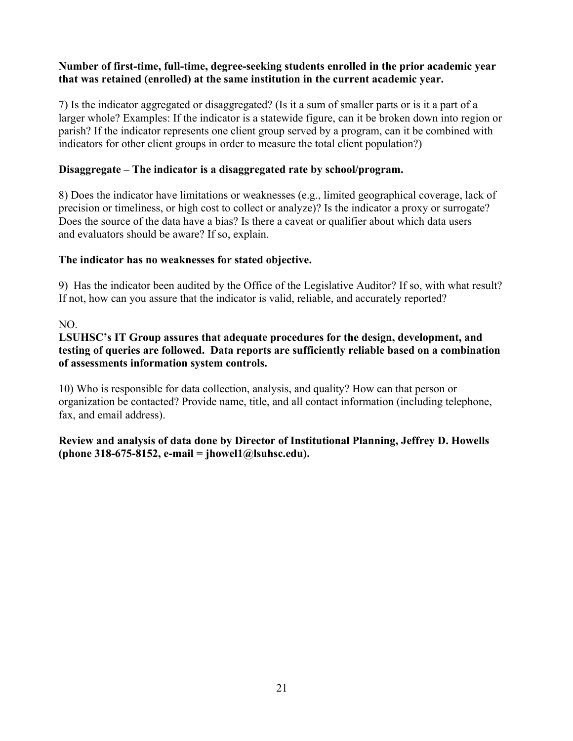**Number of first-time, full-time, degree-seeking students enrolled in the prior academic year that was retained (enrolled) at the same institution in the current academic year.**

7) Is the indicator aggregated or disaggregated? (Is it a sum of smaller parts or is it a part of a larger whole? Examples: If the indicator is a statewide figure, can it be broken down into region or parish? If the indicator represents one client group served by a program, can it be combined with indicators for other client groups in order to measure the total client population?)

**Disaggregate – The indicator is a disaggregated rate by school/program.**

8) Does the indicator have limitations or weaknesses (e.g., limited geographical coverage, lack of precision or timeliness, or high cost to collect or analyze)? Is the indicator a proxy or surrogate? Does the source of the data have a bias? Is there a caveat or qualifier about which data users and evaluators should be aware? If so, explain.

**The indicator has no weaknesses for stated objective.**

9) Has the indicator been audited by the Office of the Legislative Auditor? If so, with what result? If not, how can you assure that the indicator is valid, reliable, and accurately reported?

NO.

**LSUHSC's IT Group assures that adequate procedures for the design, development, and testing of queries are followed. Data reports are sufficiently reliable based on a combination of assessments information system controls.**

10) Who is responsible for data collection, analysis, and quality? How can that person or organization be contacted? Provide name, title, and all contact information (including telephone, fax, and email address).

**Review and analysis of data done by Director of Institutional Planning, Jeffrey D. Howells (phone 318-675-8152, e-mail = jhowel1@lsuhsc.edu).**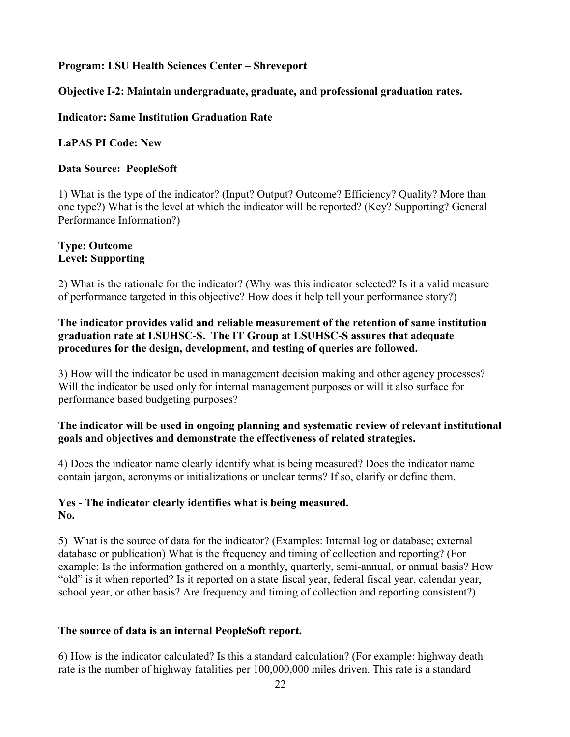**Program: LSU Health Sciences Center – Shreveport**

**Objective I-2: Maintain undergraduate, graduate, and professional graduation rates.**

**Indicator: Same Institution Graduation Rate**

**LaPAS PI Code: New**

**Data Source: PeopleSoft**

1) What is the type of the indicator? (Input? Output? Outcome? Efficiency? Quality? More than one type?) What is the level at which the indicator will be reported? (Key? Supporting? General Performance Information?)

**Type: Outcome**
**Level: Supporting**

2) What is the rationale for the indicator? (Why was this indicator selected? Is it a valid measure of performance targeted in this objective? How does it help tell your performance story?)

**The indicator provides valid and reliable measurement of the retention of same institution graduation rate at LSUHSC-S. The IT Group at LSUHSC-S assures that adequate procedures for the design, development, and testing of queries are followed.**

3) How will the indicator be used in management decision making and other agency processes? Will the indicator be used only for internal management purposes or will it also surface for performance based budgeting purposes?

**The indicator will be used in ongoing planning and systematic review of relevant institutional goals and objectives and demonstrate the effectiveness of related strategies.**

4) Does the indicator name clearly identify what is being measured? Does the indicator name contain jargon, acronyms or initializations or unclear terms? If so, clarify or define them.

**Yes - The indicator clearly identifies what is being measured.**
**No.**

5) What is the source of data for the indicator? (Examples: Internal log or database; external database or publication) What is the frequency and timing of collection and reporting? (For example: Is the information gathered on a monthly, quarterly, semi-annual, or annual basis? How "old" is it when reported? Is it reported on a state fiscal year, federal fiscal year, calendar year, school year, or other basis? Are frequency and timing of collection and reporting consistent?)

**The source of data is an internal PeopleSoft report.**

6) How is the indicator calculated? Is this a standard calculation? (For example: highway death rate is the number of highway fatalities per 100,000,000 miles driven. This rate is a standard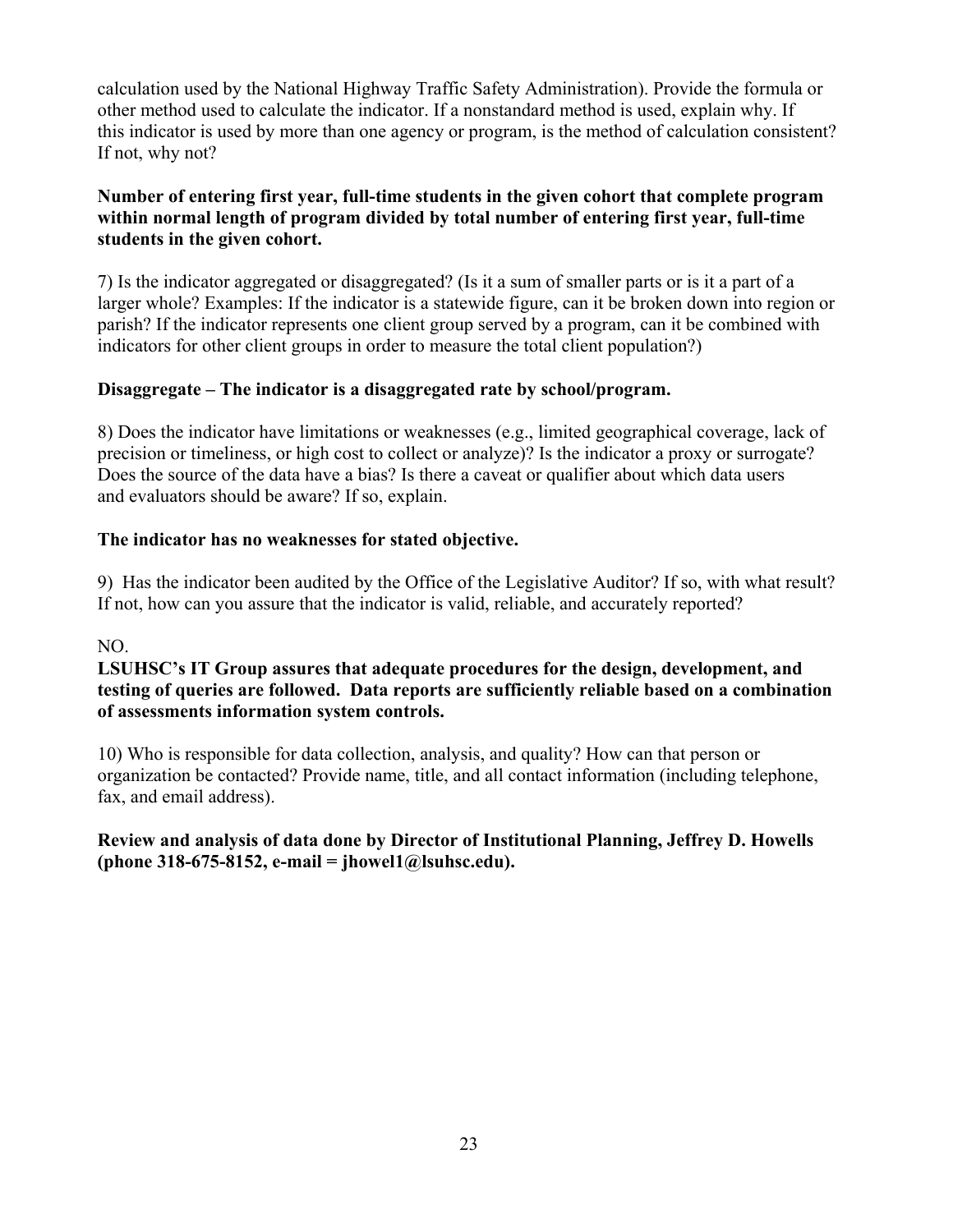calculation used by the National Highway Traffic Safety Administration). Provide the formula or other method used to calculate the indicator. If a nonstandard method is used, explain why. If this indicator is used by more than one agency or program, is the method of calculation consistent? If not, why not?

**Number of entering first year, full-time students in the given cohort that complete program within normal length of program divided by total number of entering first year, full-time students in the given cohort.**

7) Is the indicator aggregated or disaggregated? (Is it a sum of smaller parts or is it a part of a larger whole? Examples: If the indicator is a statewide figure, can it be broken down into region or parish? If the indicator represents one client group served by a program, can it be combined with indicators for other client groups in order to measure the total client population?)

**Disaggregate – The indicator is a disaggregated rate by school/program.**

8) Does the indicator have limitations or weaknesses (e.g., limited geographical coverage, lack of precision or timeliness, or high cost to collect or analyze)? Is the indicator a proxy or surrogate? Does the source of the data have a bias? Is there a caveat or qualifier about which data users and evaluators should be aware? If so, explain.

**The indicator has no weaknesses for stated objective.**

9) Has the indicator been audited by the Office of the Legislative Auditor? If so, with what result? If not, how can you assure that the indicator is valid, reliable, and accurately reported?

NO.

**LSUHSC's IT Group assures that adequate procedures for the design, development, and testing of queries are followed. Data reports are sufficiently reliable based on a combination of assessments information system controls.**

10) Who is responsible for data collection, analysis, and quality? How can that person or organization be contacted? Provide name, title, and all contact information (including telephone, fax, and email address).

**Review and analysis of data done by Director of Institutional Planning, Jeffrey D. Howells (phone 318-675-8152, e-mail = jhowel1@lsuhsc.edu).**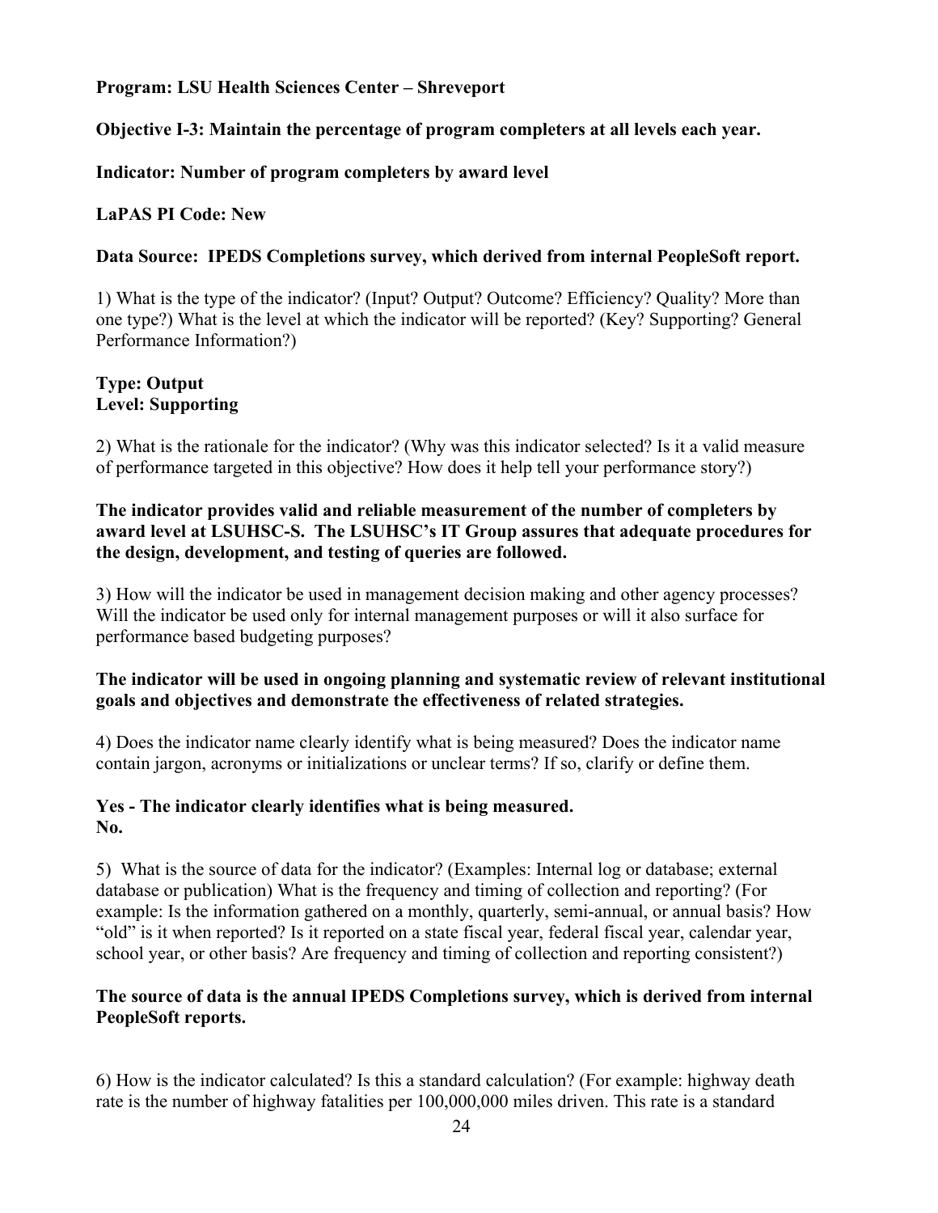**Program: LSU Health Sciences Center – Shreveport**

**Objective I-3: Maintain the percentage of program completers at all levels each year.**

**Indicator: Number of program completers by award level**

**LaPAS PI Code: New**

**Data Source: IPEDS Completions survey, which derived from internal PeopleSoft report.**

1) What is the type of the indicator? (Input? Output? Outcome? Efficiency? Quality? More than one type?) What is the level at which the indicator will be reported? (Key? Supporting? General Performance Information?)

**Type: Output**
**Level: Supporting**

2) What is the rationale for the indicator? (Why was this indicator selected? Is it a valid measure of performance targeted in this objective? How does it help tell your performance story?)

**The indicator provides valid and reliable measurement of the number of completers by award level at LSUHSC-S. The LSUHSC's IT Group assures that adequate procedures for the design, development, and testing of queries are followed.**

3) How will the indicator be used in management decision making and other agency processes? Will the indicator be used only for internal management purposes or will it also surface for performance based budgeting purposes?

**The indicator will be used in ongoing planning and systematic review of relevant institutional goals and objectives and demonstrate the effectiveness of related strategies.**

4) Does the indicator name clearly identify what is being measured? Does the indicator name contain jargon, acronyms or initializations or unclear terms? If so, clarify or define them.

**Yes - The indicator clearly identifies what is being measured.**
**No.**

5) What is the source of data for the indicator? (Examples: Internal log or database; external database or publication) What is the frequency and timing of collection and reporting? (For example: Is the information gathered on a monthly, quarterly, semi-annual, or annual basis? How "old" is it when reported? Is it reported on a state fiscal year, federal fiscal year, calendar year, school year, or other basis? Are frequency and timing of collection and reporting consistent?)

**The source of data is the annual IPEDS Completions survey, which is derived from internal PeopleSoft reports.**

6) How is the indicator calculated? Is this a standard calculation? (For example: highway death rate is the number of highway fatalities per 100,000,000 miles driven. This rate is a standard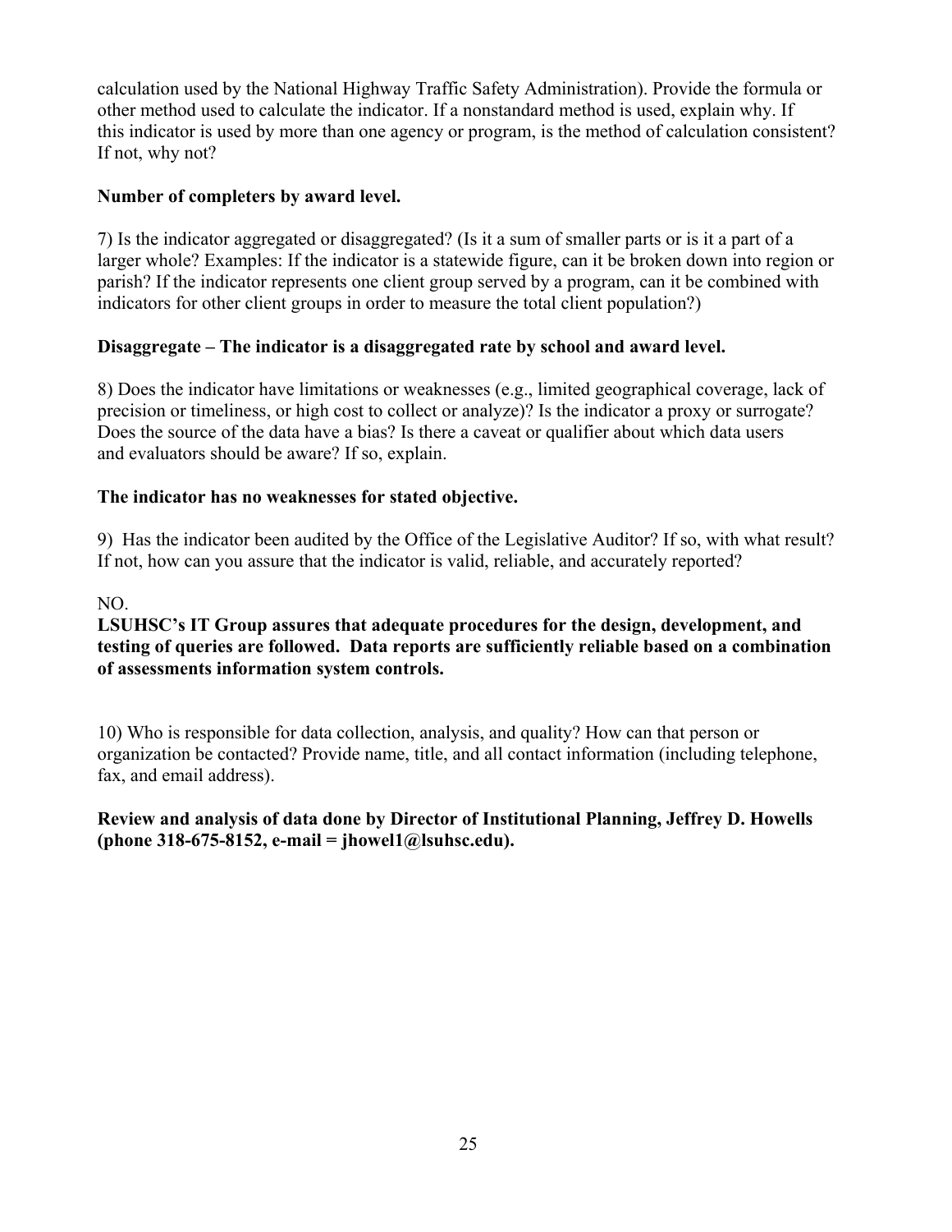calculation used by the National Highway Traffic Safety Administration). Provide the formula or other method used to calculate the indicator. If a nonstandard method is used, explain why. If this indicator is used by more than one agency or program, is the method of calculation consistent? If not, why not?

**Number of completers by award level.**

7) Is the indicator aggregated or disaggregated? (Is it a sum of smaller parts or is it a part of a larger whole? Examples: If the indicator is a statewide figure, can it be broken down into region or parish? If the indicator represents one client group served by a program, can it be combined with indicators for other client groups in order to measure the total client population?)

**Disaggregate – The indicator is a disaggregated rate by school and award level.**

8) Does the indicator have limitations or weaknesses (e.g., limited geographical coverage, lack of precision or timeliness, or high cost to collect or analyze)? Is the indicator a proxy or surrogate? Does the source of the data have a bias? Is there a caveat or qualifier about which data users and evaluators should be aware? If so, explain.

**The indicator has no weaknesses for stated objective.**

9) Has the indicator been audited by the Office of the Legislative Auditor? If so, with what result? If not, how can you assure that the indicator is valid, reliable, and accurately reported?

NO.
**LSUHSC's IT Group assures that adequate procedures for the design, development, and testing of queries are followed. Data reports are sufficiently reliable based on a combination of assessments information system controls.**

10) Who is responsible for data collection, analysis, and quality? How can that person or organization be contacted? Provide name, title, and all contact information (including telephone, fax, and email address).

**Review and analysis of data done by Director of Institutional Planning, Jeffrey D. Howells (phone 318-675-8152, e-mail = jhowel1@lsuhsc.edu).**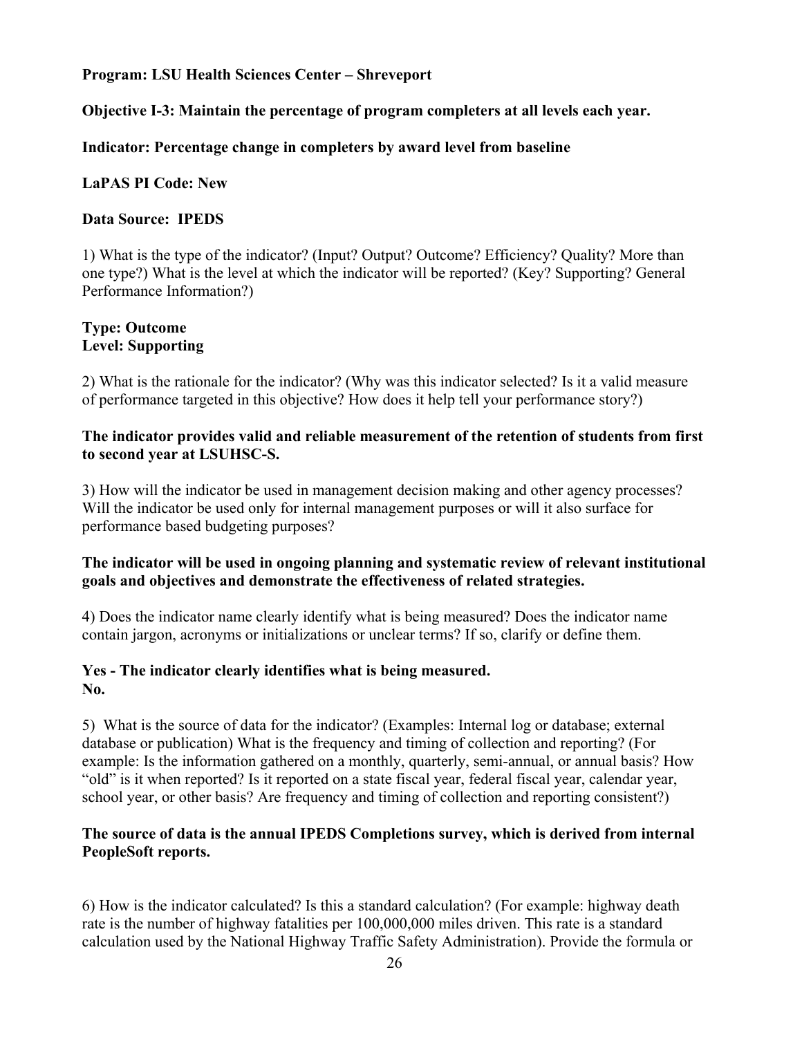**Program: LSU Health Sciences Center – Shreveport**

**Objective I-3: Maintain the percentage of program completers at all levels each year.**

**Indicator: Percentage change in completers by award level from baseline**

**LaPAS PI Code: New**

**Data Source: IPEDS**

1) What is the type of the indicator? (Input? Output? Outcome? Efficiency? Quality? More than one type?) What is the level at which the indicator will be reported? (Key? Supporting? General Performance Information?)

**Type: Outcome**
**Level: Supporting**

2) What is the rationale for the indicator? (Why was this indicator selected? Is it a valid measure of performance targeted in this objective? How does it help tell your performance story?)

**The indicator provides valid and reliable measurement of the retention of students from first to second year at LSUHSC-S.**

3) How will the indicator be used in management decision making and other agency processes? Will the indicator be used only for internal management purposes or will it also surface for performance based budgeting purposes?

**The indicator will be used in ongoing planning and systematic review of relevant institutional goals and objectives and demonstrate the effectiveness of related strategies.**

4) Does the indicator name clearly identify what is being measured? Does the indicator name contain jargon, acronyms or initializations or unclear terms? If so, clarify or define them.

**Yes - The indicator clearly identifies what is being measured.**
**No.**

5) What is the source of data for the indicator? (Examples: Internal log or database; external database or publication) What is the frequency and timing of collection and reporting? (For example: Is the information gathered on a monthly, quarterly, semi-annual, or annual basis? How "old" is it when reported? Is it reported on a state fiscal year, federal fiscal year, calendar year, school year, or other basis? Are frequency and timing of collection and reporting consistent?)

**The source of data is the annual IPEDS Completions survey, which is derived from internal PeopleSoft reports.**

6) How is the indicator calculated? Is this a standard calculation? (For example: highway death rate is the number of highway fatalities per 100,000,000 miles driven. This rate is a standard calculation used by the National Highway Traffic Safety Administration). Provide the formula or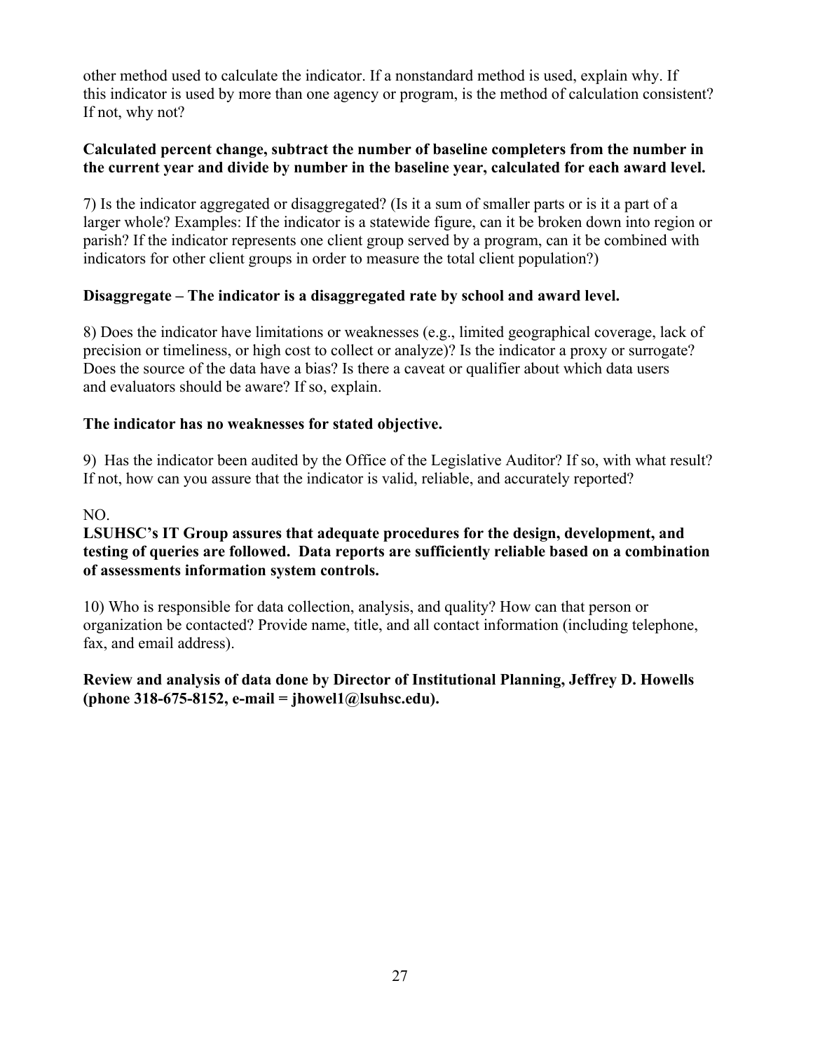other method used to calculate the indicator. If a nonstandard method is used, explain why. If this indicator is used by more than one agency or program, is the method of calculation consistent? If not, why not?

**Calculated percent change, subtract the number of baseline completers from the number in the current year and divide by number in the baseline year, calculated for each award level.**

7) Is the indicator aggregated or disaggregated? (Is it a sum of smaller parts or is it a part of a larger whole? Examples: If the indicator is a statewide figure, can it be broken down into region or parish? If the indicator represents one client group served by a program, can it be combined with indicators for other client groups in order to measure the total client population?)

**Disaggregate – The indicator is a disaggregated rate by school and award level.**

8) Does the indicator have limitations or weaknesses (e.g., limited geographical coverage, lack of precision or timeliness, or high cost to collect or analyze)? Is the indicator a proxy or surrogate? Does the source of the data have a bias? Is there a caveat or qualifier about which data users and evaluators should be aware? If so, explain.

**The indicator has no weaknesses for stated objective.**

9) Has the indicator been audited by the Office of the Legislative Auditor? If so, with what result? If not, how can you assure that the indicator is valid, reliable, and accurately reported?

NO.

**LSUHSC's IT Group assures that adequate procedures for the design, development, and testing of queries are followed. Data reports are sufficiently reliable based on a combination of assessments information system controls.**

10) Who is responsible for data collection, analysis, and quality? How can that person or organization be contacted? Provide name, title, and all contact information (including telephone, fax, and email address).

**Review and analysis of data done by Director of Institutional Planning, Jeffrey D. Howells (phone 318-675-8152, e-mail = jhowel1@lsuhsc.edu).**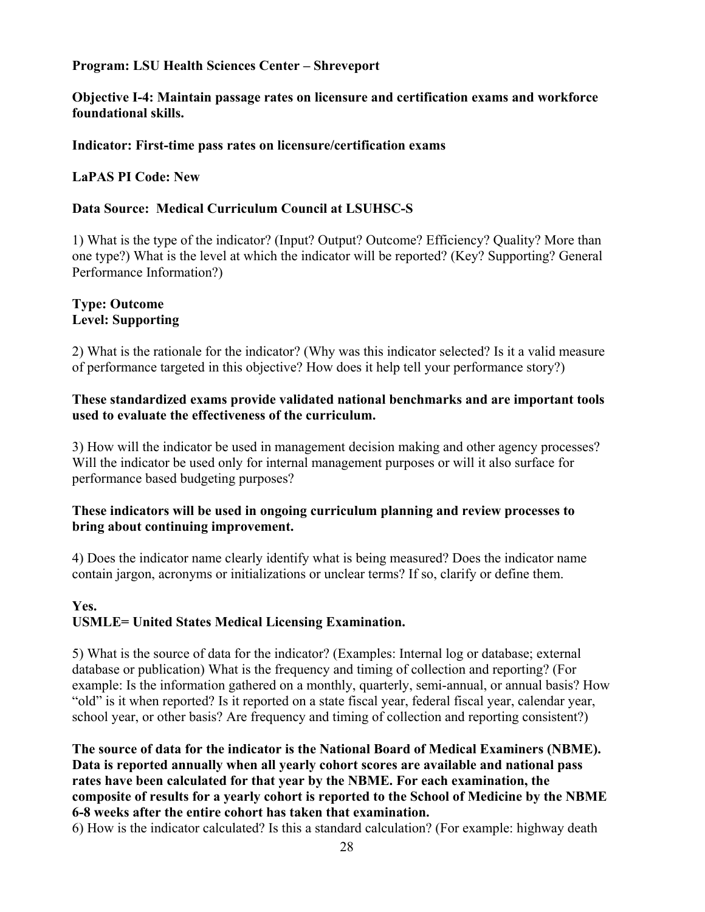**Program: LSU Health Sciences Center – Shreveport**

**Objective I-4: Maintain passage rates on licensure and certification exams and workforce foundational skills.**

**Indicator: First-time pass rates on licensure/certification exams**

**LaPAS PI Code: New**

**Data Source: Medical Curriculum Council at LSUHSC-S**

1) What is the type of the indicator? (Input? Output? Outcome? Efficiency? Quality? More than one type?) What is the level at which the indicator will be reported? (Key? Supporting? General Performance Information?)

**Type: Outcome**
**Level: Supporting**

2) What is the rationale for the indicator? (Why was this indicator selected? Is it a valid measure of performance targeted in this objective? How does it help tell your performance story?)

**These standardized exams provide validated national benchmarks and are important tools used to evaluate the effectiveness of the curriculum.**

3) How will the indicator be used in management decision making and other agency processes? Will the indicator be used only for internal management purposes or will it also surface for performance based budgeting purposes?

**These indicators will be used in ongoing curriculum planning and review processes to bring about continuing improvement.**

4) Does the indicator name clearly identify what is being measured? Does the indicator name contain jargon, acronyms or initializations or unclear terms? If so, clarify or define them.

**Yes.**
**USMLE= United States Medical Licensing Examination.**

5) What is the source of data for the indicator? (Examples: Internal log or database; external database or publication) What is the frequency and timing of collection and reporting? (For example: Is the information gathered on a monthly, quarterly, semi-annual, or annual basis? How "old" is it when reported? Is it reported on a state fiscal year, federal fiscal year, calendar year, school year, or other basis? Are frequency and timing of collection and reporting consistent?)

**The source of data for the indicator is the National Board of Medical Examiners (NBME). Data is reported annually when all yearly cohort scores are available and national pass rates have been calculated for that year by the NBME. For each examination, the composite of results for a yearly cohort is reported to the School of Medicine by the NBME 6-8 weeks after the entire cohort has taken that examination.**

6) How is the indicator calculated? Is this a standard calculation? (For example: highway death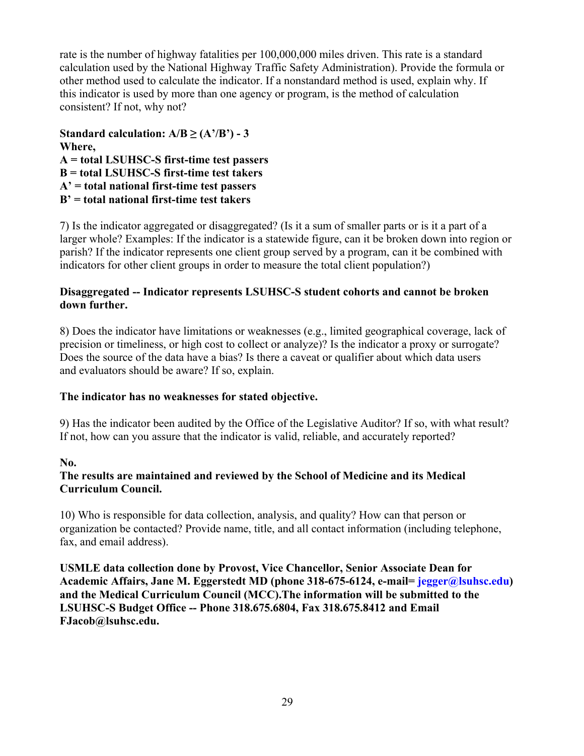rate is the number of highway fatalities per 100,000,000 miles driven. This rate is a standard calculation used by the National Highway Traffic Safety Administration). Provide the formula or other method used to calculate the indicator. If a nonstandard method is used, explain why. If this indicator is used by more than one agency or program, is the method of calculation consistent? If not, why not?

**Standard calculation: $A/B \geq (A'/B') - 3$**
**Where,**
**A = total LSUHSC-S first-time test passers**
**B = total LSUHSC-S first-time test takers**
**A' = total national first-time test passers**
**B' = total national first-time test takers**

7) Is the indicator aggregated or disaggregated? (Is it a sum of smaller parts or is it a part of a larger whole? Examples: If the indicator is a statewide figure, can it be broken down into region or parish? If the indicator represents one client group served by a program, can it be combined with indicators for other client groups in order to measure the total client population?)

**Disaggregated -- Indicator represents LSUHSC-S student cohorts and cannot be broken down further.**

8) Does the indicator have limitations or weaknesses (e.g., limited geographical coverage, lack of precision or timeliness, or high cost to collect or analyze)? Is the indicator a proxy or surrogate? Does the source of the data have a bias? Is there a caveat or qualifier about which data users and evaluators should be aware? If so, explain.

**The indicator has no weaknesses for stated objective.**

9) Has the indicator been audited by the Office of the Legislative Auditor? If so, with what result? If not, how can you assure that the indicator is valid, reliable, and accurately reported?

**No.**
**The results are maintained and reviewed by the School of Medicine and its Medical Curriculum Council.**

10) Who is responsible for data collection, analysis, and quality? How can that person or organization be contacted? Provide name, title, and all contact information (including telephone, fax, and email address).

**USMLE data collection done by Provost, Vice Chancellor, Senior Associate Dean for Academic Affairs, Jane M. Eggerstedt MD (phone 318-675-6124, e-mail= jegger@lsuhsc.edu) and the Medical Curriculum Council (MCC).The information will be submitted to the LSUHSC-S Budget Office -- Phone 318.675.6804, Fax 318.675.8412 and Email FJacob@lsuhsc.edu.**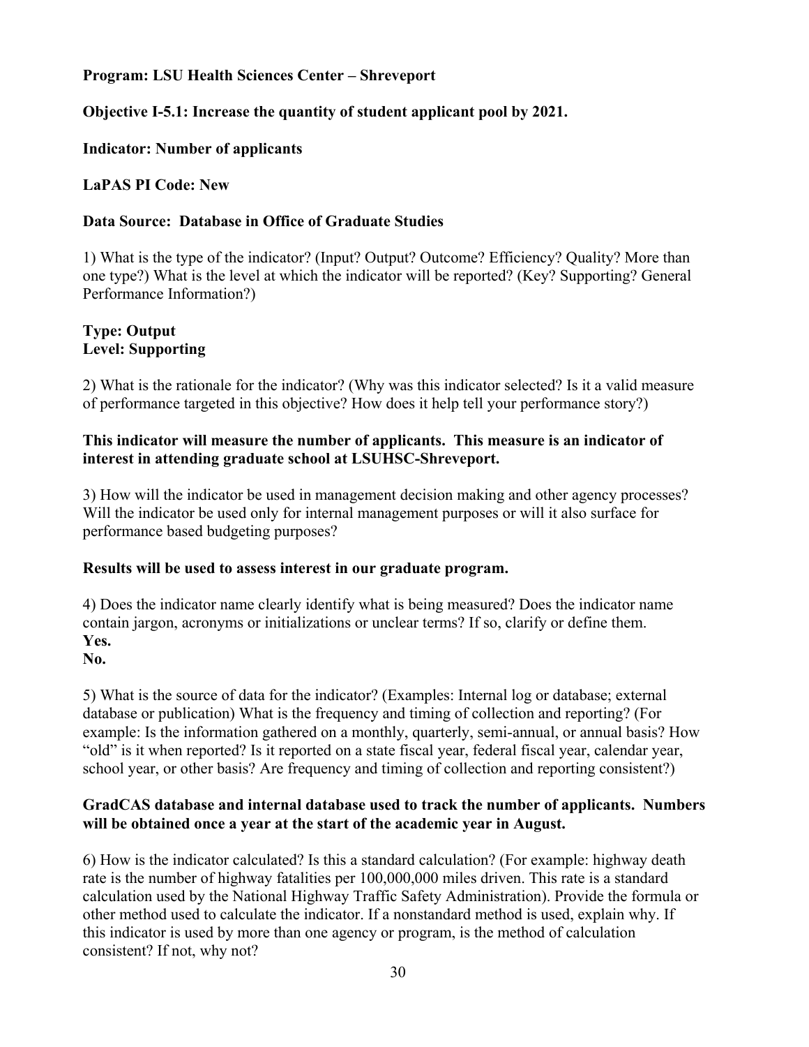**Program: LSU Health Sciences Center – Shreveport**

**Objective I-5.1: Increase the quantity of student applicant pool by 2021.**

**Indicator: Number of applicants**

**LaPAS PI Code: New**

**Data Source: Database in Office of Graduate Studies**

1) What is the type of the indicator? (Input? Output? Outcome? Efficiency? Quality? More than one type?) What is the level at which the indicator will be reported? (Key? Supporting? General Performance Information?)

**Type: Output**
**Level: Supporting**

2) What is the rationale for the indicator? (Why was this indicator selected? Is it a valid measure of performance targeted in this objective? How does it help tell your performance story?)

**This indicator will measure the number of applicants. This measure is an indicator of interest in attending graduate school at LSUHSC-Shreveport.**

3) How will the indicator be used in management decision making and other agency processes? Will the indicator be used only for internal management purposes or will it also surface for performance based budgeting purposes?

**Results will be used to assess interest in our graduate program.**

4) Does the indicator name clearly identify what is being measured? Does the indicator name contain jargon, acronyms or initializations or unclear terms? If so, clarify or define them.
**Yes.**
**No.**

5) What is the source of data for the indicator? (Examples: Internal log or database; external database or publication) What is the frequency and timing of collection and reporting? (For example: Is the information gathered on a monthly, quarterly, semi-annual, or annual basis? How "old" is it when reported? Is it reported on a state fiscal year, federal fiscal year, calendar year, school year, or other basis? Are frequency and timing of collection and reporting consistent?)

**GradCAS database and internal database used to track the number of applicants. Numbers will be obtained once a year at the start of the academic year in August.**

6) How is the indicator calculated? Is this a standard calculation? (For example: highway death rate is the number of highway fatalities per 100,000,000 miles driven. This rate is a standard calculation used by the National Highway Traffic Safety Administration). Provide the formula or other method used to calculate the indicator. If a nonstandard method is used, explain why. If this indicator is used by more than one agency or program, is the method of calculation consistent? If not, why not?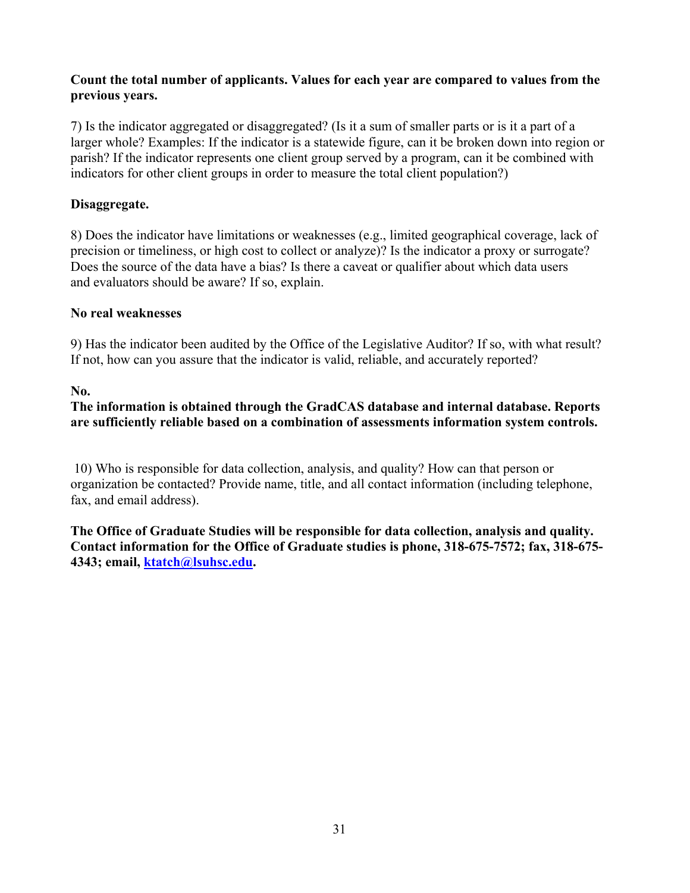**Count the total number of applicants. Values for each year are compared to values from the previous years.**

7) Is the indicator aggregated or disaggregated? (Is it a sum of smaller parts or is it a part of a larger whole? Examples: If the indicator is a statewide figure, can it be broken down into region or parish? If the indicator represents one client group served by a program, can it be combined with indicators for other client groups in order to measure the total client population?)

**Disaggregate.**

8) Does the indicator have limitations or weaknesses (e.g., limited geographical coverage, lack of precision or timeliness, or high cost to collect or analyze)? Is the indicator a proxy or surrogate? Does the source of the data have a bias? Is there a caveat or qualifier about which data users and evaluators should be aware? If so, explain.

**No real weaknesses**

9) Has the indicator been audited by the Office of the Legislative Auditor? If so, with what result? If not, how can you assure that the indicator is valid, reliable, and accurately reported?

**No.**
**The information is obtained through the GradCAS database and internal database. Reports are sufficiently reliable based on a combination of assessments information system controls.**

10) Who is responsible for data collection, analysis, and quality? How can that person or organization be contacted? Provide name, title, and all contact information (including telephone, fax, and email address).

**The Office of Graduate Studies will be responsible for data collection, analysis and quality. Contact information for the Office of Graduate studies is phone, 318-675-7572; fax, 318-675-4343; email, ktatch@lsuhsc.edu.**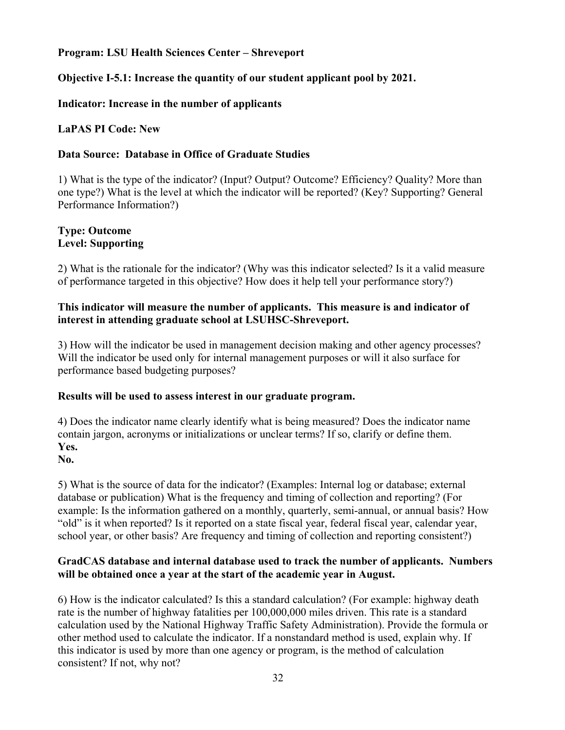**Program: LSU Health Sciences Center – Shreveport**

**Objective I-5.1: Increase the quantity of our student applicant pool by 2021.**

**Indicator: Increase in the number of applicants**

**LaPAS PI Code: New**

**Data Source: Database in Office of Graduate Studies**

1) What is the type of the indicator? (Input? Output? Outcome? Efficiency? Quality? More than one type?) What is the level at which the indicator will be reported? (Key? Supporting? General Performance Information?)

**Type: Outcome**
**Level: Supporting**

2) What is the rationale for the indicator? (Why was this indicator selected? Is it a valid measure of performance targeted in this objective? How does it help tell your performance story?)

**This indicator will measure the number of applicants. This measure is and indicator of interest in attending graduate school at LSUHSC-Shreveport.**

3) How will the indicator be used in management decision making and other agency processes? Will the indicator be used only for internal management purposes or will it also surface for performance based budgeting purposes?

**Results will be used to assess interest in our graduate program.**

4) Does the indicator name clearly identify what is being measured? Does the indicator name contain jargon, acronyms or initializations or unclear terms? If so, clarify or define them.
**Yes.**
**No.**

5) What is the source of data for the indicator? (Examples: Internal log or database; external database or publication) What is the frequency and timing of collection and reporting? (For example: Is the information gathered on a monthly, quarterly, semi-annual, or annual basis? How "old" is it when reported? Is it reported on a state fiscal year, federal fiscal year, calendar year, school year, or other basis? Are frequency and timing of collection and reporting consistent?)

**GradCAS database and internal database used to track the number of applicants. Numbers will be obtained once a year at the start of the academic year in August.**

6) How is the indicator calculated? Is this a standard calculation? (For example: highway death rate is the number of highway fatalities per 100,000,000 miles driven. This rate is a standard calculation used by the National Highway Traffic Safety Administration). Provide the formula or other method used to calculate the indicator. If a nonstandard method is used, explain why. If this indicator is used by more than one agency or program, is the method of calculation consistent? If not, why not?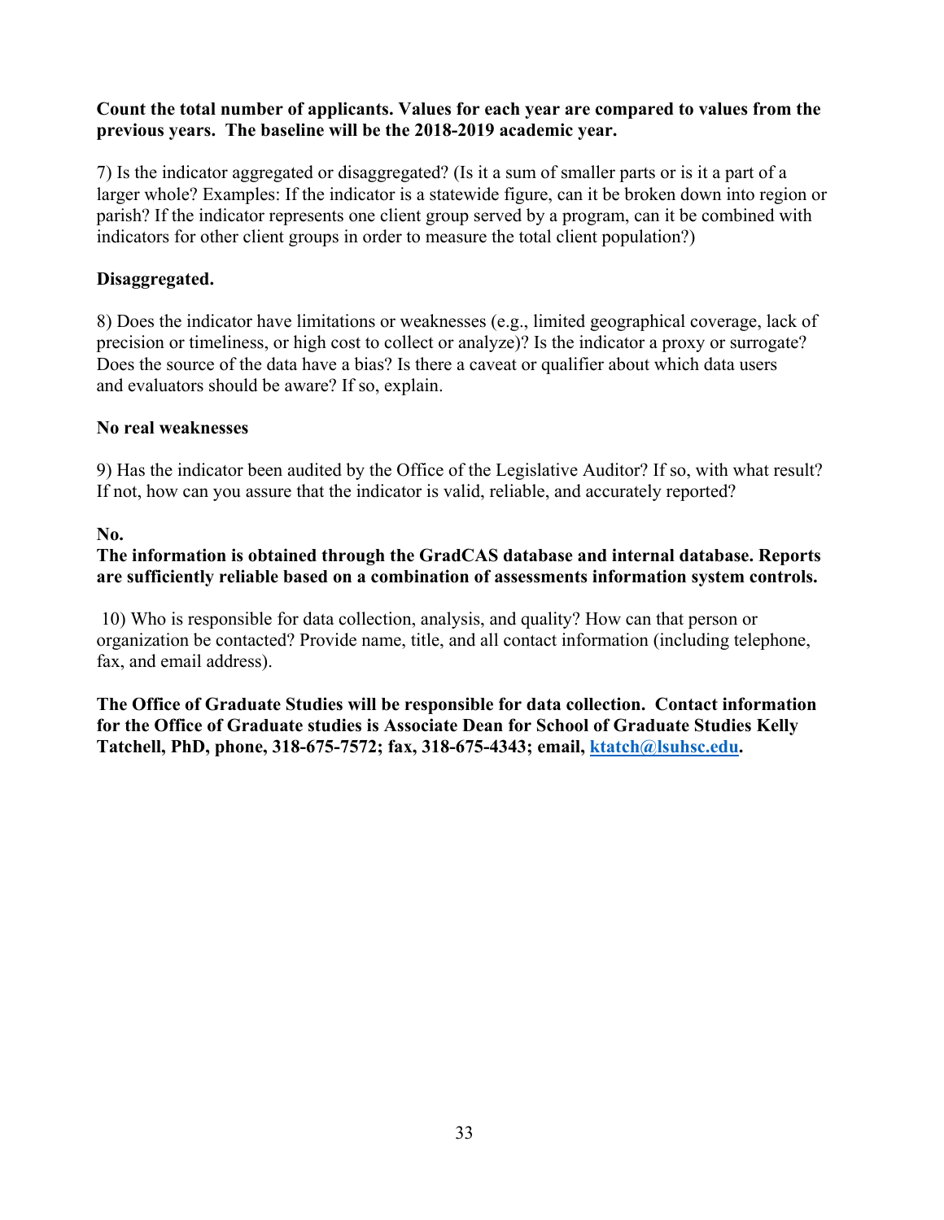**Count the total number of applicants. Values for each year are compared to values from the previous years. The baseline will be the 2018-2019 academic year.**

7) Is the indicator aggregated or disaggregated? (Is it a sum of smaller parts or is it a part of a larger whole? Examples: If the indicator is a statewide figure, can it be broken down into region or parish? If the indicator represents one client group served by a program, can it be combined with indicators for other client groups in order to measure the total client population?)

**Disaggregated.**

8) Does the indicator have limitations or weaknesses (e.g., limited geographical coverage, lack of precision or timeliness, or high cost to collect or analyze)? Is the indicator a proxy or surrogate? Does the source of the data have a bias? Is there a caveat or qualifier about which data users and evaluators should be aware? If so, explain.

**No real weaknesses**

9) Has the indicator been audited by the Office of the Legislative Auditor? If so, with what result? If not, how can you assure that the indicator is valid, reliable, and accurately reported?

**No.**
**The information is obtained through the GradCAS database and internal database. Reports are sufficiently reliable based on a combination of assessments information system controls.**

10) Who is responsible for data collection, analysis, and quality? How can that person or organization be contacted? Provide name, title, and all contact information (including telephone, fax, and email address).

**The Office of Graduate Studies will be responsible for data collection. Contact information for the Office of Graduate studies is Associate Dean for School of Graduate Studies Kelly Tatchell, PhD, phone, 318-675-7572; fax, 318-675-4343; email, ktatch@lsuhsc.edu.**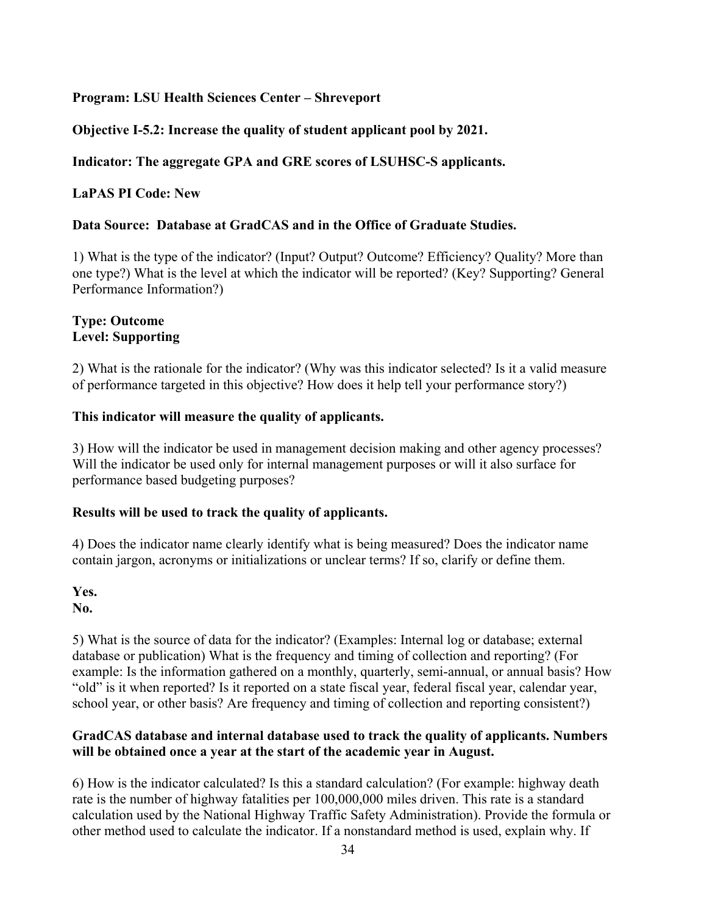**Program: LSU Health Sciences Center – Shreveport**

**Objective I-5.2: Increase the quality of student applicant pool by 2021.**

**Indicator: The aggregate GPA and GRE scores of LSUHSC-S applicants.**

**LaPAS PI Code: New**

**Data Source: Database at GradCAS and in the Office of Graduate Studies.**

1) What is the type of the indicator? (Input? Output? Outcome? Efficiency? Quality? More than one type?) What is the level at which the indicator will be reported? (Key? Supporting? General Performance Information?)

**Type: Outcome**
**Level: Supporting**

2) What is the rationale for the indicator? (Why was this indicator selected? Is it a valid measure of performance targeted in this objective? How does it help tell your performance story?)

**This indicator will measure the quality of applicants.**

3) How will the indicator be used in management decision making and other agency processes? Will the indicator be used only for internal management purposes or will it also surface for performance based budgeting purposes?

**Results will be used to track the quality of applicants.**

4) Does the indicator name clearly identify what is being measured? Does the indicator name contain jargon, acronyms or initializations or unclear terms? If so, clarify or define them.

**Yes.**
**No.**

5) What is the source of data for the indicator? (Examples: Internal log or database; external database or publication) What is the frequency and timing of collection and reporting? (For example: Is the information gathered on a monthly, quarterly, semi-annual, or annual basis? How "old" is it when reported? Is it reported on a state fiscal year, federal fiscal year, calendar year, school year, or other basis? Are frequency and timing of collection and reporting consistent?)

**GradCAS database and internal database used to track the quality of applicants. Numbers will be obtained once a year at the start of the academic year in August.**

6) How is the indicator calculated? Is this a standard calculation? (For example: highway death rate is the number of highway fatalities per 100,000,000 miles driven. This rate is a standard calculation used by the National Highway Traffic Safety Administration). Provide the formula or other method used to calculate the indicator. If a nonstandard method is used, explain why. If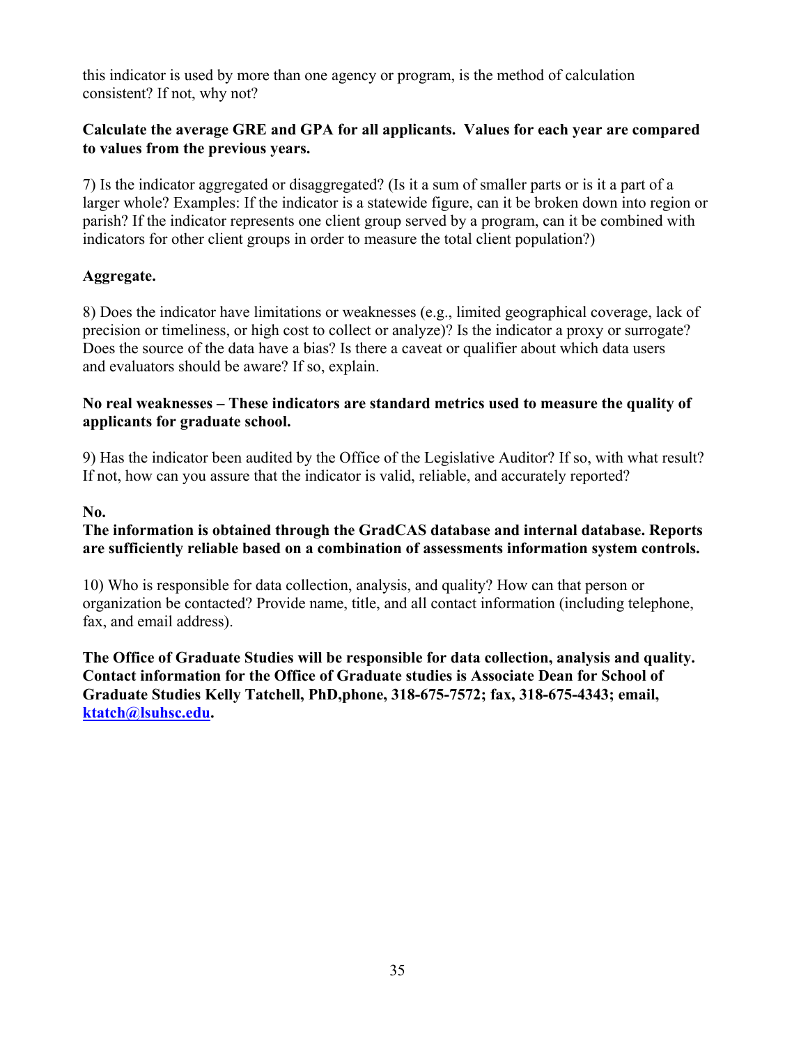this indicator is used by more than one agency or program, is the method of calculation consistent? If not, why not?

**Calculate the average GRE and GPA for all applicants. Values for each year are compared to values from the previous years.**

7) Is the indicator aggregated or disaggregated? (Is it a sum of smaller parts or is it a part of a larger whole? Examples: If the indicator is a statewide figure, can it be broken down into region or parish? If the indicator represents one client group served by a program, can it be combined with indicators for other client groups in order to measure the total client population?)

**Aggregate.**

8) Does the indicator have limitations or weaknesses (e.g., limited geographical coverage, lack of precision or timeliness, or high cost to collect or analyze)? Is the indicator a proxy or surrogate? Does the source of the data have a bias? Is there a caveat or qualifier about which data users and evaluators should be aware? If so, explain.

**No real weaknesses – These indicators are standard metrics used to measure the quality of applicants for graduate school.**

9) Has the indicator been audited by the Office of the Legislative Auditor? If so, with what result? If not, how can you assure that the indicator is valid, reliable, and accurately reported?

**No.**
**The information is obtained through the GradCAS database and internal database. Reports are sufficiently reliable based on a combination of assessments information system controls.**

10) Who is responsible for data collection, analysis, and quality? How can that person or organization be contacted? Provide name, title, and all contact information (including telephone, fax, and email address).

**The Office of Graduate Studies will be responsible for data collection, analysis and quality. Contact information for the Office of Graduate studies is Associate Dean for School of Graduate Studies Kelly Tatchell, PhD,phone, 318-675-7572; fax, 318-675-4343; email, ktatch@lsuhsc.edu.**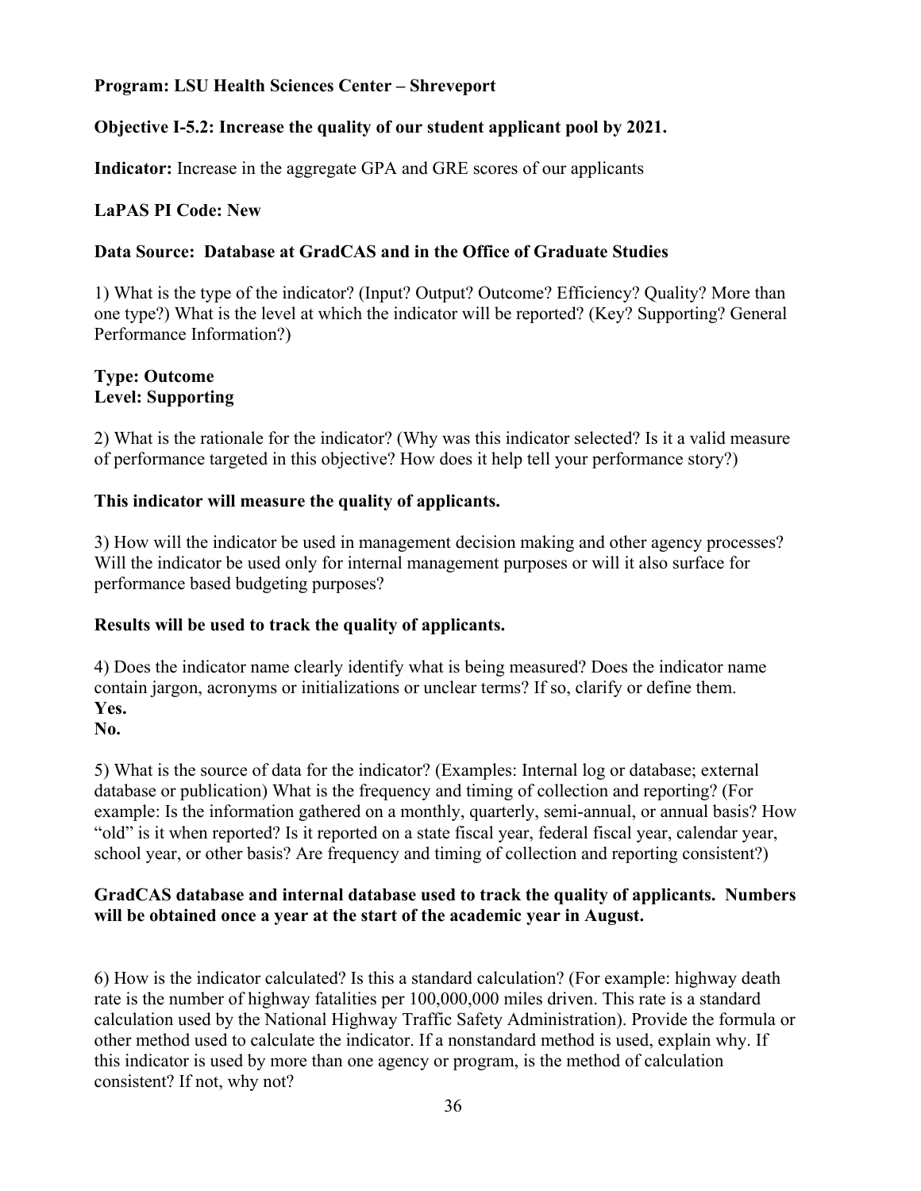**Program: LSU Health Sciences Center – Shreveport**

**Objective I-5.2: Increase the quality of our student applicant pool by 2021.**

**Indicator:** Increase in the aggregate GPA and GRE scores of our applicants

**LaPAS PI Code: New**

**Data Source: Database at GradCAS and in the Office of Graduate Studies**

1) What is the type of the indicator? (Input? Output? Outcome? Efficiency? Quality? More than one type?) What is the level at which the indicator will be reported? (Key? Supporting? General Performance Information?)

**Type: Outcome**
**Level: Supporting**

2) What is the rationale for the indicator? (Why was this indicator selected? Is it a valid measure of performance targeted in this objective? How does it help tell your performance story?)

**This indicator will measure the quality of applicants.**

3) How will the indicator be used in management decision making and other agency processes? Will the indicator be used only for internal management purposes or will it also surface for performance based budgeting purposes?

**Results will be used to track the quality of applicants.**

4) Does the indicator name clearly identify what is being measured? Does the indicator name contain jargon, acronyms or initializations or unclear terms? If so, clarify or define them.
**Yes.**
**No.**

5) What is the source of data for the indicator? (Examples: Internal log or database; external database or publication) What is the frequency and timing of collection and reporting? (For example: Is the information gathered on a monthly, quarterly, semi-annual, or annual basis? How "old" is it when reported? Is it reported on a state fiscal year, federal fiscal year, calendar year, school year, or other basis? Are frequency and timing of collection and reporting consistent?)

**GradCAS database and internal database used to track the quality of applicants. Numbers will be obtained once a year at the start of the academic year in August.**

6) How is the indicator calculated? Is this a standard calculation? (For example: highway death rate is the number of highway fatalities per 100,000,000 miles driven. This rate is a standard calculation used by the National Highway Traffic Safety Administration). Provide the formula or other method used to calculate the indicator. If a nonstandard method is used, explain why. If this indicator is used by more than one agency or program, is the method of calculation consistent? If not, why not?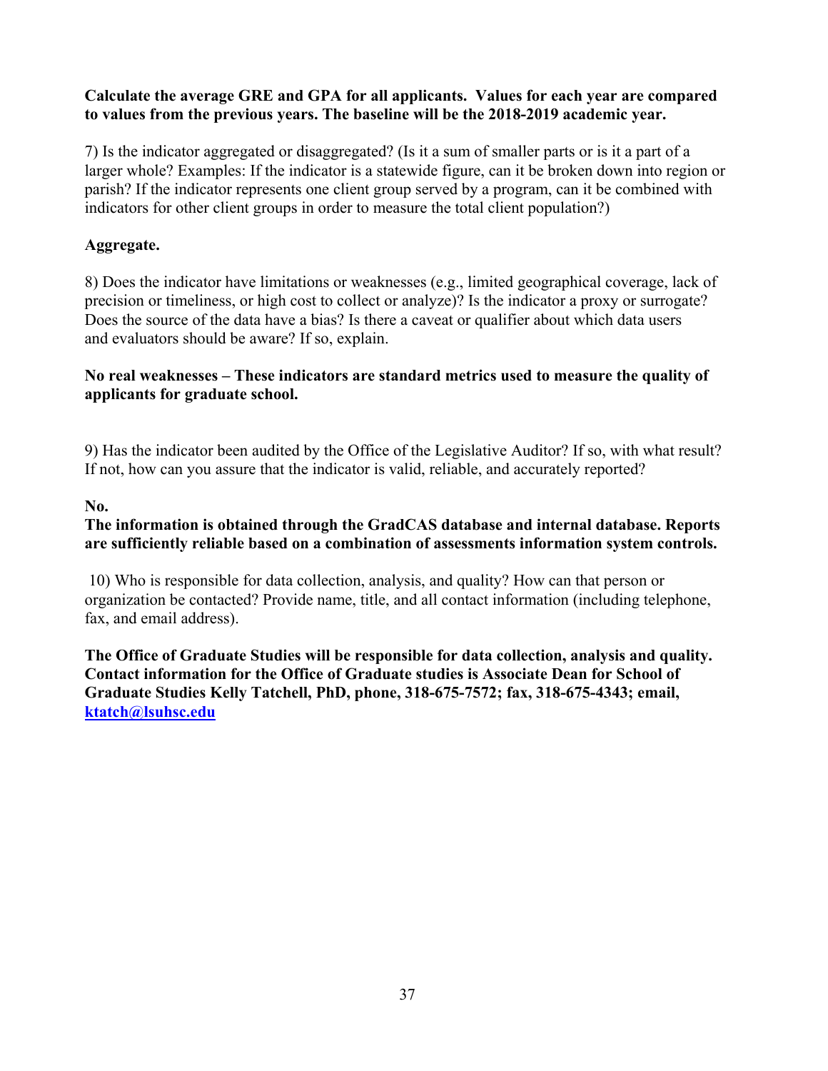**Calculate the average GRE and GPA for all applicants. Values for each year are compared to values from the previous years. The baseline will be the 2018-2019 academic year.**

7) Is the indicator aggregated or disaggregated? (Is it a sum of smaller parts or is it a part of a larger whole? Examples: If the indicator is a statewide figure, can it be broken down into region or parish? If the indicator represents one client group served by a program, can it be combined with indicators for other client groups in order to measure the total client population?)

**Aggregate.**

8) Does the indicator have limitations or weaknesses (e.g., limited geographical coverage, lack of precision or timeliness, or high cost to collect or analyze)? Is the indicator a proxy or surrogate? Does the source of the data have a bias? Is there a caveat or qualifier about which data users and evaluators should be aware? If so, explain.

**No real weaknesses – These indicators are standard metrics used to measure the quality of applicants for graduate school.**

9) Has the indicator been audited by the Office of the Legislative Auditor? If so, with what result? If not, how can you assure that the indicator is valid, reliable, and accurately reported?

**No.**
**The information is obtained through the GradCAS database and internal database. Reports are sufficiently reliable based on a combination of assessments information system controls.**

10) Who is responsible for data collection, analysis, and quality? How can that person or organization be contacted? Provide name, title, and all contact information (including telephone, fax, and email address).

**The Office of Graduate Studies will be responsible for data collection, analysis and quality. Contact information for the Office of Graduate studies is Associate Dean for School of Graduate Studies Kelly Tatchell, PhD, phone, 318-675-7572; fax, 318-675-4343; email, [ktatch@lsuhsc.edu](mailto:ktatch@lsuhsc.edu)**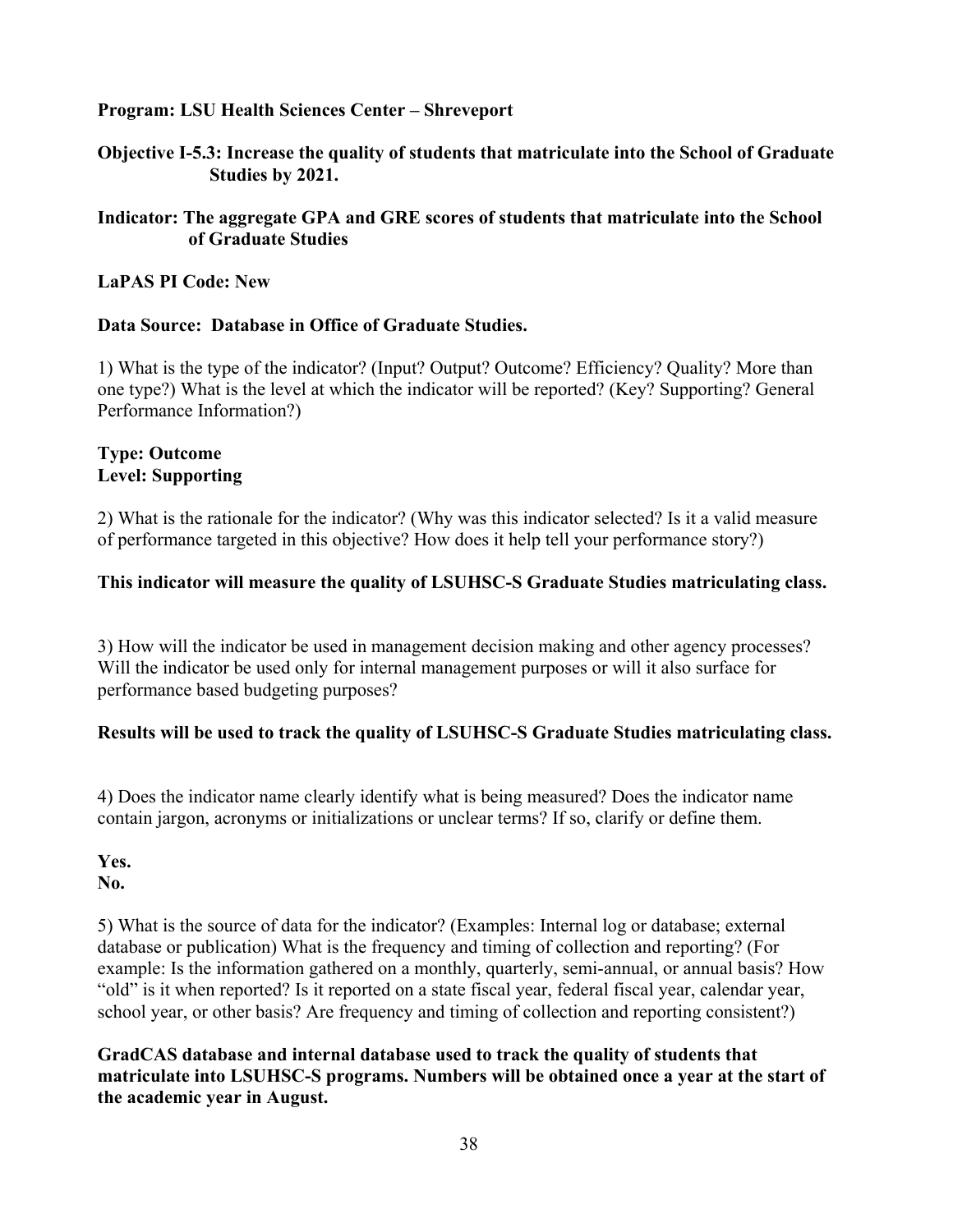**Program: LSU Health Sciences Center – Shreveport**

**Objective I-5.3: Increase the quality of students that matriculate into the School of Graduate Studies by 2021.**

**Indicator: The aggregate GPA and GRE scores of students that matriculate into the School of Graduate Studies**

**LaPAS PI Code: New**

**Data Source: Database in Office of Graduate Studies.**

1) What is the type of the indicator? (Input? Output? Outcome? Efficiency? Quality? More than one type?) What is the level at which the indicator will be reported? (Key? Supporting? General Performance Information?)

**Type: Outcome**
**Level: Supporting**

2) What is the rationale for the indicator? (Why was this indicator selected? Is it a valid measure of performance targeted in this objective? How does it help tell your performance story?)

**This indicator will measure the quality of LSUHSC-S Graduate Studies matriculating class.**

3) How will the indicator be used in management decision making and other agency processes? Will the indicator be used only for internal management purposes or will it also surface for performance based budgeting purposes?

**Results will be used to track the quality of LSUHSC-S Graduate Studies matriculating class.**

4) Does the indicator name clearly identify what is being measured? Does the indicator name contain jargon, acronyms or initializations or unclear terms? If so, clarify or define them.

**Yes.**
**No.**

5) What is the source of data for the indicator? (Examples: Internal log or database; external database or publication) What is the frequency and timing of collection and reporting? (For example: Is the information gathered on a monthly, quarterly, semi-annual, or annual basis? How "old" is it when reported? Is it reported on a state fiscal year, federal fiscal year, calendar year, school year, or other basis? Are frequency and timing of collection and reporting consistent?)

**GradCAS database and internal database used to track the quality of students that matriculate into LSUHSC-S programs. Numbers will be obtained once a year at the start of the academic year in August.**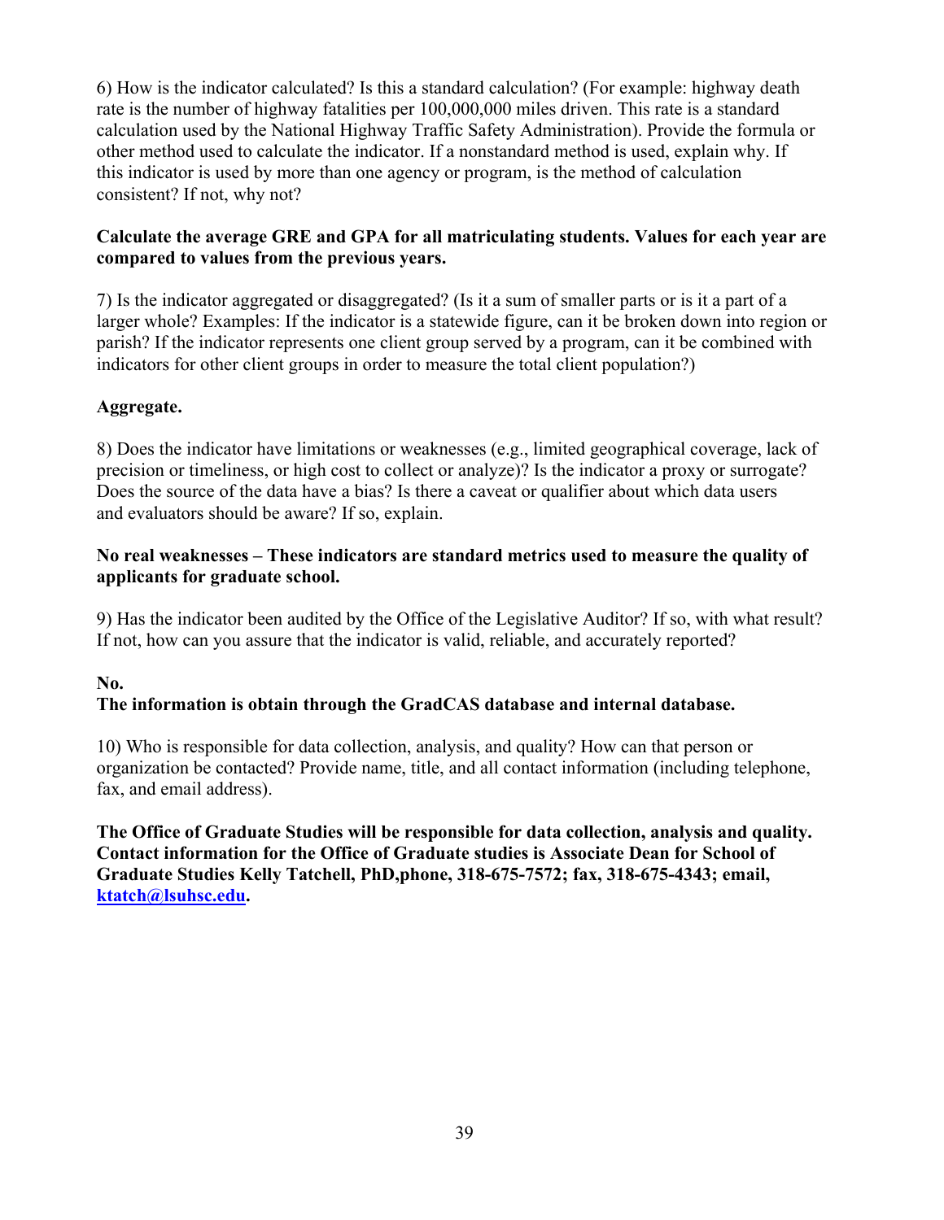6) How is the indicator calculated? Is this a standard calculation? (For example: highway death rate is the number of highway fatalities per 100,000,000 miles driven. This rate is a standard calculation used by the National Highway Traffic Safety Administration). Provide the formula or other method used to calculate the indicator. If a nonstandard method is used, explain why. If this indicator is used by more than one agency or program, is the method of calculation consistent? If not, why not?

**Calculate the average GRE and GPA for all matriculating students. Values for each year are compared to values from the previous years.**

7) Is the indicator aggregated or disaggregated? (Is it a sum of smaller parts or is it a part of a larger whole? Examples: If the indicator is a statewide figure, can it be broken down into region or parish? If the indicator represents one client group served by a program, can it be combined with indicators for other client groups in order to measure the total client population?)

**Aggregate.**

8) Does the indicator have limitations or weaknesses (e.g., limited geographical coverage, lack of precision or timeliness, or high cost to collect or analyze)? Is the indicator a proxy or surrogate? Does the source of the data have a bias? Is there a caveat or qualifier about which data users and evaluators should be aware? If so, explain.

**No real weaknesses – These indicators are standard metrics used to measure the quality of applicants for graduate school.**

9) Has the indicator been audited by the Office of the Legislative Auditor? If so, with what result? If not, how can you assure that the indicator is valid, reliable, and accurately reported?

**No.**
**The information is obtain through the GradCAS database and internal database.**

10) Who is responsible for data collection, analysis, and quality? How can that person or organization be contacted? Provide name, title, and all contact information (including telephone, fax, and email address).

**The Office of Graduate Studies will be responsible for data collection, analysis and quality. Contact information for the Office of Graduate studies is Associate Dean for School of Graduate Studies Kelly Tatchell, PhD,phone, 318-675-7572; fax, 318-675-4343; email, [ktatch@lsuhsc.edu](mailto:ktatch@lsuhsc.edu).**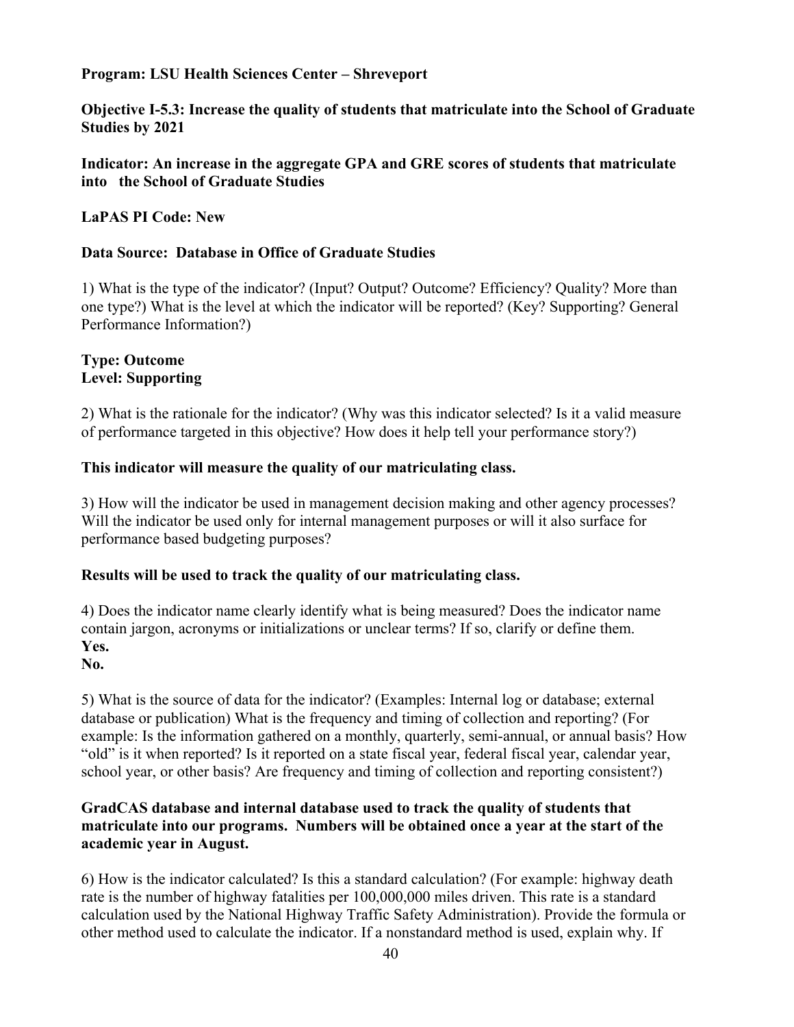**Program: LSU Health Sciences Center – Shreveport**

**Objective I-5.3: Increase the quality of students that matriculate into the School of Graduate Studies by 2021**

**Indicator: An increase in the aggregate GPA and GRE scores of students that matriculate into the School of Graduate Studies**

**LaPAS PI Code: New**

**Data Source: Database in Office of Graduate Studies**

1) What is the type of the indicator? (Input? Output? Outcome? Efficiency? Quality? More than one type?) What is the level at which the indicator will be reported? (Key? Supporting? General Performance Information?)

**Type: Outcome**
**Level: Supporting**

2) What is the rationale for the indicator? (Why was this indicator selected? Is it a valid measure of performance targeted in this objective? How does it help tell your performance story?)

**This indicator will measure the quality of our matriculating class.**

3) How will the indicator be used in management decision making and other agency processes? Will the indicator be used only for internal management purposes or will it also surface for performance based budgeting purposes?

**Results will be used to track the quality of our matriculating class.**

4) Does the indicator name clearly identify what is being measured? Does the indicator name contain jargon, acronyms or initializations or unclear terms? If so, clarify or define them.
**Yes.**
**No.**

5) What is the source of data for the indicator? (Examples: Internal log or database; external database or publication) What is the frequency and timing of collection and reporting? (For example: Is the information gathered on a monthly, quarterly, semi-annual, or annual basis? How "old" is it when reported? Is it reported on a state fiscal year, federal fiscal year, calendar year, school year, or other basis? Are frequency and timing of collection and reporting consistent?)

**GradCAS database and internal database used to track the quality of students that matriculate into our programs. Numbers will be obtained once a year at the start of the academic year in August.**

6) How is the indicator calculated? Is this a standard calculation? (For example: highway death rate is the number of highway fatalities per 100,000,000 miles driven. This rate is a standard calculation used by the National Highway Traffic Safety Administration). Provide the formula or other method used to calculate the indicator. If a nonstandard method is used, explain why. If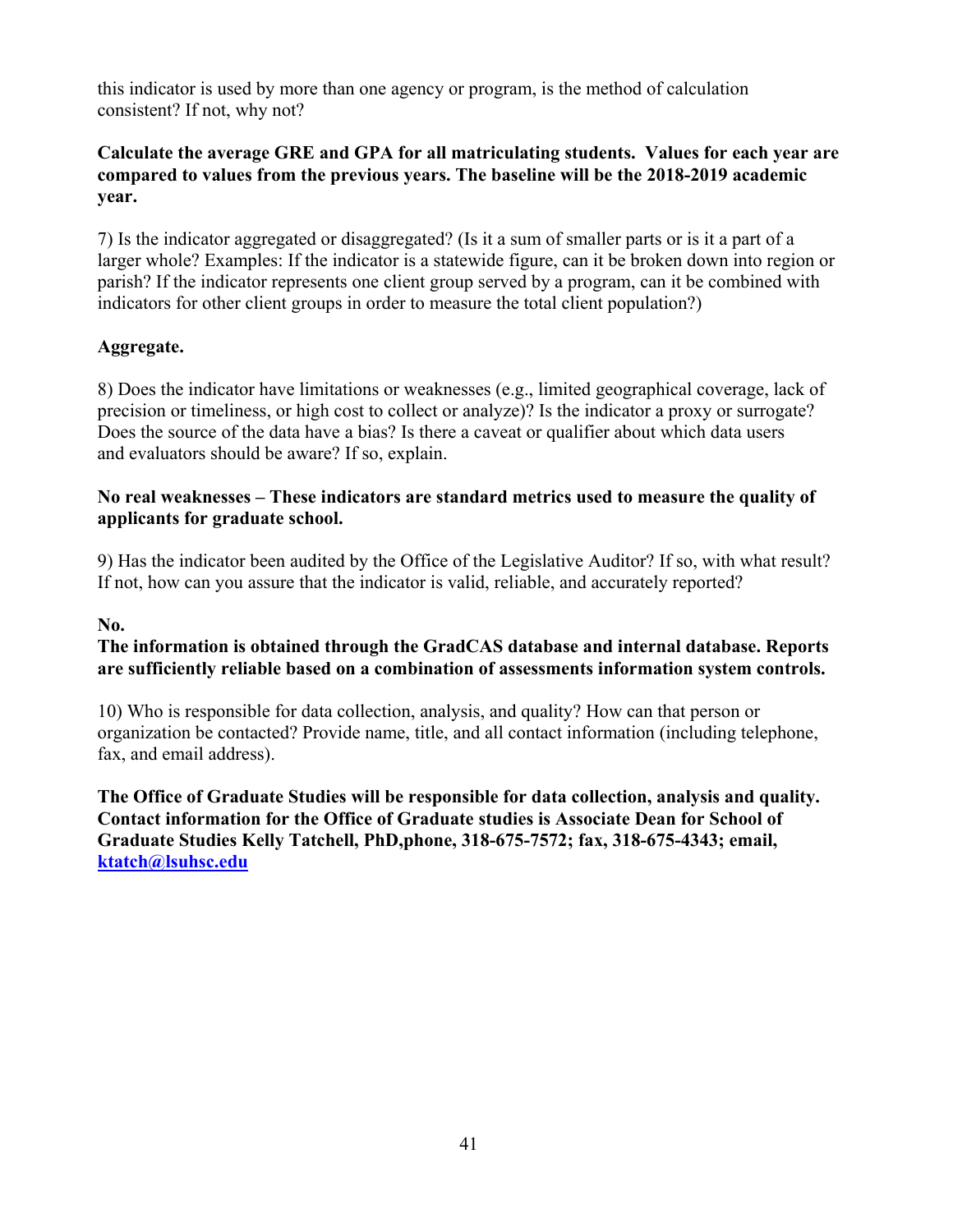this indicator is used by more than one agency or program, is the method of calculation consistent? If not, why not?

**Calculate the average GRE and GPA for all matriculating students. Values for each year are compared to values from the previous years. The baseline will be the 2018-2019 academic year.**

7) Is the indicator aggregated or disaggregated? (Is it a sum of smaller parts or is it a part of a larger whole? Examples: If the indicator is a statewide figure, can it be broken down into region or parish? If the indicator represents one client group served by a program, can it be combined with indicators for other client groups in order to measure the total client population?)

**Aggregate.**

8) Does the indicator have limitations or weaknesses (e.g., limited geographical coverage, lack of precision or timeliness, or high cost to collect or analyze)? Is the indicator a proxy or surrogate? Does the source of the data have a bias? Is there a caveat or qualifier about which data users and evaluators should be aware? If so, explain.

**No real weaknesses – These indicators are standard metrics used to measure the quality of applicants for graduate school.**

9) Has the indicator been audited by the Office of the Legislative Auditor? If so, with what result? If not, how can you assure that the indicator is valid, reliable, and accurately reported?

**No.**
**The information is obtained through the GradCAS database and internal database. Reports are sufficiently reliable based on a combination of assessments information system controls.**

10) Who is responsible for data collection, analysis, and quality? How can that person or organization be contacted? Provide name, title, and all contact information (including telephone, fax, and email address).

**The Office of Graduate Studies will be responsible for data collection, analysis and quality. Contact information for the Office of Graduate studies is Associate Dean for School of Graduate Studies Kelly Tatchell, PhD,phone, 318-675-7572; fax, 318-675-4343; email, [ktatch@lsuhsc.edu](mailto:ktatch@lsuhsc.edu)**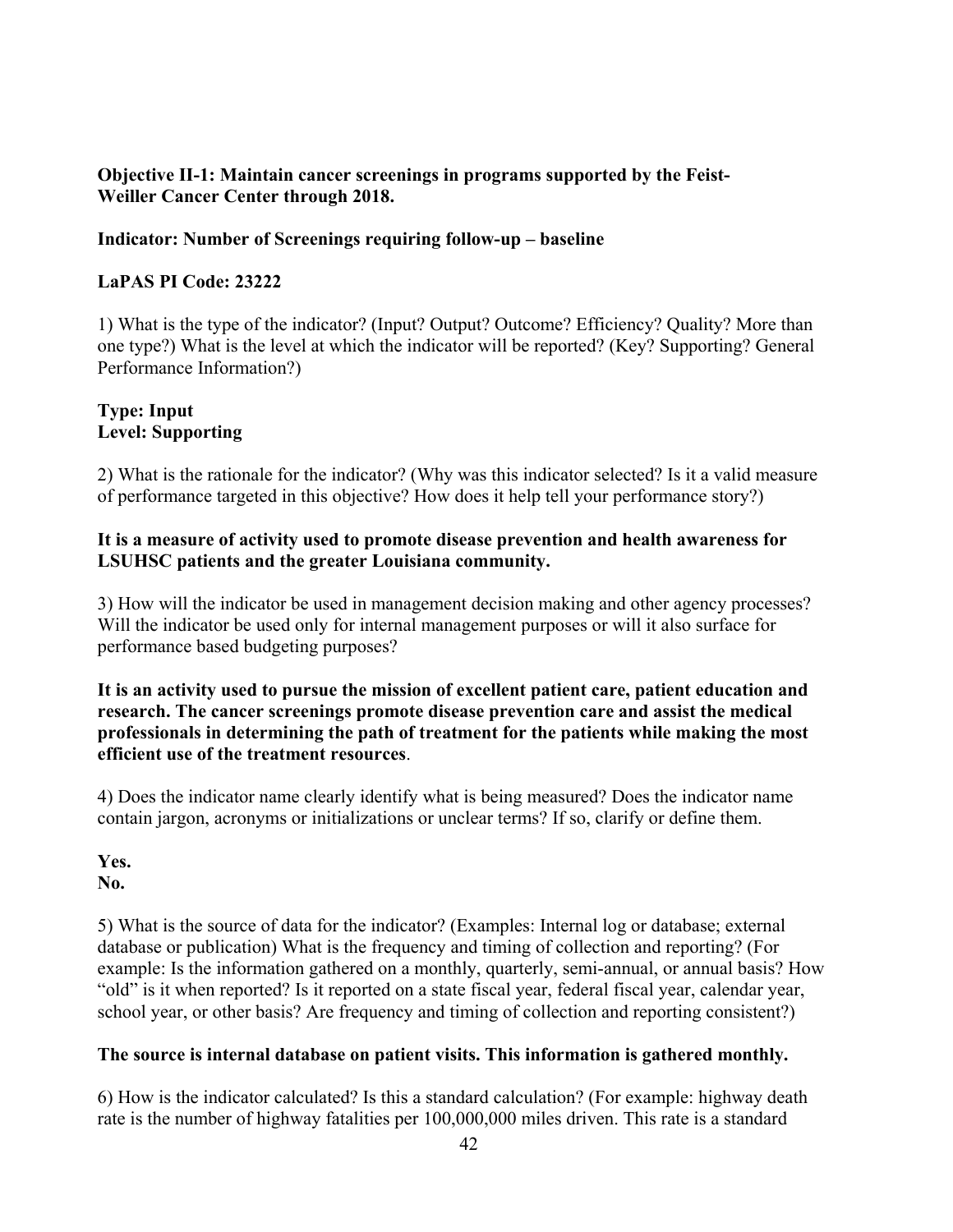**Objective II-1: Maintain cancer screenings in programs supported by the Feist-Weiller Cancer Center through 2018.**

**Indicator: Number of Screenings requiring follow-up – baseline**

**LaPAS PI Code: 23222**

1) What is the type of the indicator? (Input? Output? Outcome? Efficiency? Quality? More than one type?) What is the level at which the indicator will be reported? (Key? Supporting? General Performance Information?)

**Type: Input**
**Level: Supporting**

2) What is the rationale for the indicator? (Why was this indicator selected? Is it a valid measure of performance targeted in this objective? How does it help tell your performance story?)

**It is a measure of activity used to promote disease prevention and health awareness for LSUHSC patients and the greater Louisiana community.**

3) How will the indicator be used in management decision making and other agency processes? Will the indicator be used only for internal management purposes or will it also surface for performance based budgeting purposes?

**It is an activity used to pursue the mission of excellent patient care, patient education and research. The cancer screenings promote disease prevention care and assist the medical professionals in determining the path of treatment for the patients while making the most efficient use of the treatment resources**.

4) Does the indicator name clearly identify what is being measured? Does the indicator name contain jargon, acronyms or initializations or unclear terms? If so, clarify or define them.

**Yes.**
**No.**

5) What is the source of data for the indicator? (Examples: Internal log or database; external database or publication) What is the frequency and timing of collection and reporting? (For example: Is the information gathered on a monthly, quarterly, semi-annual, or annual basis? How "old" is it when reported? Is it reported on a state fiscal year, federal fiscal year, calendar year, school year, or other basis? Are frequency and timing of collection and reporting consistent?)

**The source is internal database on patient visits. This information is gathered monthly.**

6) How is the indicator calculated? Is this a standard calculation? (For example: highway death rate is the number of highway fatalities per 100,000,000 miles driven. This rate is a standard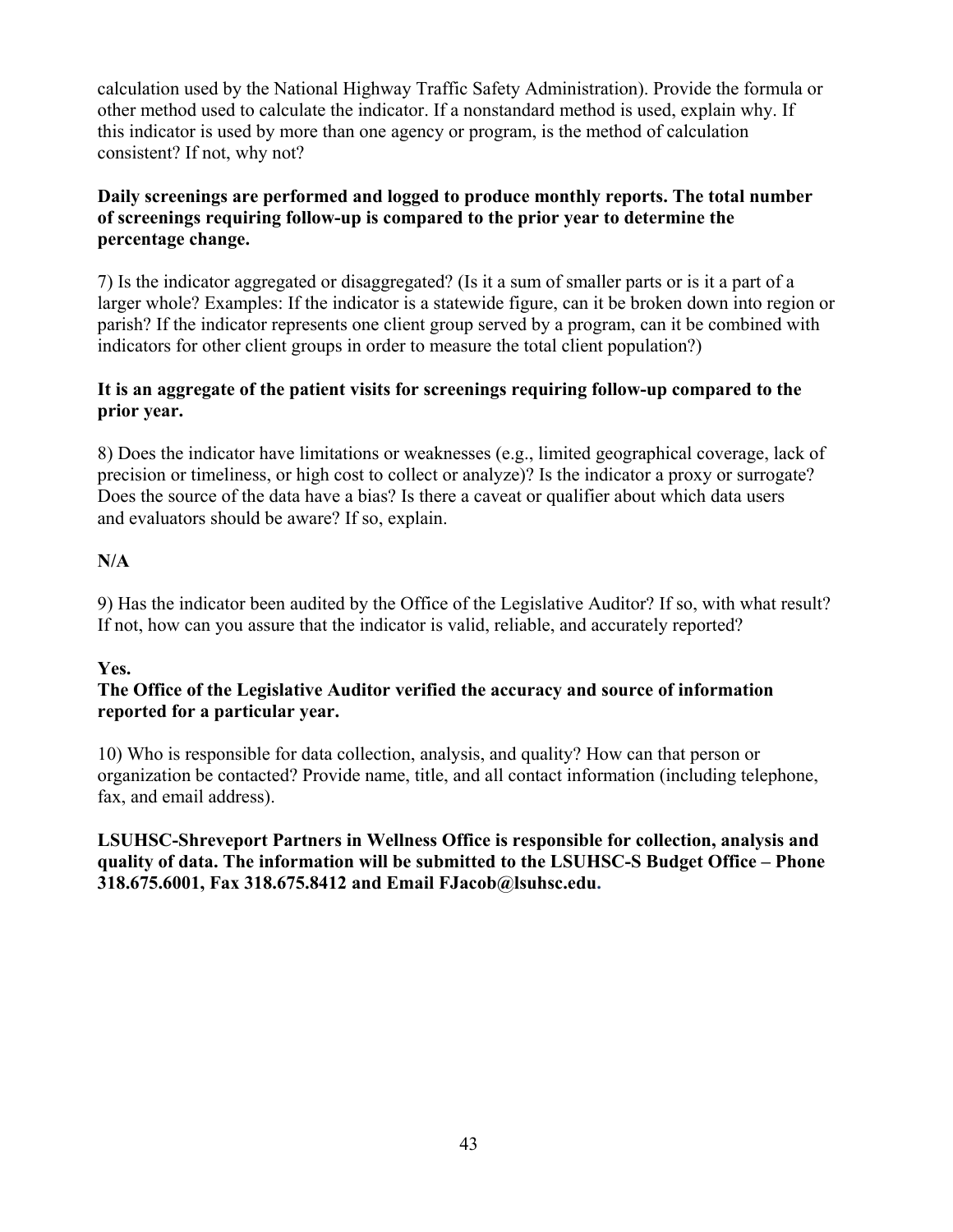calculation used by the National Highway Traffic Safety Administration). Provide the formula or other method used to calculate the indicator. If a nonstandard method is used, explain why. If this indicator is used by more than one agency or program, is the method of calculation consistent? If not, why not?

**Daily screenings are performed and logged to produce monthly reports. The total number of screenings requiring follow-up is compared to the prior year to determine the percentage change.**

7) Is the indicator aggregated or disaggregated? (Is it a sum of smaller parts or is it a part of a larger whole? Examples: If the indicator is a statewide figure, can it be broken down into region or parish? If the indicator represents one client group served by a program, can it be combined with indicators for other client groups in order to measure the total client population?)

**It is an aggregate of the patient visits for screenings requiring follow-up compared to the prior year.**

8) Does the indicator have limitations or weaknesses (e.g., limited geographical coverage, lack of precision or timeliness, or high cost to collect or analyze)? Is the indicator a proxy or surrogate? Does the source of the data have a bias? Is there a caveat or qualifier about which data users and evaluators should be aware? If so, explain.

**N/A**

9) Has the indicator been audited by the Office of the Legislative Auditor? If so, with what result? If not, how can you assure that the indicator is valid, reliable, and accurately reported?

**Yes.**
**The Office of the Legislative Auditor verified the accuracy and source of information reported for a particular year.**

10) Who is responsible for data collection, analysis, and quality? How can that person or organization be contacted? Provide name, title, and all contact information (including telephone, fax, and email address).

**LSUHSC-Shreveport Partners in Wellness Office is responsible for collection, analysis and quality of data. The information will be submitted to the LSUHSC-S Budget Office – Phone 318.675.6001, Fax 318.675.8412 and Email FJacob@lsuhsc.edu.**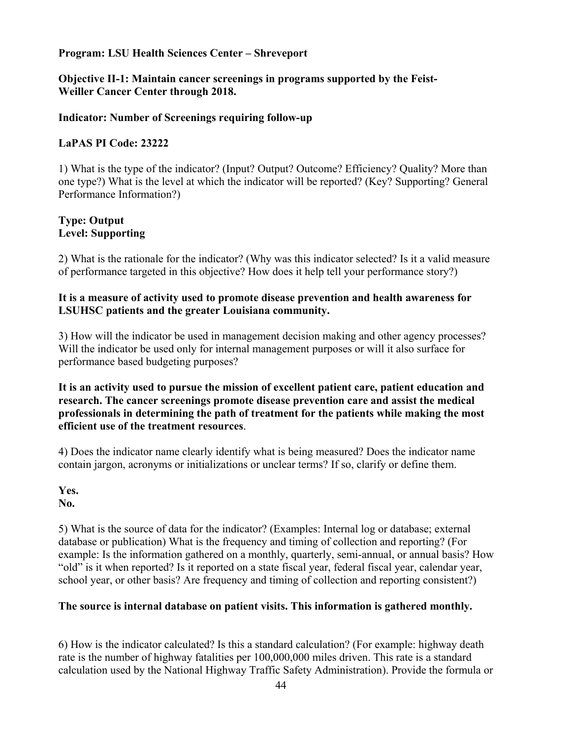**Program: LSU Health Sciences Center – Shreveport**

**Objective II-1: Maintain cancer screenings in programs supported by the Feist-Weiller Cancer Center through 2018.**

**Indicator: Number of Screenings requiring follow-up**

**LaPAS PI Code: 23222**

1) What is the type of the indicator? (Input? Output? Outcome? Efficiency? Quality? More than one type?) What is the level at which the indicator will be reported? (Key? Supporting? General Performance Information?)

**Type: Output**
**Level: Supporting**

2) What is the rationale for the indicator? (Why was this indicator selected? Is it a valid measure of performance targeted in this objective? How does it help tell your performance story?)

**It is a measure of activity used to promote disease prevention and health awareness for LSUHSC patients and the greater Louisiana community.**

3) How will the indicator be used in management decision making and other agency processes? Will the indicator be used only for internal management purposes or will it also surface for performance based budgeting purposes?

**It is an activity used to pursue the mission of excellent patient care, patient education and research. The cancer screenings promote disease prevention care and assist the medical professionals in determining the path of treatment for the patients while making the most efficient use of the treatment resources**.

4) Does the indicator name clearly identify what is being measured? Does the indicator name contain jargon, acronyms or initializations or unclear terms? If so, clarify or define them.

**Yes.**
**No.**

5) What is the source of data for the indicator? (Examples: Internal log or database; external database or publication) What is the frequency and timing of collection and reporting? (For example: Is the information gathered on a monthly, quarterly, semi-annual, or annual basis? How "old" is it when reported? Is it reported on a state fiscal year, federal fiscal year, calendar year, school year, or other basis? Are frequency and timing of collection and reporting consistent?)

**The source is internal database on patient visits. This information is gathered monthly.**

6) How is the indicator calculated? Is this a standard calculation? (For example: highway death rate is the number of highway fatalities per 100,000,000 miles driven. This rate is a standard calculation used by the National Highway Traffic Safety Administration). Provide the formula or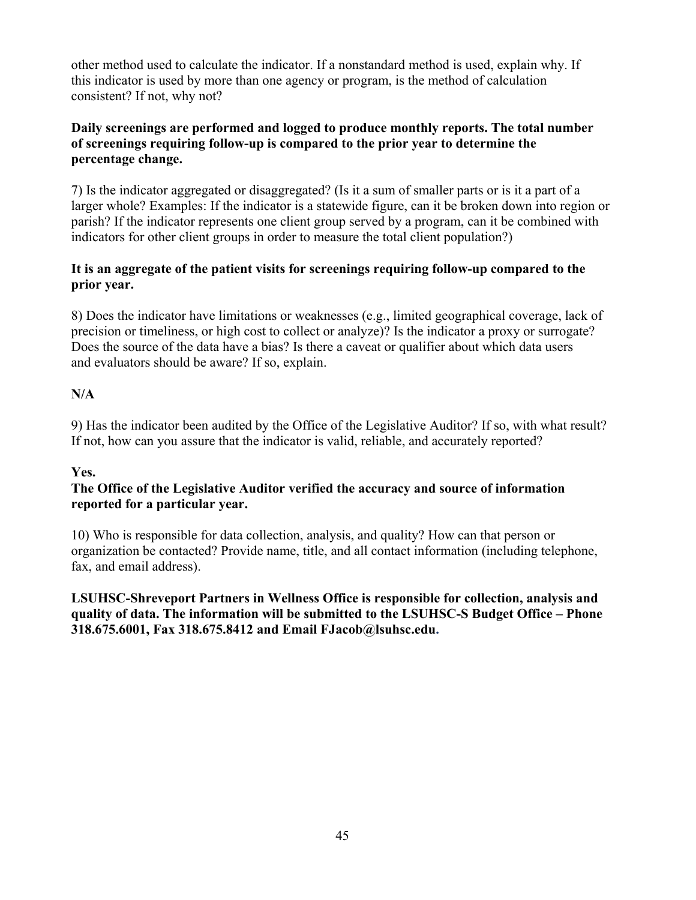other method used to calculate the indicator. If a nonstandard method is used, explain why. If this indicator is used by more than one agency or program, is the method of calculation consistent? If not, why not?

**Daily screenings are performed and logged to produce monthly reports. The total number of screenings requiring follow-up is compared to the prior year to determine the percentage change.**

7) Is the indicator aggregated or disaggregated? (Is it a sum of smaller parts or is it a part of a larger whole? Examples: If the indicator is a statewide figure, can it be broken down into region or parish? If the indicator represents one client group served by a program, can it be combined with indicators for other client groups in order to measure the total client population?)

**It is an aggregate of the patient visits for screenings requiring follow-up compared to the prior year.**

8) Does the indicator have limitations or weaknesses (e.g., limited geographical coverage, lack of precision or timeliness, or high cost to collect or analyze)? Is the indicator a proxy or surrogate? Does the source of the data have a bias? Is there a caveat or qualifier about which data users and evaluators should be aware? If so, explain.

**N/A**

9) Has the indicator been audited by the Office of the Legislative Auditor? If so, with what result? If not, how can you assure that the indicator is valid, reliable, and accurately reported?

**Yes.**
**The Office of the Legislative Auditor verified the accuracy and source of information reported for a particular year.**

10) Who is responsible for data collection, analysis, and quality? How can that person or organization be contacted? Provide name, title, and all contact information (including telephone, fax, and email address).

**LSUHSC-Shreveport Partners in Wellness Office is responsible for collection, analysis and quality of data. The information will be submitted to the LSUHSC-S Budget Office – Phone 318.675.6001, Fax 318.675.8412 and Email FJacob@lsuhsc.edu.**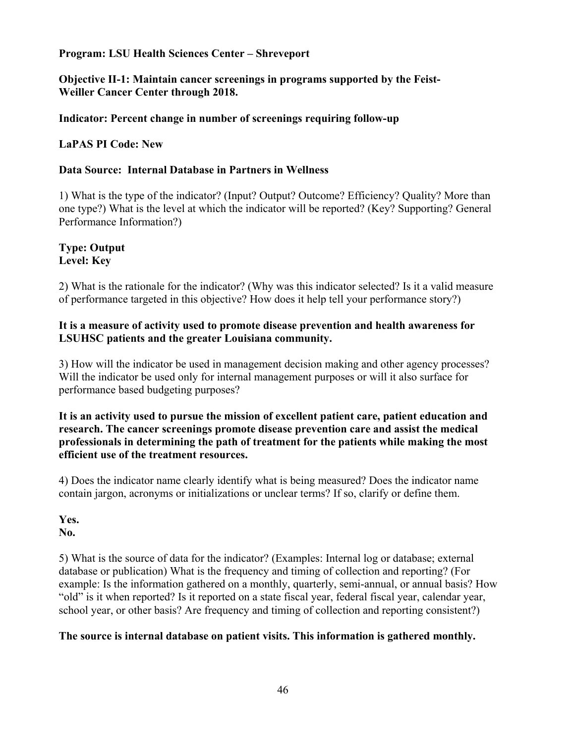**Program: LSU Health Sciences Center – Shreveport**

**Objective II-1: Maintain cancer screenings in programs supported by the Feist-Weiller Cancer Center through 2018.**

**Indicator: Percent change in number of screenings requiring follow-up**

**LaPAS PI Code: New**

**Data Source: Internal Database in Partners in Wellness**

1) What is the type of the indicator? (Input? Output? Outcome? Efficiency? Quality? More than one type?) What is the level at which the indicator will be reported? (Key? Supporting? General Performance Information?)

**Type: Output**
**Level: Key**

2) What is the rationale for the indicator? (Why was this indicator selected? Is it a valid measure of performance targeted in this objective? How does it help tell your performance story?)

**It is a measure of activity used to promote disease prevention and health awareness for LSUHSC patients and the greater Louisiana community.**

3) How will the indicator be used in management decision making and other agency processes? Will the indicator be used only for internal management purposes or will it also surface for performance based budgeting purposes?

**It is an activity used to pursue the mission of excellent patient care, patient education and research. The cancer screenings promote disease prevention care and assist the medical professionals in determining the path of treatment for the patients while making the most efficient use of the treatment resources.**

4) Does the indicator name clearly identify what is being measured? Does the indicator name contain jargon, acronyms or initializations or unclear terms? If so, clarify or define them.

**Yes.**
**No.**

5) What is the source of data for the indicator? (Examples: Internal log or database; external database or publication) What is the frequency and timing of collection and reporting? (For example: Is the information gathered on a monthly, quarterly, semi-annual, or annual basis? How "old" is it when reported? Is it reported on a state fiscal year, federal fiscal year, calendar year, school year, or other basis? Are frequency and timing of collection and reporting consistent?)

**The source is internal database on patient visits. This information is gathered monthly.**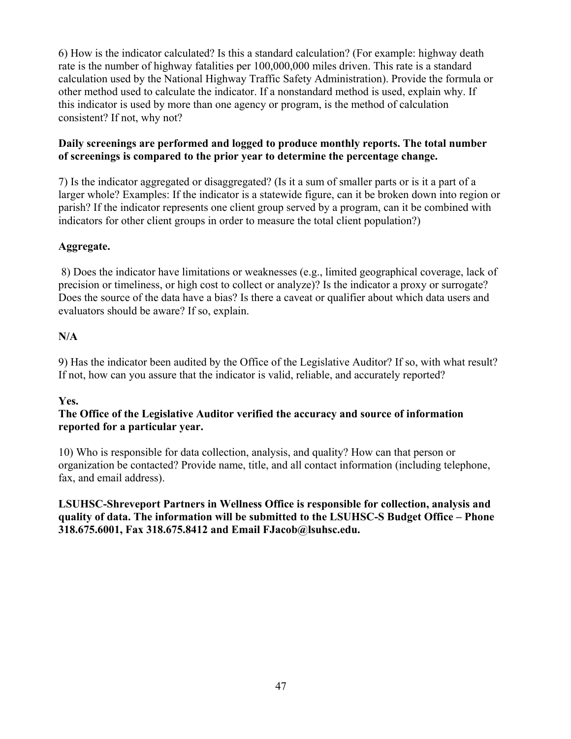6) How is the indicator calculated? Is this a standard calculation? (For example: highway death rate is the number of highway fatalities per 100,000,000 miles driven. This rate is a standard calculation used by the National Highway Traffic Safety Administration). Provide the formula or other method used to calculate the indicator. If a nonstandard method is used, explain why. If this indicator is used by more than one agency or program, is the method of calculation consistent? If not, why not?

**Daily screenings are performed and logged to produce monthly reports. The total number of screenings is compared to the prior year to determine the percentage change.**

7) Is the indicator aggregated or disaggregated? (Is it a sum of smaller parts or is it a part of a larger whole? Examples: If the indicator is a statewide figure, can it be broken down into region or parish? If the indicator represents one client group served by a program, can it be combined with indicators for other client groups in order to measure the total client population?)

**Aggregate.**

8) Does the indicator have limitations or weaknesses (e.g., limited geographical coverage, lack of precision or timeliness, or high cost to collect or analyze)? Is the indicator a proxy or surrogate? Does the source of the data have a bias? Is there a caveat or qualifier about which data users and evaluators should be aware? If so, explain.

**N/A**

9) Has the indicator been audited by the Office of the Legislative Auditor? If so, with what result? If not, how can you assure that the indicator is valid, reliable, and accurately reported?

**Yes.**
**The Office of the Legislative Auditor verified the accuracy and source of information reported for a particular year.**

10) Who is responsible for data collection, analysis, and quality? How can that person or organization be contacted? Provide name, title, and all contact information (including telephone, fax, and email address).

**LSUHSC-Shreveport Partners in Wellness Office is responsible for collection, analysis and quality of data. The information will be submitted to the LSUHSC-S Budget Office – Phone 318.675.6001, Fax 318.675.8412 and Email FJacob@lsuhsc.edu.**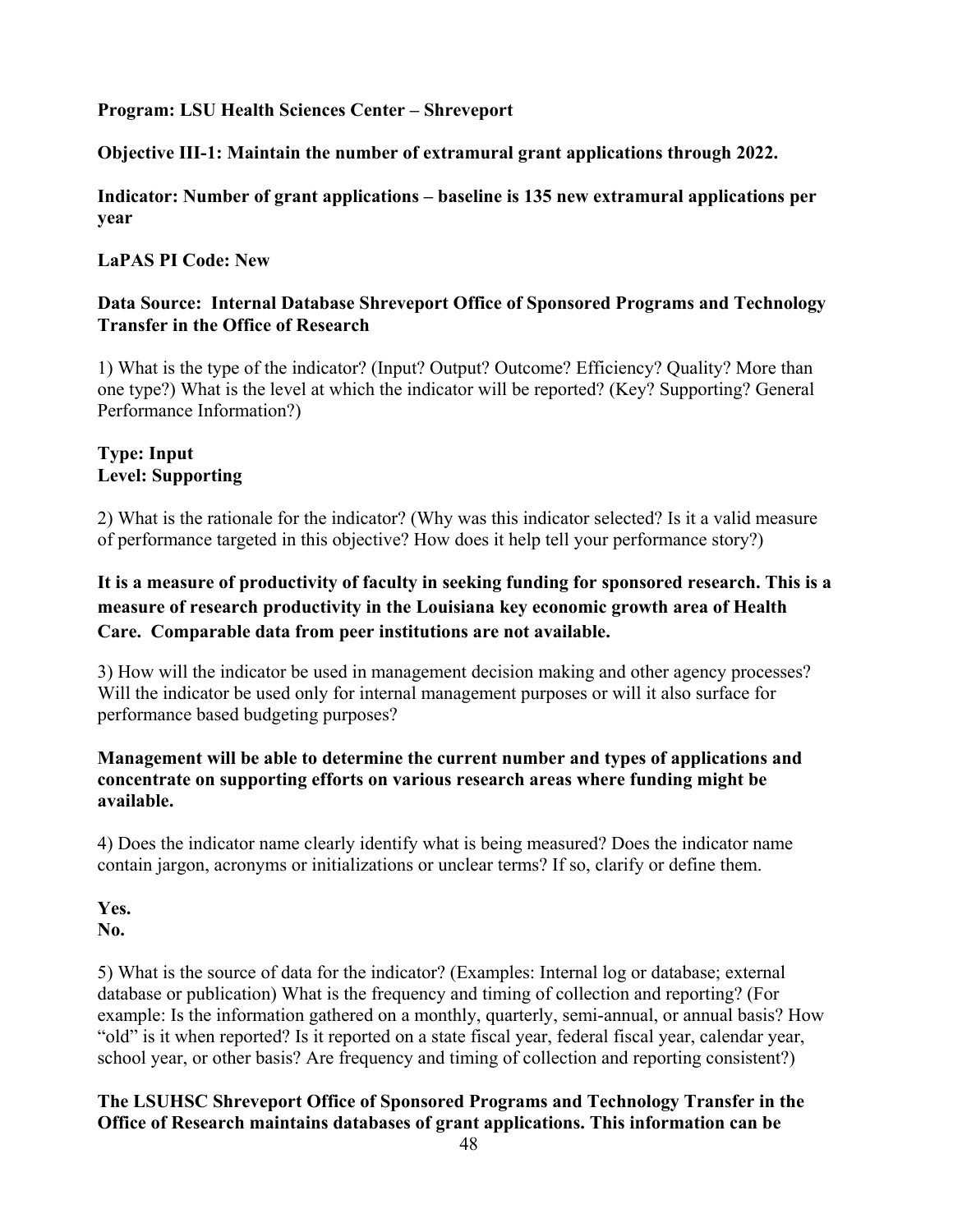**Program: LSU Health Sciences Center – Shreveport**

**Objective III-1: Maintain the number of extramural grant applications through 2022.**

**Indicator: Number of grant applications – baseline is 135 new extramural applications per year**

**LaPAS PI Code: New**

**Data Source: Internal Database Shreveport Office of Sponsored Programs and Technology Transfer in the Office of Research**

1) What is the type of the indicator? (Input? Output? Outcome? Efficiency? Quality? More than one type?) What is the level at which the indicator will be reported? (Key? Supporting? General Performance Information?)

**Type: Input**
**Level: Supporting**

2) What is the rationale for the indicator? (Why was this indicator selected? Is it a valid measure of performance targeted in this objective? How does it help tell your performance story?)

**It is a measure of productivity of faculty in seeking funding for sponsored research. This is a measure of research productivity in the Louisiana key economic growth area of Health Care. Comparable data from peer institutions are not available.**

3) How will the indicator be used in management decision making and other agency processes? Will the indicator be used only for internal management purposes or will it also surface for performance based budgeting purposes?

**Management will be able to determine the current number and types of applications and concentrate on supporting efforts on various research areas where funding might be available.**

4) Does the indicator name clearly identify what is being measured? Does the indicator name contain jargon, acronyms or initializations or unclear terms? If so, clarify or define them.

**Yes.**
**No.**

5) What is the source of data for the indicator? (Examples: Internal log or database; external database or publication) What is the frequency and timing of collection and reporting? (For example: Is the information gathered on a monthly, quarterly, semi-annual, or annual basis? How "old" is it when reported? Is it reported on a state fiscal year, federal fiscal year, calendar year, school year, or other basis? Are frequency and timing of collection and reporting consistent?)

**The LSUHSC Shreveport Office of Sponsored Programs and Technology Transfer in the Office of Research maintains databases of grant applications. This information can be**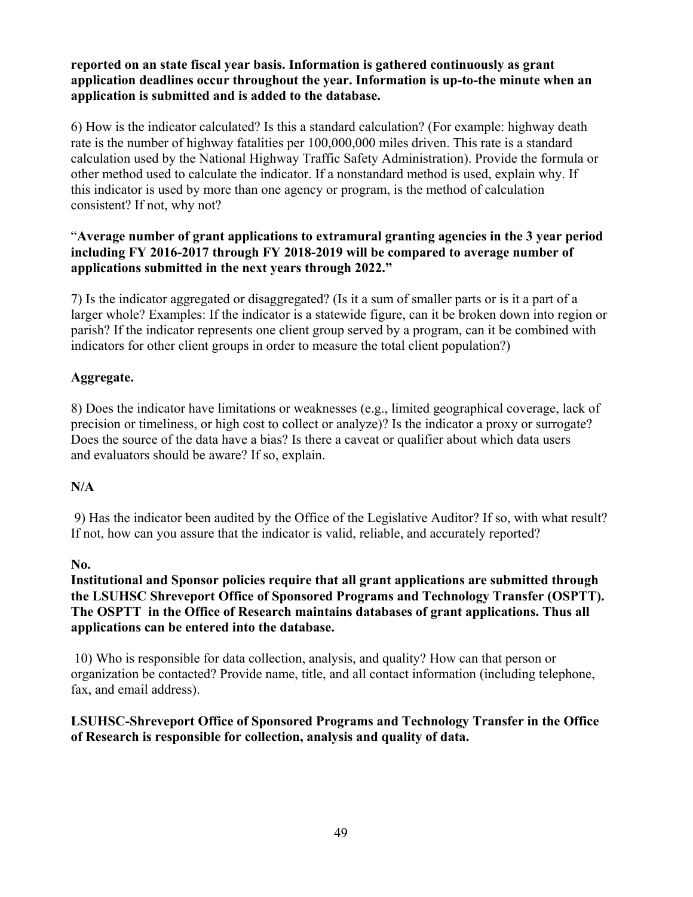**reported on an state fiscal year basis. Information is gathered continuously as grant application deadlines occur throughout the year. Information is up-to-the minute when an application is submitted and is added to the database.**

6) How is the indicator calculated? Is this a standard calculation? (For example: highway death rate is the number of highway fatalities per 100,000,000 miles driven. This rate is a standard calculation used by the National Highway Traffic Safety Administration). Provide the formula or other method used to calculate the indicator. If a nonstandard method is used, explain why. If this indicator is used by more than one agency or program, is the method of calculation consistent? If not, why not?

"**Average number of grant applications to extramural granting agencies in the 3 year period including FY 2016-2017 through FY 2018-2019 will be compared to average number of applications submitted in the next years through 2022.**"

7) Is the indicator aggregated or disaggregated? (Is it a sum of smaller parts or is it a part of a larger whole? Examples: If the indicator is a statewide figure, can it be broken down into region or parish? If the indicator represents one client group served by a program, can it be combined with indicators for other client groups in order to measure the total client population?)

**Aggregate.**

8) Does the indicator have limitations or weaknesses (e.g., limited geographical coverage, lack of precision or timeliness, or high cost to collect or analyze)? Is the indicator a proxy or surrogate? Does the source of the data have a bias? Is there a caveat or qualifier about which data users and evaluators should be aware? If so, explain.

**N/A**

9) Has the indicator been audited by the Office of the Legislative Auditor? If so, with what result? If not, how can you assure that the indicator is valid, reliable, and accurately reported?

**No.**

**Institutional and Sponsor policies require that all grant applications are submitted through the LSUHSC Shreveport Office of Sponsored Programs and Technology Transfer (OSPTT). The OSPTT in the Office of Research maintains databases of grant applications. Thus all applications can be entered into the database.**

10) Who is responsible for data collection, analysis, and quality? How can that person or organization be contacted? Provide name, title, and all contact information (including telephone, fax, and email address).

**LSUHSC-Shreveport Office of Sponsored Programs and Technology Transfer in the Office of Research is responsible for collection, analysis and quality of data.**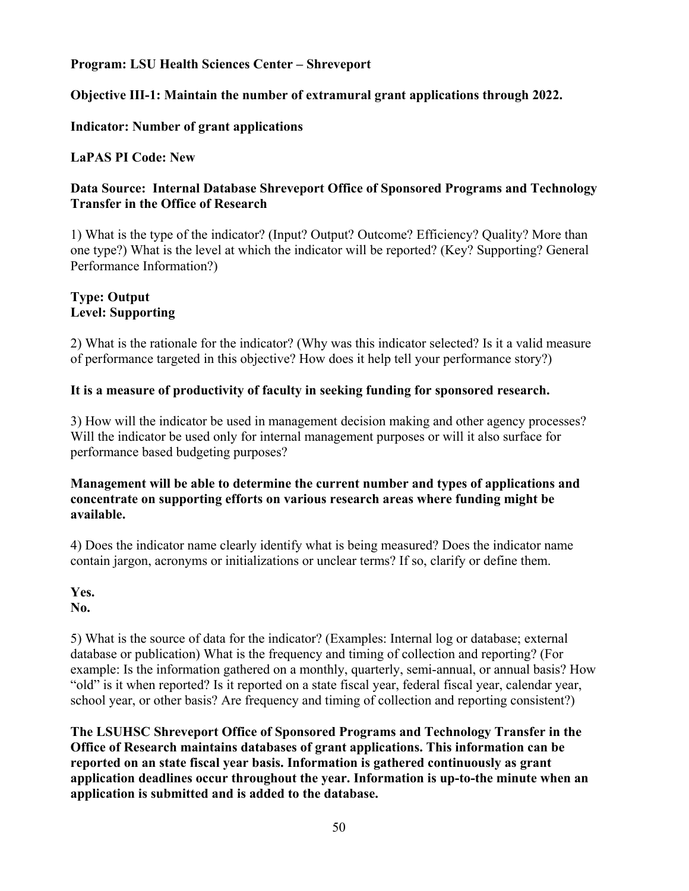**Program: LSU Health Sciences Center – Shreveport**

**Objective III-1: Maintain the number of extramural grant applications through 2022.**

**Indicator: Number of grant applications**

**LaPAS PI Code: New**

**Data Source: Internal Database Shreveport Office of Sponsored Programs and Technology Transfer in the Office of Research**

1) What is the type of the indicator? (Input? Output? Outcome? Efficiency? Quality? More than one type?) What is the level at which the indicator will be reported? (Key? Supporting? General Performance Information?)

**Type: Output**
**Level: Supporting**

2) What is the rationale for the indicator? (Why was this indicator selected? Is it a valid measure of performance targeted in this objective? How does it help tell your performance story?)

**It is a measure of productivity of faculty in seeking funding for sponsored research.**

3) How will the indicator be used in management decision making and other agency processes? Will the indicator be used only for internal management purposes or will it also surface for performance based budgeting purposes?

**Management will be able to determine the current number and types of applications and concentrate on supporting efforts on various research areas where funding might be available.**

4) Does the indicator name clearly identify what is being measured? Does the indicator name contain jargon, acronyms or initializations or unclear terms? If so, clarify or define them.

**Yes.**
**No.**

5) What is the source of data for the indicator? (Examples: Internal log or database; external database or publication) What is the frequency and timing of collection and reporting? (For example: Is the information gathered on a monthly, quarterly, semi-annual, or annual basis? How "old" is it when reported? Is it reported on a state fiscal year, federal fiscal year, calendar year, school year, or other basis? Are frequency and timing of collection and reporting consistent?)

**The LSUHSC Shreveport Office of Sponsored Programs and Technology Transfer in the Office of Research maintains databases of grant applications. This information can be reported on an state fiscal year basis. Information is gathered continuously as grant application deadlines occur throughout the year. Information is up-to-the minute when an application is submitted and is added to the database.**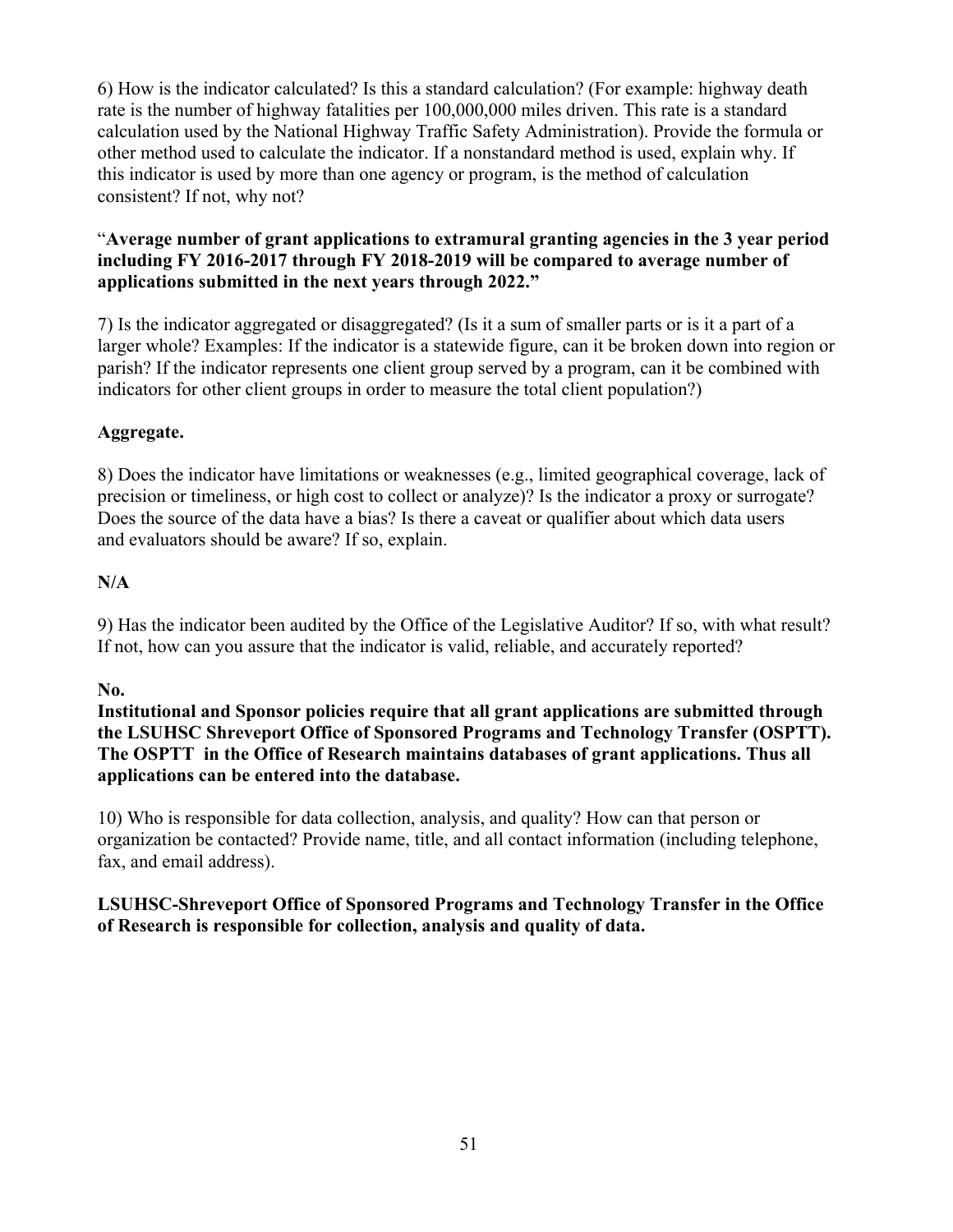6) How is the indicator calculated? Is this a standard calculation? (For example: highway death rate is the number of highway fatalities per 100,000,000 miles driven. This rate is a standard calculation used by the National Highway Traffic Safety Administration). Provide the formula or other method used to calculate the indicator. If a nonstandard method is used, explain why. If this indicator is used by more than one agency or program, is the method of calculation consistent? If not, why not?

"**Average number of grant applications to extramural granting agencies in the 3 year period including FY 2016-2017 through FY 2018-2019 will be compared to average number of applications submitted in the next years through 2022."**

7) Is the indicator aggregated or disaggregated? (Is it a sum of smaller parts or is it a part of a larger whole? Examples: If the indicator is a statewide figure, can it be broken down into region or parish? If the indicator represents one client group served by a program, can it be combined with indicators for other client groups in order to measure the total client population?)

**Aggregate.**

8) Does the indicator have limitations or weaknesses (e.g., limited geographical coverage, lack of precision or timeliness, or high cost to collect or analyze)? Is the indicator a proxy or surrogate? Does the source of the data have a bias? Is there a caveat or qualifier about which data users and evaluators should be aware? If so, explain.

**N/A**

9) Has the indicator been audited by the Office of the Legislative Auditor? If so, with what result? If not, how can you assure that the indicator is valid, reliable, and accurately reported?

**No.**
**Institutional and Sponsor policies require that all grant applications are submitted through the LSUHSC Shreveport Office of Sponsored Programs and Technology Transfer (OSPTT). The OSPTT in the Office of Research maintains databases of grant applications. Thus all applications can be entered into the database.**

10) Who is responsible for data collection, analysis, and quality? How can that person or organization be contacted? Provide name, title, and all contact information (including telephone, fax, and email address).

**LSUHSC-Shreveport Office of Sponsored Programs and Technology Transfer in the Office of Research is responsible for collection, analysis and quality of data.**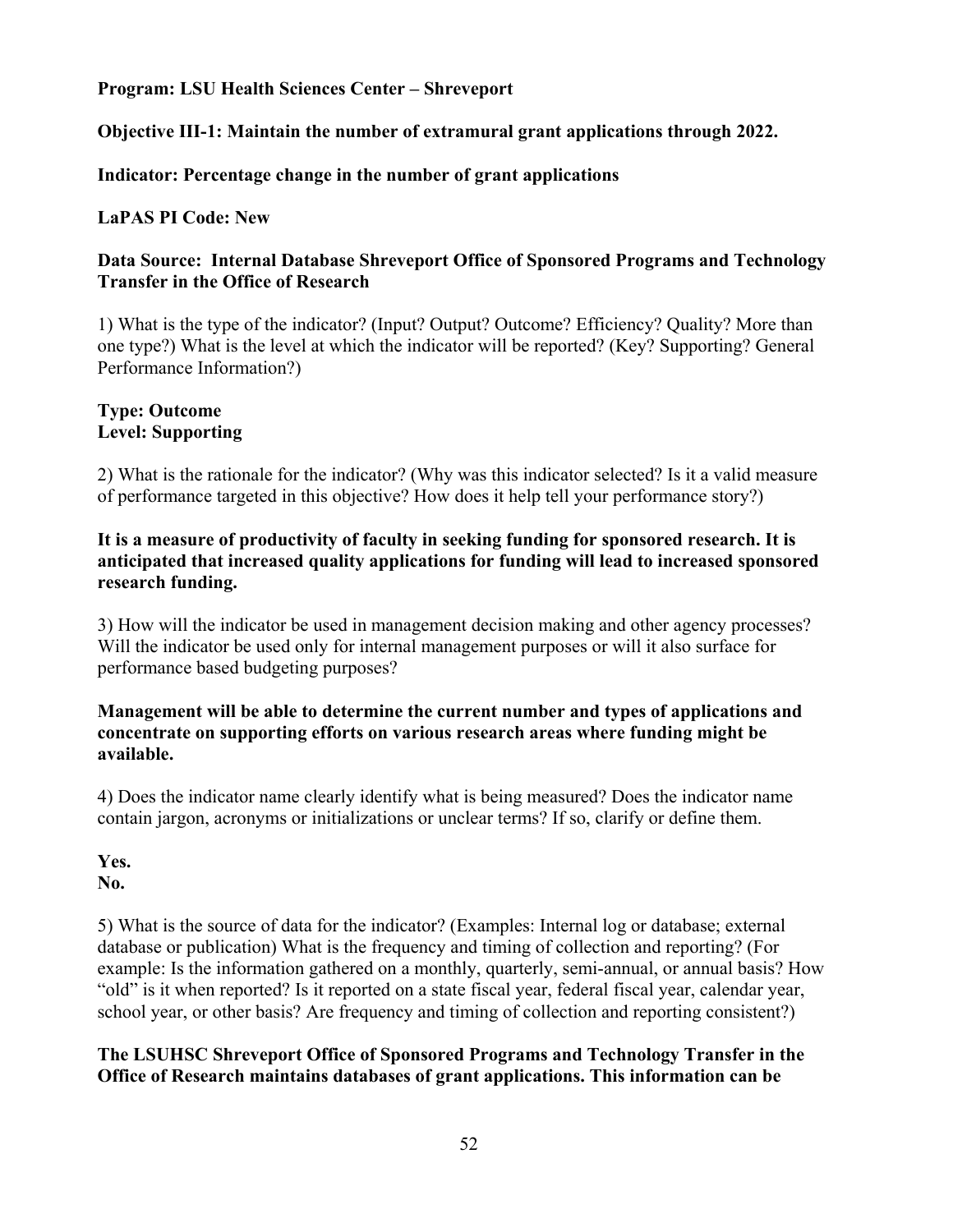**Program: LSU Health Sciences Center – Shreveport**

**Objective III-1: Maintain the number of extramural grant applications through 2022.**

**Indicator: Percentage change in the number of grant applications**

**LaPAS PI Code: New**

**Data Source: Internal Database Shreveport Office of Sponsored Programs and Technology Transfer in the Office of Research**

1) What is the type of the indicator? (Input? Output? Outcome? Efficiency? Quality? More than one type?) What is the level at which the indicator will be reported? (Key? Supporting? General Performance Information?)

**Type: Outcome**
**Level: Supporting**

2) What is the rationale for the indicator? (Why was this indicator selected? Is it a valid measure of performance targeted in this objective? How does it help tell your performance story?)

**It is a measure of productivity of faculty in seeking funding for sponsored research. It is anticipated that increased quality applications for funding will lead to increased sponsored research funding.**

3) How will the indicator be used in management decision making and other agency processes? Will the indicator be used only for internal management purposes or will it also surface for performance based budgeting purposes?

**Management will be able to determine the current number and types of applications and concentrate on supporting efforts on various research areas where funding might be available.**

4) Does the indicator name clearly identify what is being measured? Does the indicator name contain jargon, acronyms or initializations or unclear terms? If so, clarify or define them.

**Yes.**
**No.**

5) What is the source of data for the indicator? (Examples: Internal log or database; external database or publication) What is the frequency and timing of collection and reporting? (For example: Is the information gathered on a monthly, quarterly, semi-annual, or annual basis? How "old" is it when reported? Is it reported on a state fiscal year, federal fiscal year, calendar year, school year, or other basis? Are frequency and timing of collection and reporting consistent?)

**The LSUHSC Shreveport Office of Sponsored Programs and Technology Transfer in the Office of Research maintains databases of grant applications. This information can be**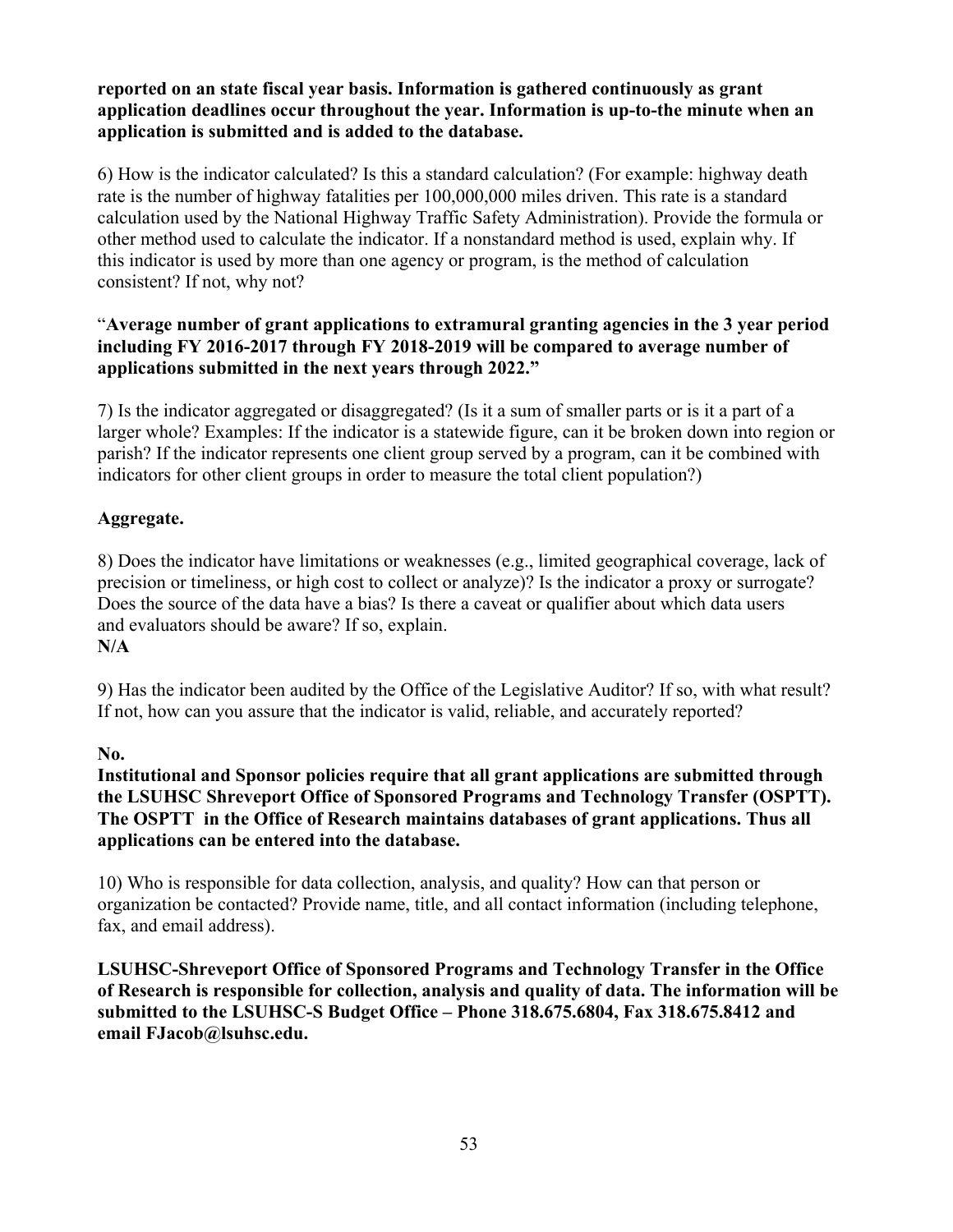**reported on an state fiscal year basis. Information is gathered continuously as grant application deadlines occur throughout the year. Information is up-to-the minute when an application is submitted and is added to the database.**

6) How is the indicator calculated? Is this a standard calculation? (For example: highway death rate is the number of highway fatalities per 100,000,000 miles driven. This rate is a standard calculation used by the National Highway Traffic Safety Administration). Provide the formula or other method used to calculate the indicator. If a nonstandard method is used, explain why. If this indicator is used by more than one agency or program, is the method of calculation consistent? If not, why not?

"**Average number of grant applications to extramural granting agencies in the 3 year period including FY 2016-2017 through FY 2018-2019 will be compared to average number of applications submitted in the next years through 2022.**"

7) Is the indicator aggregated or disaggregated? (Is it a sum of smaller parts or is it a part of a larger whole? Examples: If the indicator is a statewide figure, can it be broken down into region or parish? If the indicator represents one client group served by a program, can it be combined with indicators for other client groups in order to measure the total client population?)

**Aggregate.**

8) Does the indicator have limitations or weaknesses (e.g., limited geographical coverage, lack of precision or timeliness, or high cost to collect or analyze)? Is the indicator a proxy or surrogate? Does the source of the data have a bias? Is there a caveat or qualifier about which data users and evaluators should be aware? If so, explain.
**N/A**

9) Has the indicator been audited by the Office of the Legislative Auditor? If so, with what result? If not, how can you assure that the indicator is valid, reliable, and accurately reported?

**No.**
**Institutional and Sponsor policies require that all grant applications are submitted through the LSUHSC Shreveport Office of Sponsored Programs and Technology Transfer (OSPTT). The OSPTT in the Office of Research maintains databases of grant applications. Thus all applications can be entered into the database.**

10) Who is responsible for data collection, analysis, and quality? How can that person or organization be contacted? Provide name, title, and all contact information (including telephone, fax, and email address).

**LSUHSC-Shreveport Office of Sponsored Programs and Technology Transfer in the Office of Research is responsible for collection, analysis and quality of data. The information will be submitted to the LSUHSC-S Budget Office – Phone 318.675.6804, Fax 318.675.8412 and email FJacob@lsuhsc.edu.**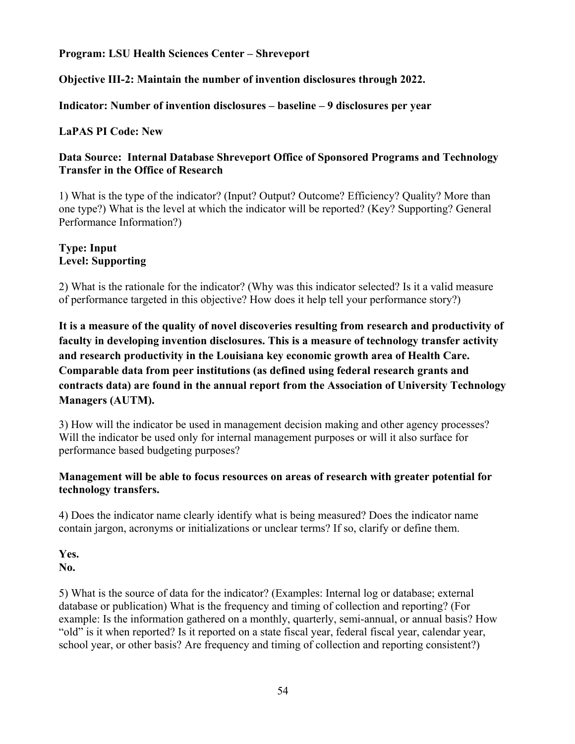**Program: LSU Health Sciences Center – Shreveport**

**Objective III-2: Maintain the number of invention disclosures through 2022.**

**Indicator: Number of invention disclosures – baseline – 9 disclosures per year**

**LaPAS PI Code: New**

**Data Source: Internal Database Shreveport Office of Sponsored Programs and Technology Transfer in the Office of Research**

1) What is the type of the indicator? (Input? Output? Outcome? Efficiency? Quality? More than one type?) What is the level at which the indicator will be reported? (Key? Supporting? General Performance Information?)

**Type: Input**
**Level: Supporting**

2) What is the rationale for the indicator? (Why was this indicator selected? Is it a valid measure of performance targeted in this objective? How does it help tell your performance story?)

**It is a measure of the quality of novel discoveries resulting from research and productivity of faculty in developing invention disclosures. This is a measure of technology transfer activity and research productivity in the Louisiana key economic growth area of Health Care. Comparable data from peer institutions (as defined using federal research grants and contracts data) are found in the annual report from the Association of University Technology Managers (AUTM).**

3) How will the indicator be used in management decision making and other agency processes? Will the indicator be used only for internal management purposes or will it also surface for performance based budgeting purposes?

**Management will be able to focus resources on areas of research with greater potential for technology transfers.**

4) Does the indicator name clearly identify what is being measured? Does the indicator name contain jargon, acronyms or initializations or unclear terms? If so, clarify or define them.

**Yes.**
**No.**

5) What is the source of data for the indicator? (Examples: Internal log or database; external database or publication) What is the frequency and timing of collection and reporting? (For example: Is the information gathered on a monthly, quarterly, semi-annual, or annual basis? How "old" is it when reported? Is it reported on a state fiscal year, federal fiscal year, calendar year, school year, or other basis? Are frequency and timing of collection and reporting consistent?)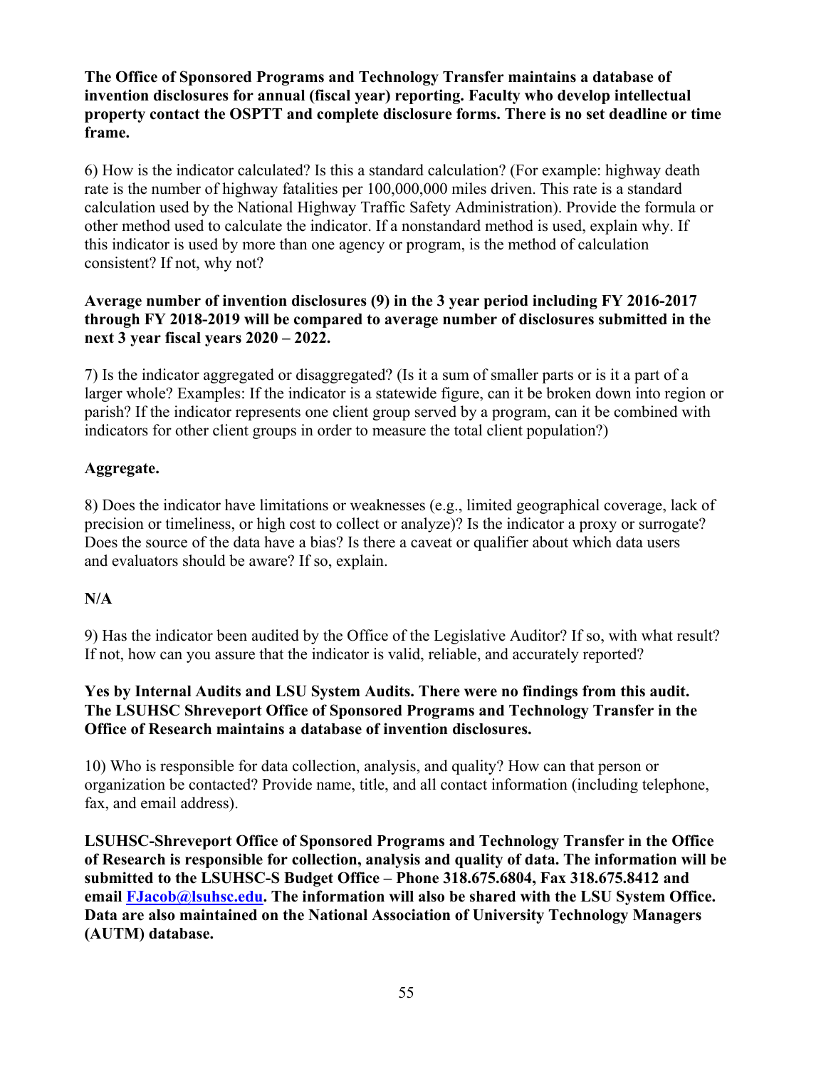**The Office of Sponsored Programs and Technology Transfer maintains a database of invention disclosures for annual (fiscal year) reporting. Faculty who develop intellectual property contact the OSPTT and complete disclosure forms. There is no set deadline or time frame.**

6) How is the indicator calculated? Is this a standard calculation? (For example: highway death rate is the number of highway fatalities per 100,000,000 miles driven. This rate is a standard calculation used by the National Highway Traffic Safety Administration). Provide the formula or other method used to calculate the indicator. If a nonstandard method is used, explain why. If this indicator is used by more than one agency or program, is the method of calculation consistent? If not, why not?

**Average number of invention disclosures (9) in the 3 year period including FY 2016-2017 through FY 2018-2019 will be compared to average number of disclosures submitted in the next 3 year fiscal years 2020 – 2022.**

7) Is the indicator aggregated or disaggregated? (Is it a sum of smaller parts or is it a part of a larger whole? Examples: If the indicator is a statewide figure, can it be broken down into region or parish? If the indicator represents one client group served by a program, can it be combined with indicators for other client groups in order to measure the total client population?)

**Aggregate.**

8) Does the indicator have limitations or weaknesses (e.g., limited geographical coverage, lack of precision or timeliness, or high cost to collect or analyze)? Is the indicator a proxy or surrogate? Does the source of the data have a bias? Is there a caveat or qualifier about which data users and evaluators should be aware? If so, explain.

**N/A**

9) Has the indicator been audited by the Office of the Legislative Auditor? If so, with what result? If not, how can you assure that the indicator is valid, reliable, and accurately reported?

**Yes by Internal Audits and LSU System Audits. There were no findings from this audit. The LSUHSC Shreveport Office of Sponsored Programs and Technology Transfer in the Office of Research maintains a database of invention disclosures.**

10) Who is responsible for data collection, analysis, and quality? How can that person or organization be contacted? Provide name, title, and all contact information (including telephone, fax, and email address).

**LSUHSC-Shreveport Office of Sponsored Programs and Technology Transfer in the Office of Research is responsible for collection, analysis and quality of data. The information will be submitted to the LSUHSC-S Budget Office – Phone 318.675.6804, Fax 318.675.8412 and email FJacob@lsuhsc.edu. The information will also be shared with the LSU System Office. Data are also maintained on the National Association of University Technology Managers (AUTM) database.**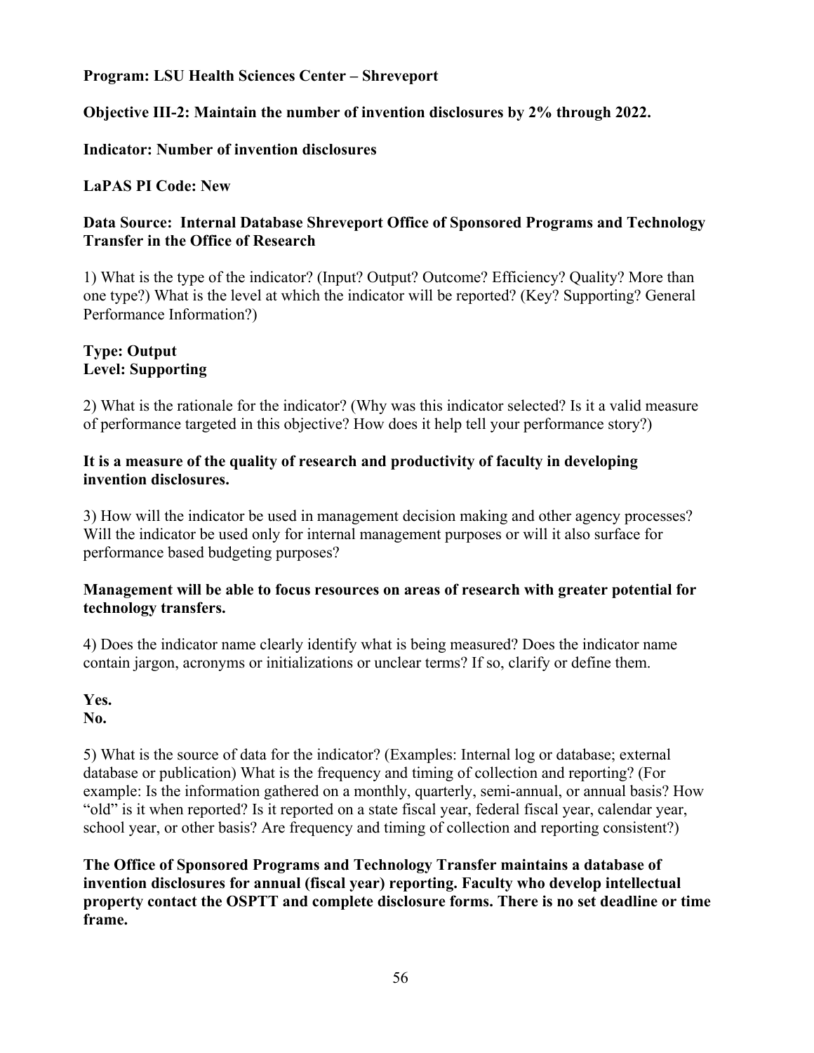**Program: LSU Health Sciences Center – Shreveport**

**Objective III-2: Maintain the number of invention disclosures by 2% through 2022.**

**Indicator: Number of invention disclosures**

**LaPAS PI Code: New**

**Data Source: Internal Database Shreveport Office of Sponsored Programs and Technology Transfer in the Office of Research**

1) What is the type of the indicator? (Input? Output? Outcome? Efficiency? Quality? More than one type?) What is the level at which the indicator will be reported? (Key? Supporting? General Performance Information?)

**Type: Output**
**Level: Supporting**

2) What is the rationale for the indicator? (Why was this indicator selected? Is it a valid measure of performance targeted in this objective? How does it help tell your performance story?)

**It is a measure of the quality of research and productivity of faculty in developing invention disclosures.**

3) How will the indicator be used in management decision making and other agency processes? Will the indicator be used only for internal management purposes or will it also surface for performance based budgeting purposes?

**Management will be able to focus resources on areas of research with greater potential for technology transfers.**

4) Does the indicator name clearly identify what is being measured? Does the indicator name contain jargon, acronyms or initializations or unclear terms? If so, clarify or define them.

**Yes.**
**No.**

5) What is the source of data for the indicator? (Examples: Internal log or database; external database or publication) What is the frequency and timing of collection and reporting? (For example: Is the information gathered on a monthly, quarterly, semi-annual, or annual basis? How "old" is it when reported? Is it reported on a state fiscal year, federal fiscal year, calendar year, school year, or other basis? Are frequency and timing of collection and reporting consistent?)

**The Office of Sponsored Programs and Technology Transfer maintains a database of invention disclosures for annual (fiscal year) reporting. Faculty who develop intellectual property contact the OSPTT and complete disclosure forms. There is no set deadline or time frame.**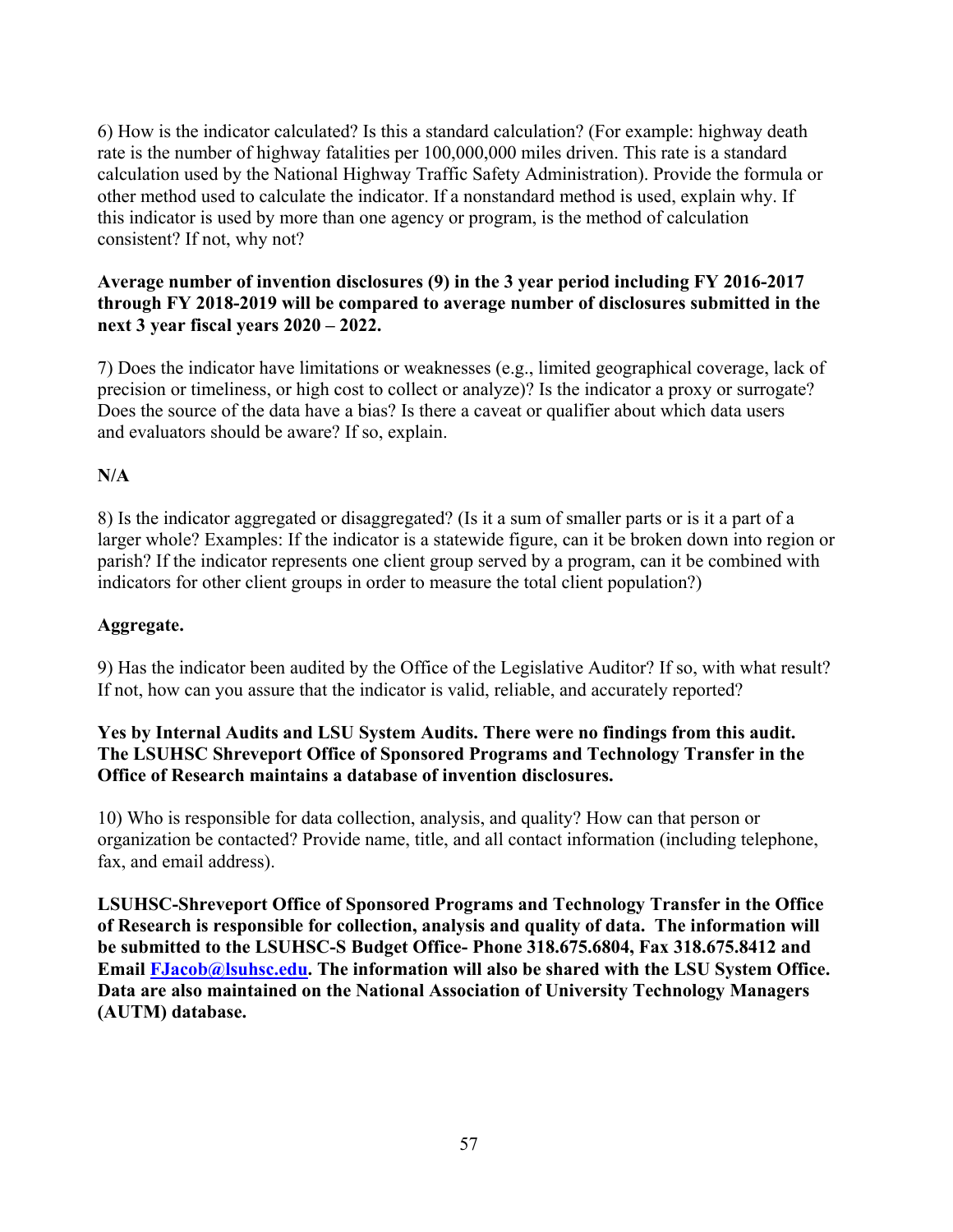6) How is the indicator calculated? Is this a standard calculation? (For example: highway death rate is the number of highway fatalities per 100,000,000 miles driven. This rate is a standard calculation used by the National Highway Traffic Safety Administration). Provide the formula or other method used to calculate the indicator. If a nonstandard method is used, explain why. If this indicator is used by more than one agency or program, is the method of calculation consistent? If not, why not?

**Average number of invention disclosures (9) in the 3 year period including FY 2016-2017 through FY 2018-2019 will be compared to average number of disclosures submitted in the next 3 year fiscal years 2020 – 2022.**

7) Does the indicator have limitations or weaknesses (e.g., limited geographical coverage, lack of precision or timeliness, or high cost to collect or analyze)? Is the indicator a proxy or surrogate? Does the source of the data have a bias? Is there a caveat or qualifier about which data users and evaluators should be aware? If so, explain.

**N/A**

8) Is the indicator aggregated or disaggregated? (Is it a sum of smaller parts or is it a part of a larger whole? Examples: If the indicator is a statewide figure, can it be broken down into region or parish? If the indicator represents one client group served by a program, can it be combined with indicators for other client groups in order to measure the total client population?)

**Aggregate.**

9) Has the indicator been audited by the Office of the Legislative Auditor? If so, with what result? If not, how can you assure that the indicator is valid, reliable, and accurately reported?

**Yes by Internal Audits and LSU System Audits. There were no findings from this audit. The LSUHSC Shreveport Office of Sponsored Programs and Technology Transfer in the Office of Research maintains a database of invention disclosures.**

10) Who is responsible for data collection, analysis, and quality? How can that person or organization be contacted? Provide name, title, and all contact information (including telephone, fax, and email address).

**LSUHSC-Shreveport Office of Sponsored Programs and Technology Transfer in the Office of Research is responsible for collection, analysis and quality of data. The information will be submitted to the LSUHSC-S Budget Office- Phone 318.675.6804, Fax 318.675.8412 and Email FJacob@lsuhsc.edu. The information will also be shared with the LSU System Office. Data are also maintained on the National Association of University Technology Managers (AUTM) database.**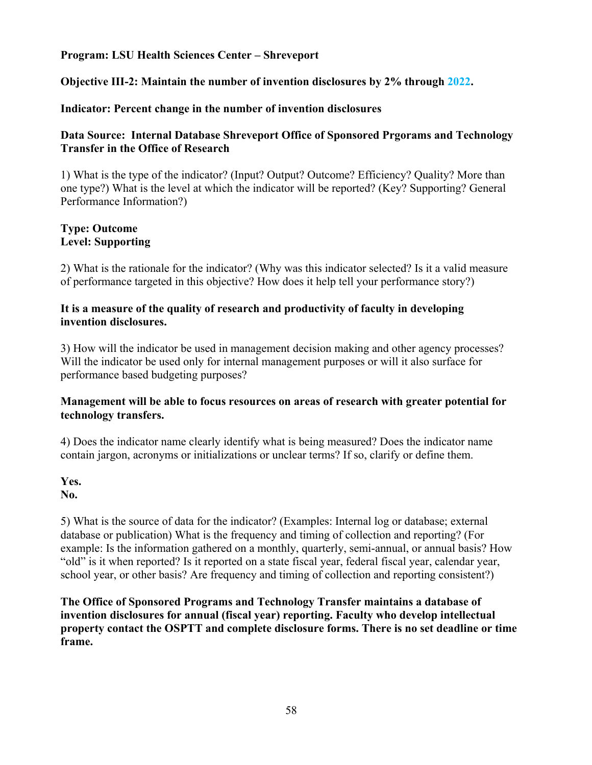**Program: LSU Health Sciences Center – Shreveport**

**Objective III-2: Maintain the number of invention disclosures by 2% through 2022.**

**Indicator: Percent change in the number of invention disclosures**

**Data Source: Internal Database Shreveport Office of Sponsored Prgorams and Technology Transfer in the Office of Research**

1) What is the type of the indicator? (Input? Output? Outcome? Efficiency? Quality? More than one type?) What is the level at which the indicator will be reported? (Key? Supporting? General Performance Information?)

**Type: Outcome**
**Level: Supporting**

2) What is the rationale for the indicator? (Why was this indicator selected? Is it a valid measure of performance targeted in this objective? How does it help tell your performance story?)

**It is a measure of the quality of research and productivity of faculty in developing invention disclosures.**

3) How will the indicator be used in management decision making and other agency processes? Will the indicator be used only for internal management purposes or will it also surface for performance based budgeting purposes?

**Management will be able to focus resources on areas of research with greater potential for technology transfers.**

4) Does the indicator name clearly identify what is being measured? Does the indicator name contain jargon, acronyms or initializations or unclear terms? If so, clarify or define them.

**Yes.**
**No.**

5) What is the source of data for the indicator? (Examples: Internal log or database; external database or publication) What is the frequency and timing of collection and reporting? (For example: Is the information gathered on a monthly, quarterly, semi-annual, or annual basis? How "old" is it when reported? Is it reported on a state fiscal year, federal fiscal year, calendar year, school year, or other basis? Are frequency and timing of collection and reporting consistent?)

**The Office of Sponsored Programs and Technology Transfer maintains a database of invention disclosures for annual (fiscal year) reporting. Faculty who develop intellectual property contact the OSPTT and complete disclosure forms. There is no set deadline or time frame.**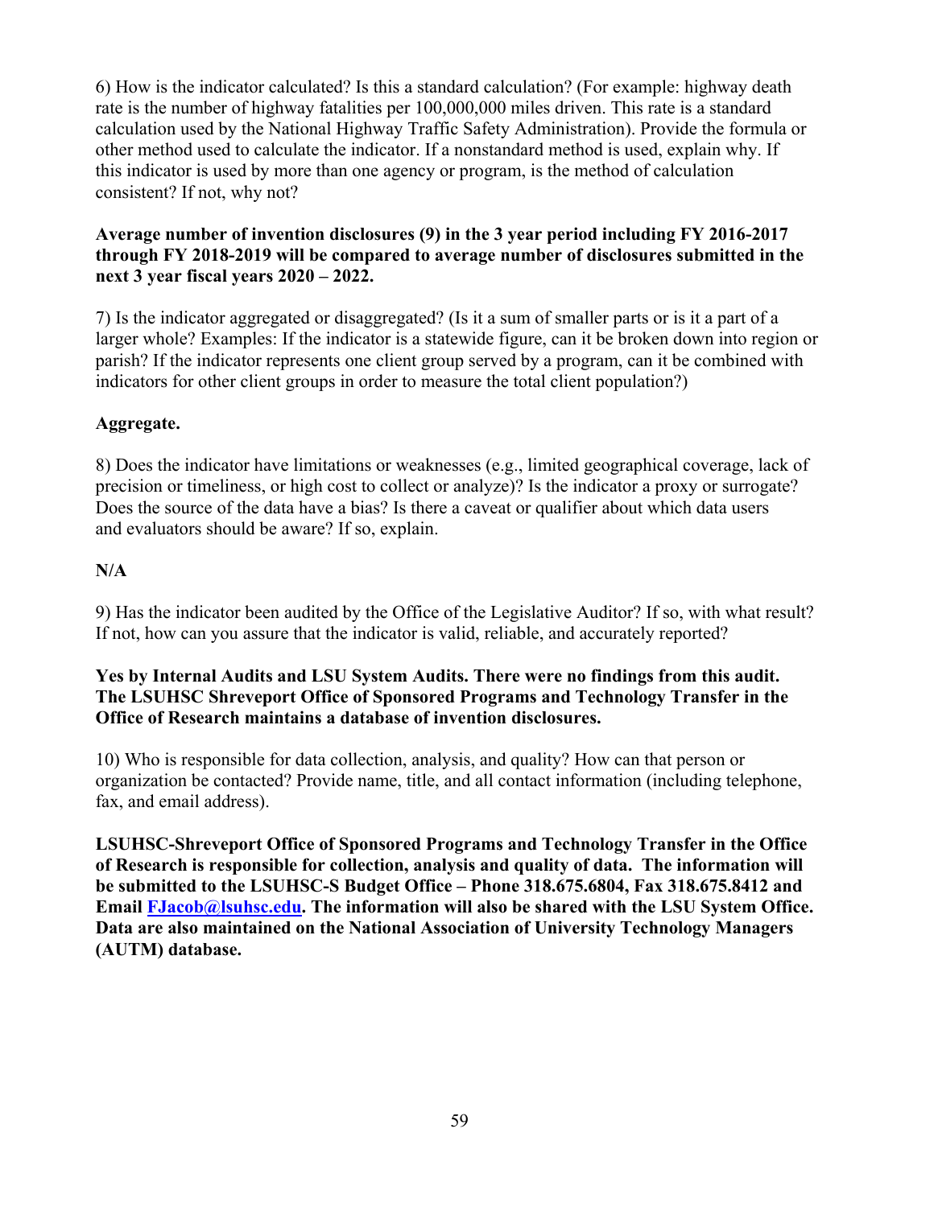6) How is the indicator calculated? Is this a standard calculation? (For example: highway death rate is the number of highway fatalities per 100,000,000 miles driven. This rate is a standard calculation used by the National Highway Traffic Safety Administration). Provide the formula or other method used to calculate the indicator. If a nonstandard method is used, explain why. If this indicator is used by more than one agency or program, is the method of calculation consistent? If not, why not?

**Average number of invention disclosures (9) in the 3 year period including FY 2016-2017 through FY 2018-2019 will be compared to average number of disclosures submitted in the next 3 year fiscal years 2020 – 2022.**

7) Is the indicator aggregated or disaggregated? (Is it a sum of smaller parts or is it a part of a larger whole? Examples: If the indicator is a statewide figure, can it be broken down into region or parish? If the indicator represents one client group served by a program, can it be combined with indicators for other client groups in order to measure the total client population?)

**Aggregate.**

8) Does the indicator have limitations or weaknesses (e.g., limited geographical coverage, lack of precision or timeliness, or high cost to collect or analyze)? Is the indicator a proxy or surrogate? Does the source of the data have a bias? Is there a caveat or qualifier about which data users and evaluators should be aware? If so, explain.

**N/A**

9) Has the indicator been audited by the Office of the Legislative Auditor? If so, with what result? If not, how can you assure that the indicator is valid, reliable, and accurately reported?

**Yes by Internal Audits and LSU System Audits. There were no findings from this audit. The LSUHSC Shreveport Office of Sponsored Programs and Technology Transfer in the Office of Research maintains a database of invention disclosures.**

10) Who is responsible for data collection, analysis, and quality? How can that person or organization be contacted? Provide name, title, and all contact information (including telephone, fax, and email address).

**LSUHSC-Shreveport Office of Sponsored Programs and Technology Transfer in the Office of Research is responsible for collection, analysis and quality of data. The information will be submitted to the LSUHSC-S Budget Office – Phone 318.675.6804, Fax 318.675.8412 and Email FJacob@lsuhsc.edu. The information will also be shared with the LSU System Office. Data are also maintained on the National Association of University Technology Managers (AUTM) database.**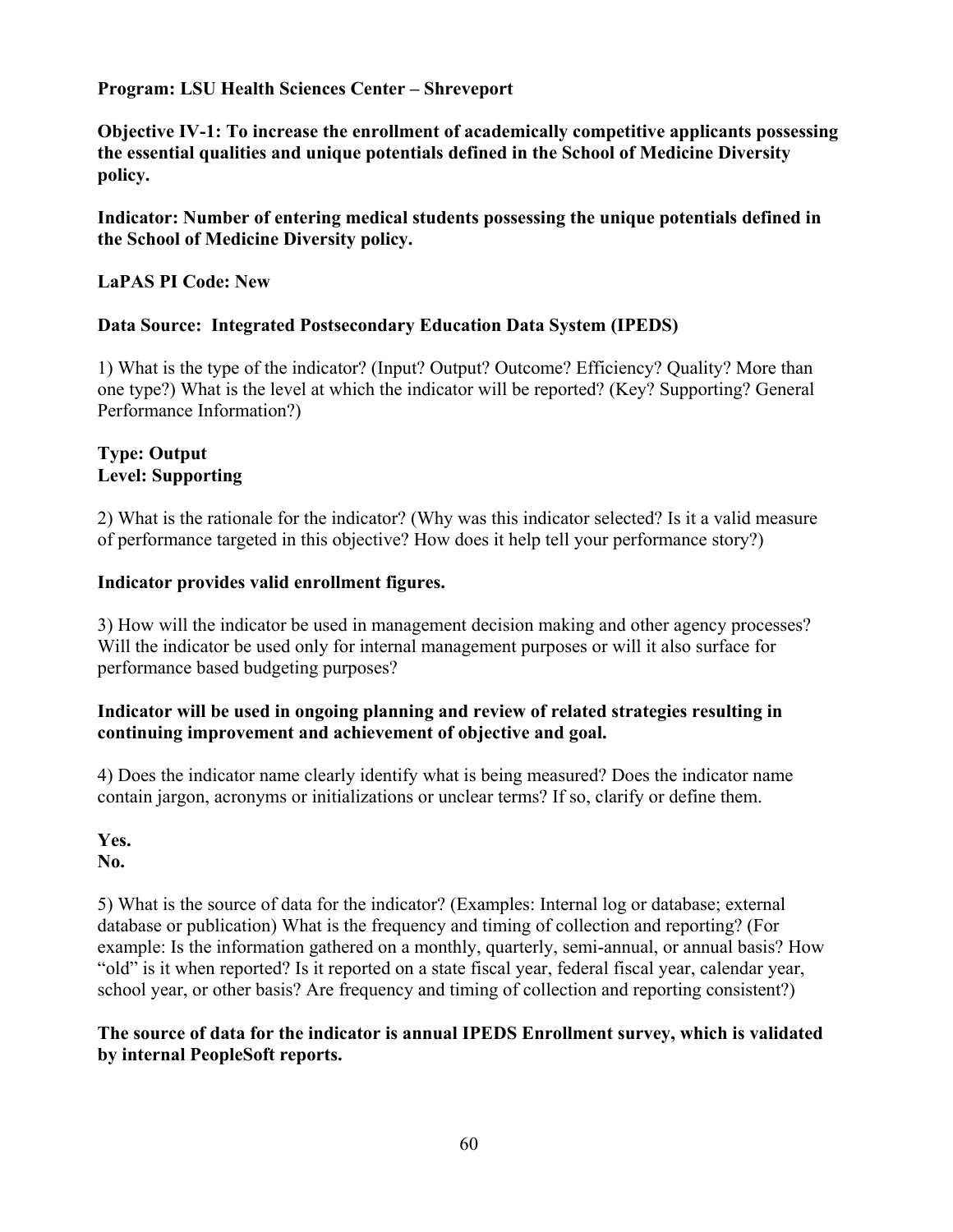**Program: LSU Health Sciences Center – Shreveport**

**Objective IV-1: To increase the enrollment of academically competitive applicants possessing the essential qualities and unique potentials defined in the School of Medicine Diversity policy.**

**Indicator: Number of entering medical students possessing the unique potentials defined in the School of Medicine Diversity policy.**

**LaPAS PI Code: New**

**Data Source: Integrated Postsecondary Education Data System (IPEDS)**

1) What is the type of the indicator? (Input? Output? Outcome? Efficiency? Quality? More than one type?) What is the level at which the indicator will be reported? (Key? Supporting? General Performance Information?)

**Type: Output**
**Level: Supporting**

2) What is the rationale for the indicator? (Why was this indicator selected? Is it a valid measure of performance targeted in this objective? How does it help tell your performance story?)

**Indicator provides valid enrollment figures.**

3) How will the indicator be used in management decision making and other agency processes? Will the indicator be used only for internal management purposes or will it also surface for performance based budgeting purposes?

**Indicator will be used in ongoing planning and review of related strategies resulting in continuing improvement and achievement of objective and goal.**

4) Does the indicator name clearly identify what is being measured? Does the indicator name contain jargon, acronyms or initializations or unclear terms? If so, clarify or define them.

**Yes.**
**No.**

5) What is the source of data for the indicator? (Examples: Internal log or database; external database or publication) What is the frequency and timing of collection and reporting? (For example: Is the information gathered on a monthly, quarterly, semi-annual, or annual basis? How "old" is it when reported? Is it reported on a state fiscal year, federal fiscal year, calendar year, school year, or other basis? Are frequency and timing of collection and reporting consistent?)

**The source of data for the indicator is annual IPEDS Enrollment survey, which is validated by internal PeopleSoft reports.**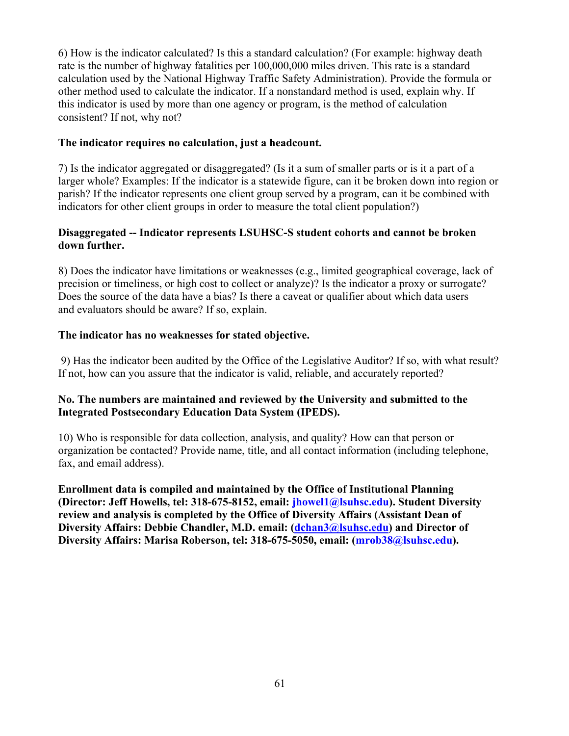6) How is the indicator calculated? Is this a standard calculation? (For example: highway death rate is the number of highway fatalities per 100,000,000 miles driven. This rate is a standard calculation used by the National Highway Traffic Safety Administration). Provide the formula or other method used to calculate the indicator. If a nonstandard method is used, explain why. If this indicator is used by more than one agency or program, is the method of calculation consistent? If not, why not?

**The indicator requires no calculation, just a headcount.**

7) Is the indicator aggregated or disaggregated? (Is it a sum of smaller parts or is it a part of a larger whole? Examples: If the indicator is a statewide figure, can it be broken down into region or parish? If the indicator represents one client group served by a program, can it be combined with indicators for other client groups in order to measure the total client population?)

**Disaggregated -- Indicator represents LSUHSC-S student cohorts and cannot be broken down further.**

8) Does the indicator have limitations or weaknesses (e.g., limited geographical coverage, lack of precision or timeliness, or high cost to collect or analyze)? Is the indicator a proxy or surrogate? Does the source of the data have a bias? Is there a caveat or qualifier about which data users and evaluators should be aware? If so, explain.

**The indicator has no weaknesses for stated objective.**

9) Has the indicator been audited by the Office of the Legislative Auditor? If so, with what result? If not, how can you assure that the indicator is valid, reliable, and accurately reported?

**No. The numbers are maintained and reviewed by the University and submitted to the Integrated Postsecondary Education Data System (IPEDS).**

10) Who is responsible for data collection, analysis, and quality? How can that person or organization be contacted? Provide name, title, and all contact information (including telephone, fax, and email address).

**Enrollment data is compiled and maintained by the Office of Institutional Planning (Director: Jeff Howells, tel: 318-675-8152, email: jhowel1@lsuhsc.edu). Student Diversity review and analysis is completed by the Office of Diversity Affairs (Assistant Dean of Diversity Affairs: Debbie Chandler, M.D. email: (dchan3@lsuhsc.edu) and Director of Diversity Affairs: Marisa Roberson, tel: 318-675-5050, email: (mrob38@lsuhsc.edu).**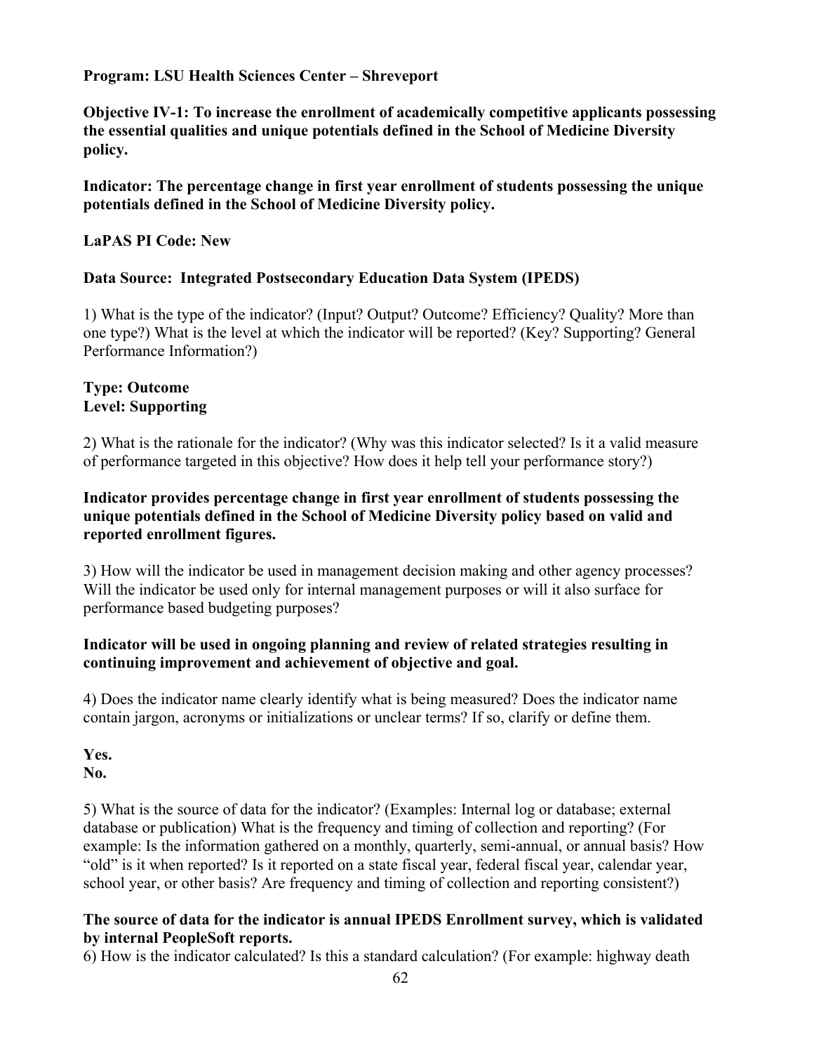**Program: LSU Health Sciences Center – Shreveport**

**Objective IV-1: To increase the enrollment of academically competitive applicants possessing the essential qualities and unique potentials defined in the School of Medicine Diversity policy.**

**Indicator: The percentage change in first year enrollment of students possessing the unique potentials defined in the School of Medicine Diversity policy.**

**LaPAS PI Code: New**

**Data Source: Integrated Postsecondary Education Data System (IPEDS)**

1) What is the type of the indicator? (Input? Output? Outcome? Efficiency? Quality? More than one type?) What is the level at which the indicator will be reported? (Key? Supporting? General Performance Information?)

**Type: Outcome**
**Level: Supporting**

2) What is the rationale for the indicator? (Why was this indicator selected? Is it a valid measure of performance targeted in this objective? How does it help tell your performance story?)

**Indicator provides percentage change in first year enrollment of students possessing the unique potentials defined in the School of Medicine Diversity policy based on valid and reported enrollment figures.**

3) How will the indicator be used in management decision making and other agency processes? Will the indicator be used only for internal management purposes or will it also surface for performance based budgeting purposes?

**Indicator will be used in ongoing planning and review of related strategies resulting in continuing improvement and achievement of objective and goal.**

4) Does the indicator name clearly identify what is being measured? Does the indicator name contain jargon, acronyms or initializations or unclear terms? If so, clarify or define them.

**Yes.**
**No.**

5) What is the source of data for the indicator? (Examples: Internal log or database; external database or publication) What is the frequency and timing of collection and reporting? (For example: Is the information gathered on a monthly, quarterly, semi-annual, or annual basis? How "old" is it when reported? Is it reported on a state fiscal year, federal fiscal year, calendar year, school year, or other basis? Are frequency and timing of collection and reporting consistent?)

**The source of data for the indicator is annual IPEDS Enrollment survey, which is validated by internal PeopleSoft reports.**

6) How is the indicator calculated? Is this a standard calculation? (For example: highway death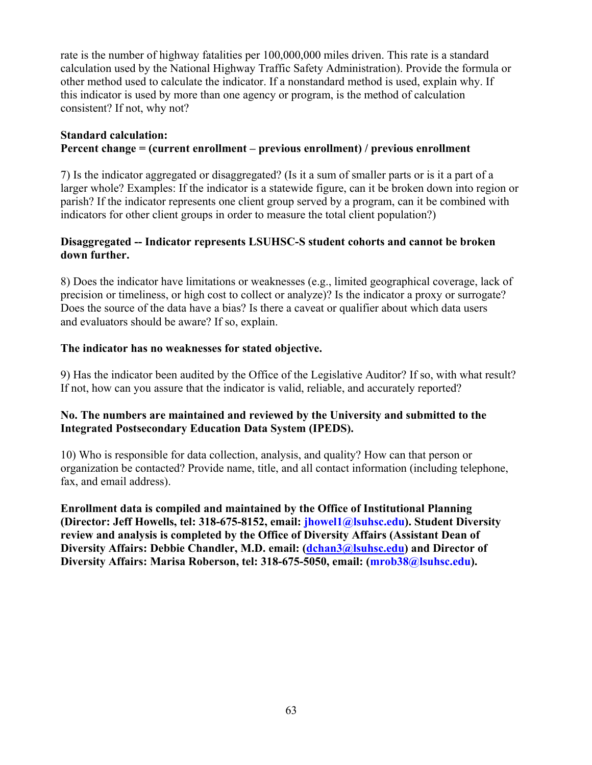rate is the number of highway fatalities per 100,000,000 miles driven. This rate is a standard calculation used by the National Highway Traffic Safety Administration). Provide the formula or other method used to calculate the indicator. If a nonstandard method is used, explain why. If this indicator is used by more than one agency or program, is the method of calculation consistent? If not, why not?

**Standard calculation:**
**Percent change = (current enrollment – previous enrollment) / previous enrollment**

7) Is the indicator aggregated or disaggregated? (Is it a sum of smaller parts or is it a part of a larger whole? Examples: If the indicator is a statewide figure, can it be broken down into region or parish? If the indicator represents one client group served by a program, can it be combined with indicators for other client groups in order to measure the total client population?)

**Disaggregated -- Indicator represents LSUHSC-S student cohorts and cannot be broken down further.**

8) Does the indicator have limitations or weaknesses (e.g., limited geographical coverage, lack of precision or timeliness, or high cost to collect or analyze)? Is the indicator a proxy or surrogate? Does the source of the data have a bias? Is there a caveat or qualifier about which data users and evaluators should be aware? If so, explain.

**The indicator has no weaknesses for stated objective.**

9) Has the indicator been audited by the Office of the Legislative Auditor? If so, with what result? If not, how can you assure that the indicator is valid, reliable, and accurately reported?

**No. The numbers are maintained and reviewed by the University and submitted to the Integrated Postsecondary Education Data System (IPEDS).**

10) Who is responsible for data collection, analysis, and quality? How can that person or organization be contacted? Provide name, title, and all contact information (including telephone, fax, and email address).

**Enrollment data is compiled and maintained by the Office of Institutional Planning (Director: Jeff Howells, tel: 318-675-8152, email: jhowel1@lsuhsc.edu). Student Diversity review and analysis is completed by the Office of Diversity Affairs (Assistant Dean of Diversity Affairs: Debbie Chandler, M.D. email: (dchan3@lsuhsc.edu) and Director of Diversity Affairs: Marisa Roberson, tel: 318-675-5050, email: (mrob38@lsuhsc.edu).**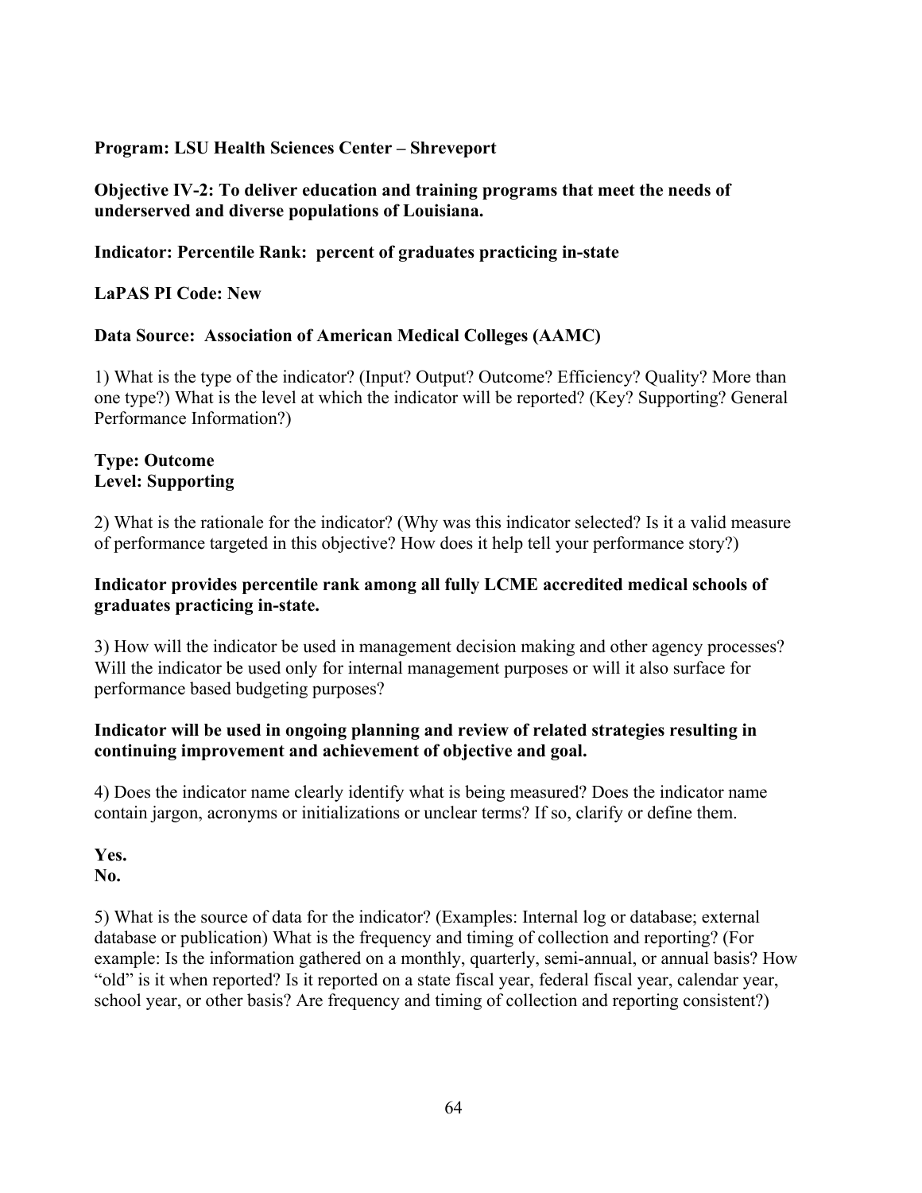**Program: LSU Health Sciences Center – Shreveport**

**Objective IV-2: To deliver education and training programs that meet the needs of underserved and diverse populations of Louisiana.**

**Indicator: Percentile Rank: percent of graduates practicing in-state**

**LaPAS PI Code: New**

**Data Source: Association of American Medical Colleges (AAMC)**

1) What is the type of the indicator? (Input? Output? Outcome? Efficiency? Quality? More than one type?) What is the level at which the indicator will be reported? (Key? Supporting? General Performance Information?)

**Type: Outcome**
**Level: Supporting**

2) What is the rationale for the indicator? (Why was this indicator selected? Is it a valid measure of performance targeted in this objective? How does it help tell your performance story?)

**Indicator provides percentile rank among all fully LCME accredited medical schools of graduates practicing in-state.**

3) How will the indicator be used in management decision making and other agency processes? Will the indicator be used only for internal management purposes or will it also surface for performance based budgeting purposes?

**Indicator will be used in ongoing planning and review of related strategies resulting in continuing improvement and achievement of objective and goal.**

4) Does the indicator name clearly identify what is being measured? Does the indicator name contain jargon, acronyms or initializations or unclear terms? If so, clarify or define them.

**Yes.**
**No.**

5) What is the source of data for the indicator? (Examples: Internal log or database; external database or publication) What is the frequency and timing of collection and reporting? (For example: Is the information gathered on a monthly, quarterly, semi-annual, or annual basis? How "old" is it when reported? Is it reported on a state fiscal year, federal fiscal year, calendar year, school year, or other basis? Are frequency and timing of collection and reporting consistent?)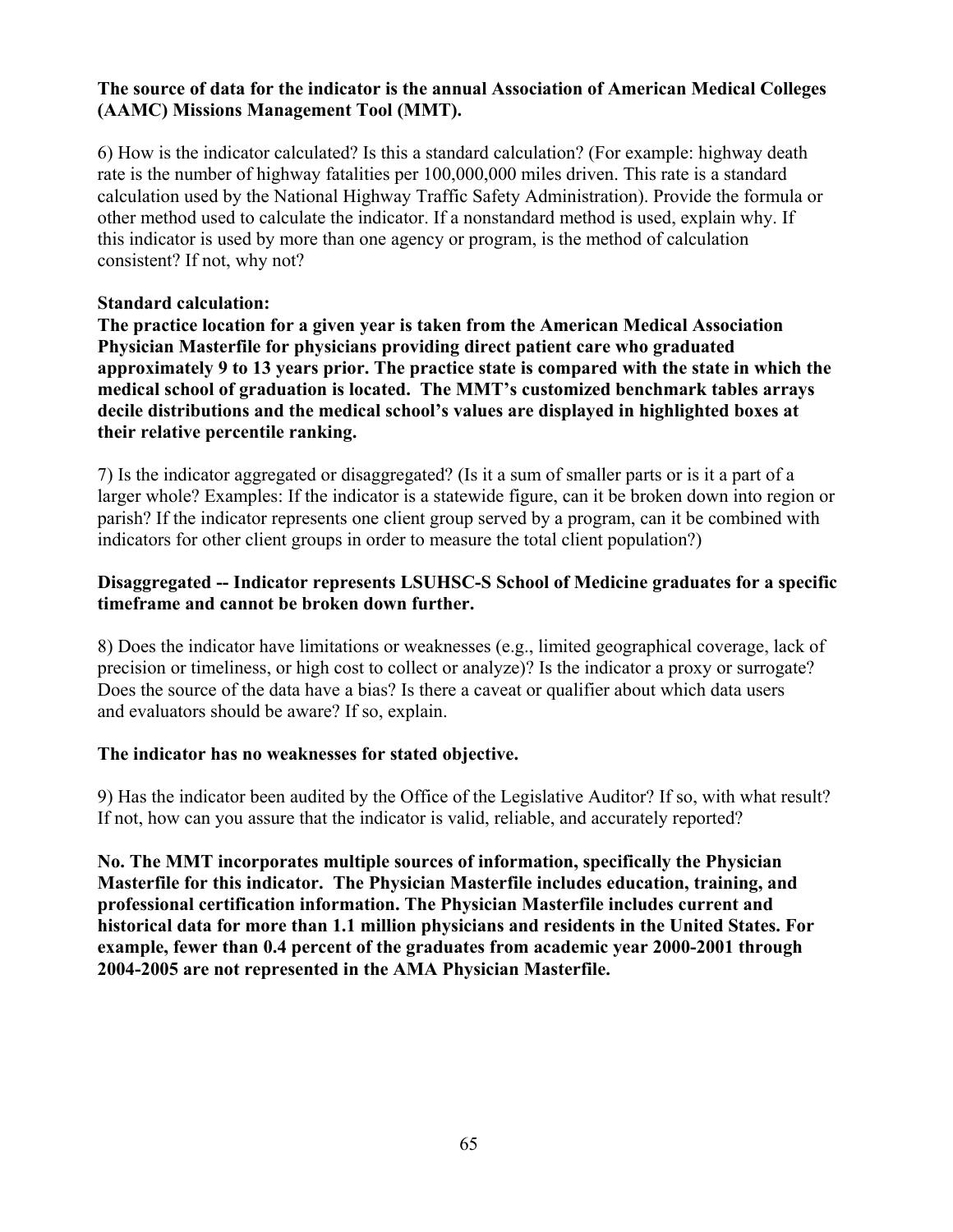**The source of data for the indicator is the annual Association of American Medical Colleges (AAMC) Missions Management Tool (MMT).**

6) How is the indicator calculated? Is this a standard calculation? (For example: highway death rate is the number of highway fatalities per 100,000,000 miles driven. This rate is a standard calculation used by the National Highway Traffic Safety Administration). Provide the formula or other method used to calculate the indicator. If a nonstandard method is used, explain why. If this indicator is used by more than one agency or program, is the method of calculation consistent? If not, why not?

**Standard calculation:**
**The practice location for a given year is taken from the American Medical Association Physician Masterfile for physicians providing direct patient care who graduated approximately 9 to 13 years prior. The practice state is compared with the state in which the medical school of graduation is located. The MMT's customized benchmark tables arrays decile distributions and the medical school's values are displayed in highlighted boxes at their relative percentile ranking.**

7) Is the indicator aggregated or disaggregated? (Is it a sum of smaller parts or is it a part of a larger whole? Examples: If the indicator is a statewide figure, can it be broken down into region or parish? If the indicator represents one client group served by a program, can it be combined with indicators for other client groups in order to measure the total client population?)

**Disaggregated -- Indicator represents LSUHSC-S School of Medicine graduates for a specific timeframe and cannot be broken down further.**

8) Does the indicator have limitations or weaknesses (e.g., limited geographical coverage, lack of precision or timeliness, or high cost to collect or analyze)? Is the indicator a proxy or surrogate? Does the source of the data have a bias? Is there a caveat or qualifier about which data users and evaluators should be aware? If so, explain.

**The indicator has no weaknesses for stated objective.**

9) Has the indicator been audited by the Office of the Legislative Auditor? If so, with what result? If not, how can you assure that the indicator is valid, reliable, and accurately reported?

**No. The MMT incorporates multiple sources of information, specifically the Physician Masterfile for this indicator. The Physician Masterfile includes education, training, and professional certification information. The Physician Masterfile includes current and historical data for more than 1.1 million physicians and residents in the United States. For example, fewer than 0.4 percent of the graduates from academic year 2000-2001 through 2004-2005 are not represented in the AMA Physician Masterfile.**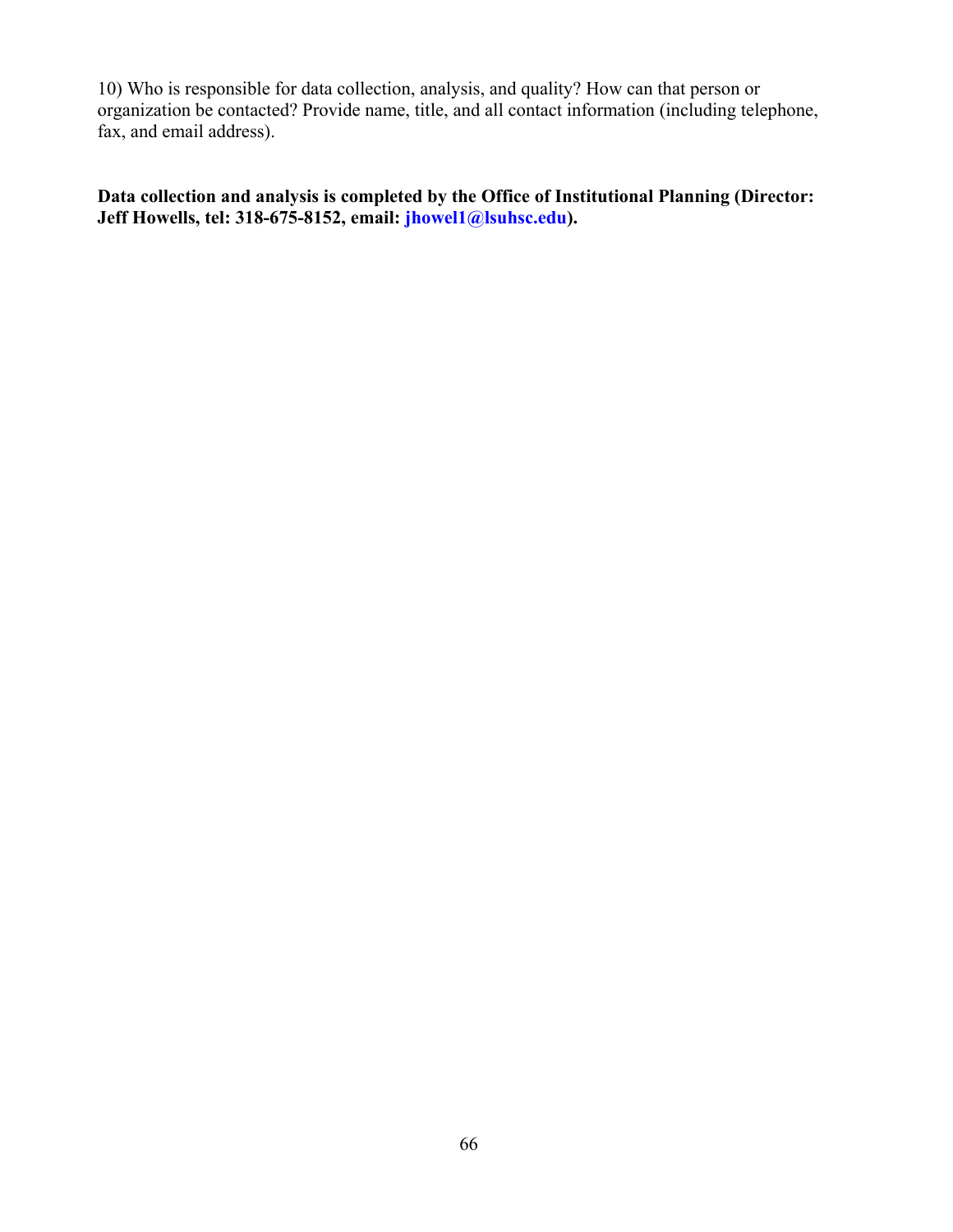10) Who is responsible for data collection, analysis, and quality? How can that person or organization be contacted? Provide name, title, and all contact information (including telephone, fax, and email address).

**Data collection and analysis is completed by the Office of Institutional Planning (Director: Jeff Howells, tel: 318-675-8152, email: jhowel1@lsuhsc.edu).**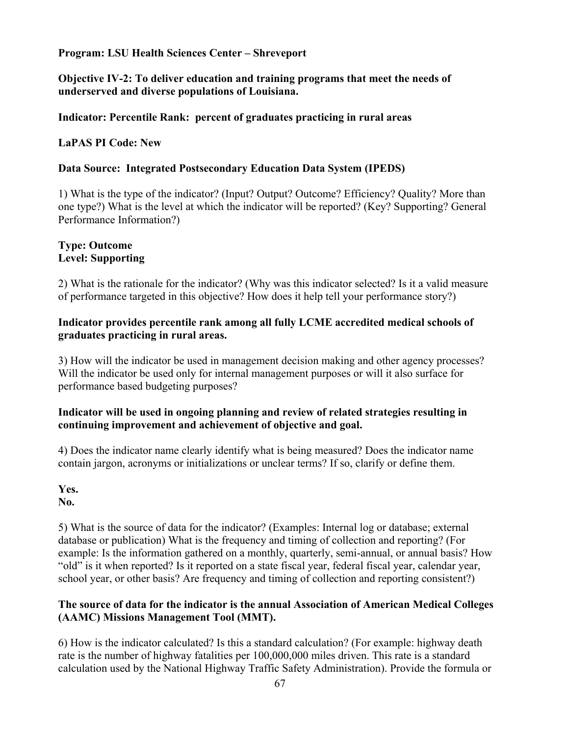**Program: LSU Health Sciences Center – Shreveport**

**Objective IV-2: To deliver education and training programs that meet the needs of underserved and diverse populations of Louisiana.**

**Indicator: Percentile Rank: percent of graduates practicing in rural areas**

**LaPAS PI Code: New**

**Data Source: Integrated Postsecondary Education Data System (IPEDS)**

1) What is the type of the indicator? (Input? Output? Outcome? Efficiency? Quality? More than one type?) What is the level at which the indicator will be reported? (Key? Supporting? General Performance Information?)

**Type: Outcome**
**Level: Supporting**

2) What is the rationale for the indicator? (Why was this indicator selected? Is it a valid measure of performance targeted in this objective? How does it help tell your performance story?)

**Indicator provides percentile rank among all fully LCME accredited medical schools of graduates practicing in rural areas.**

3) How will the indicator be used in management decision making and other agency processes? Will the indicator be used only for internal management purposes or will it also surface for performance based budgeting purposes?

**Indicator will be used in ongoing planning and review of related strategies resulting in continuing improvement and achievement of objective and goal.**

4) Does the indicator name clearly identify what is being measured? Does the indicator name contain jargon, acronyms or initializations or unclear terms? If so, clarify or define them.

**Yes.**
**No.**

5) What is the source of data for the indicator? (Examples: Internal log or database; external database or publication) What is the frequency and timing of collection and reporting? (For example: Is the information gathered on a monthly, quarterly, semi-annual, or annual basis? How "old" is it when reported? Is it reported on a state fiscal year, federal fiscal year, calendar year, school year, or other basis? Are frequency and timing of collection and reporting consistent?)

**The source of data for the indicator is the annual Association of American Medical Colleges (AAMC) Missions Management Tool (MMT).**

6) How is the indicator calculated? Is this a standard calculation? (For example: highway death rate is the number of highway fatalities per 100,000,000 miles driven. This rate is a standard calculation used by the National Highway Traffic Safety Administration). Provide the formula or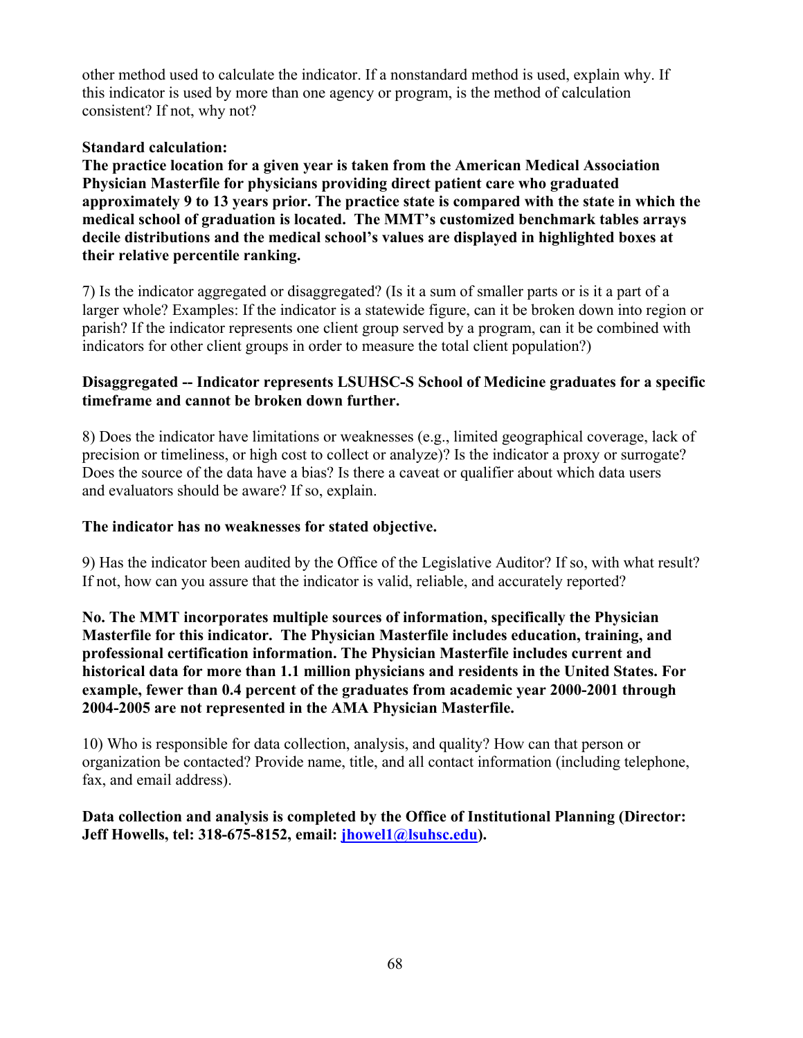other method used to calculate the indicator. If a nonstandard method is used, explain why. If this indicator is used by more than one agency or program, is the method of calculation consistent? If not, why not?

**Standard calculation:**
**The practice location for a given year is taken from the American Medical Association Physician Masterfile for physicians providing direct patient care who graduated approximately 9 to 13 years prior. The practice state is compared with the state in which the medical school of graduation is located. The MMT's customized benchmark tables arrays decile distributions and the medical school's values are displayed in highlighted boxes at their relative percentile ranking.**

7) Is the indicator aggregated or disaggregated? (Is it a sum of smaller parts or is it a part of a larger whole? Examples: If the indicator is a statewide figure, can it be broken down into region or parish? If the indicator represents one client group served by a program, can it be combined with indicators for other client groups in order to measure the total client population?)

**Disaggregated -- Indicator represents LSUHSC-S School of Medicine graduates for a specific timeframe and cannot be broken down further.**

8) Does the indicator have limitations or weaknesses (e.g., limited geographical coverage, lack of precision or timeliness, or high cost to collect or analyze)? Is the indicator a proxy or surrogate? Does the source of the data have a bias? Is there a caveat or qualifier about which data users and evaluators should be aware? If so, explain.

**The indicator has no weaknesses for stated objective.**

9) Has the indicator been audited by the Office of the Legislative Auditor? If so, with what result? If not, how can you assure that the indicator is valid, reliable, and accurately reported?

**No. The MMT incorporates multiple sources of information, specifically the Physician Masterfile for this indicator. The Physician Masterfile includes education, training, and professional certification information. The Physician Masterfile includes current and historical data for more than 1.1 million physicians and residents in the United States. For example, fewer than 0.4 percent of the graduates from academic year 2000-2001 through 2004-2005 are not represented in the AMA Physician Masterfile.**

10) Who is responsible for data collection, analysis, and quality? How can that person or organization be contacted? Provide name, title, and all contact information (including telephone, fax, and email address).

**Data collection and analysis is completed by the Office of Institutional Planning (Director: Jeff Howells, tel: 318-675-8152, email: jhowel1@lsuhsc.edu).**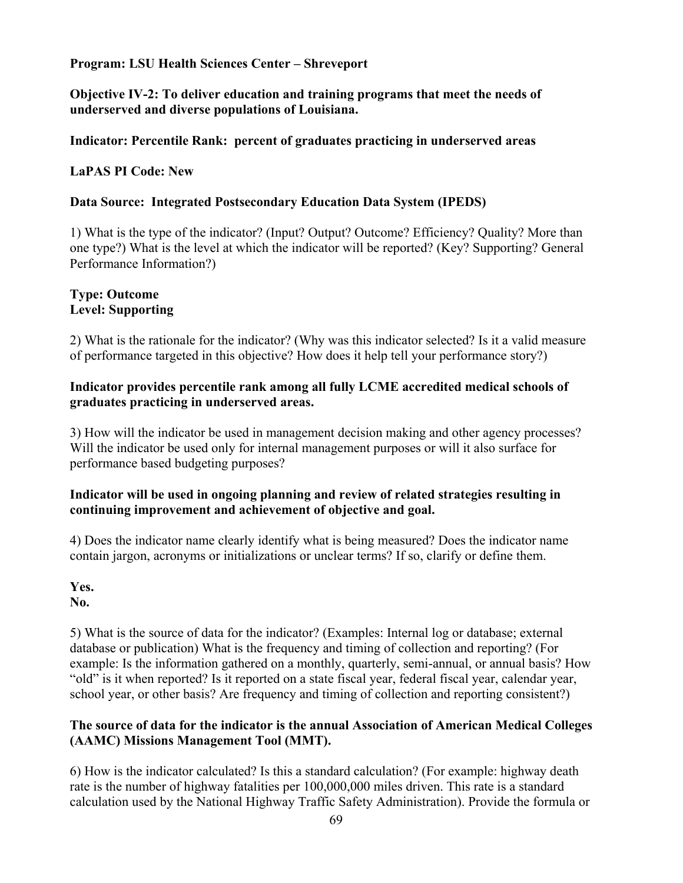**Program: LSU Health Sciences Center – Shreveport**

**Objective IV-2: To deliver education and training programs that meet the needs of underserved and diverse populations of Louisiana.**

**Indicator: Percentile Rank: percent of graduates practicing in underserved areas**

**LaPAS PI Code: New**

**Data Source: Integrated Postsecondary Education Data System (IPEDS)**

1) What is the type of the indicator? (Input? Output? Outcome? Efficiency? Quality? More than one type?) What is the level at which the indicator will be reported? (Key? Supporting? General Performance Information?)

**Type: Outcome**
**Level: Supporting**

2) What is the rationale for the indicator? (Why was this indicator selected? Is it a valid measure of performance targeted in this objective? How does it help tell your performance story?)

**Indicator provides percentile rank among all fully LCME accredited medical schools of graduates practicing in underserved areas.**

3) How will the indicator be used in management decision making and other agency processes? Will the indicator be used only for internal management purposes or will it also surface for performance based budgeting purposes?

**Indicator will be used in ongoing planning and review of related strategies resulting in continuing improvement and achievement of objective and goal.**

4) Does the indicator name clearly identify what is being measured? Does the indicator name contain jargon, acronyms or initializations or unclear terms? If so, clarify or define them.

**Yes.**
**No.**

5) What is the source of data for the indicator? (Examples: Internal log or database; external database or publication) What is the frequency and timing of collection and reporting? (For example: Is the information gathered on a monthly, quarterly, semi-annual, or annual basis? How "old" is it when reported? Is it reported on a state fiscal year, federal fiscal year, calendar year, school year, or other basis? Are frequency and timing of collection and reporting consistent?)

**The source of data for the indicator is the annual Association of American Medical Colleges (AAMC) Missions Management Tool (MMT).**

6) How is the indicator calculated? Is this a standard calculation? (For example: highway death rate is the number of highway fatalities per 100,000,000 miles driven. This rate is a standard calculation used by the National Highway Traffic Safety Administration). Provide the formula or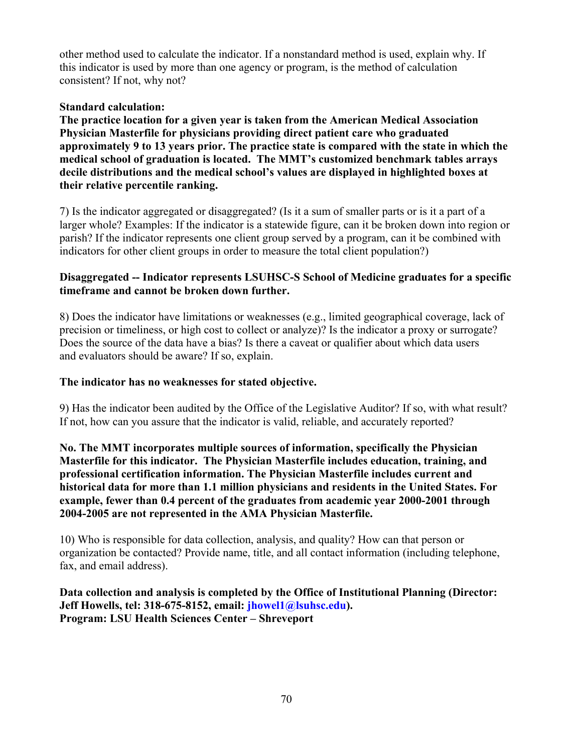other method used to calculate the indicator. If a nonstandard method is used, explain why. If this indicator is used by more than one agency or program, is the method of calculation consistent? If not, why not?

**Standard calculation:**
**The practice location for a given year is taken from the American Medical Association Physician Masterfile for physicians providing direct patient care who graduated approximately 9 to 13 years prior. The practice state is compared with the state in which the medical school of graduation is located. The MMT's customized benchmark tables arrays decile distributions and the medical school's values are displayed in highlighted boxes at their relative percentile ranking.**

7) Is the indicator aggregated or disaggregated? (Is it a sum of smaller parts or is it a part of a larger whole? Examples: If the indicator is a statewide figure, can it be broken down into region or parish? If the indicator represents one client group served by a program, can it be combined with indicators for other client groups in order to measure the total client population?)

**Disaggregated -- Indicator represents LSUHSC-S School of Medicine graduates for a specific timeframe and cannot be broken down further.**

8) Does the indicator have limitations or weaknesses (e.g., limited geographical coverage, lack of precision or timeliness, or high cost to collect or analyze)? Is the indicator a proxy or surrogate? Does the source of the data have a bias? Is there a caveat or qualifier about which data users and evaluators should be aware? If so, explain.

**The indicator has no weaknesses for stated objective.**

9) Has the indicator been audited by the Office of the Legislative Auditor? If so, with what result? If not, how can you assure that the indicator is valid, reliable, and accurately reported?

**No. The MMT incorporates multiple sources of information, specifically the Physician Masterfile for this indicator. The Physician Masterfile includes education, training, and professional certification information. The Physician Masterfile includes current and historical data for more than 1.1 million physicians and residents in the United States. For example, fewer than 0.4 percent of the graduates from academic year 2000-2001 through 2004-2005 are not represented in the AMA Physician Masterfile.**

10) Who is responsible for data collection, analysis, and quality? How can that person or organization be contacted? Provide name, title, and all contact information (including telephone, fax, and email address).

**Data collection and analysis is completed by the Office of Institutional Planning (Director: Jeff Howells, tel: 318-675-8152, email: jhowel1@lsuhsc.edu).**
**Program: LSU Health Sciences Center – Shreveport**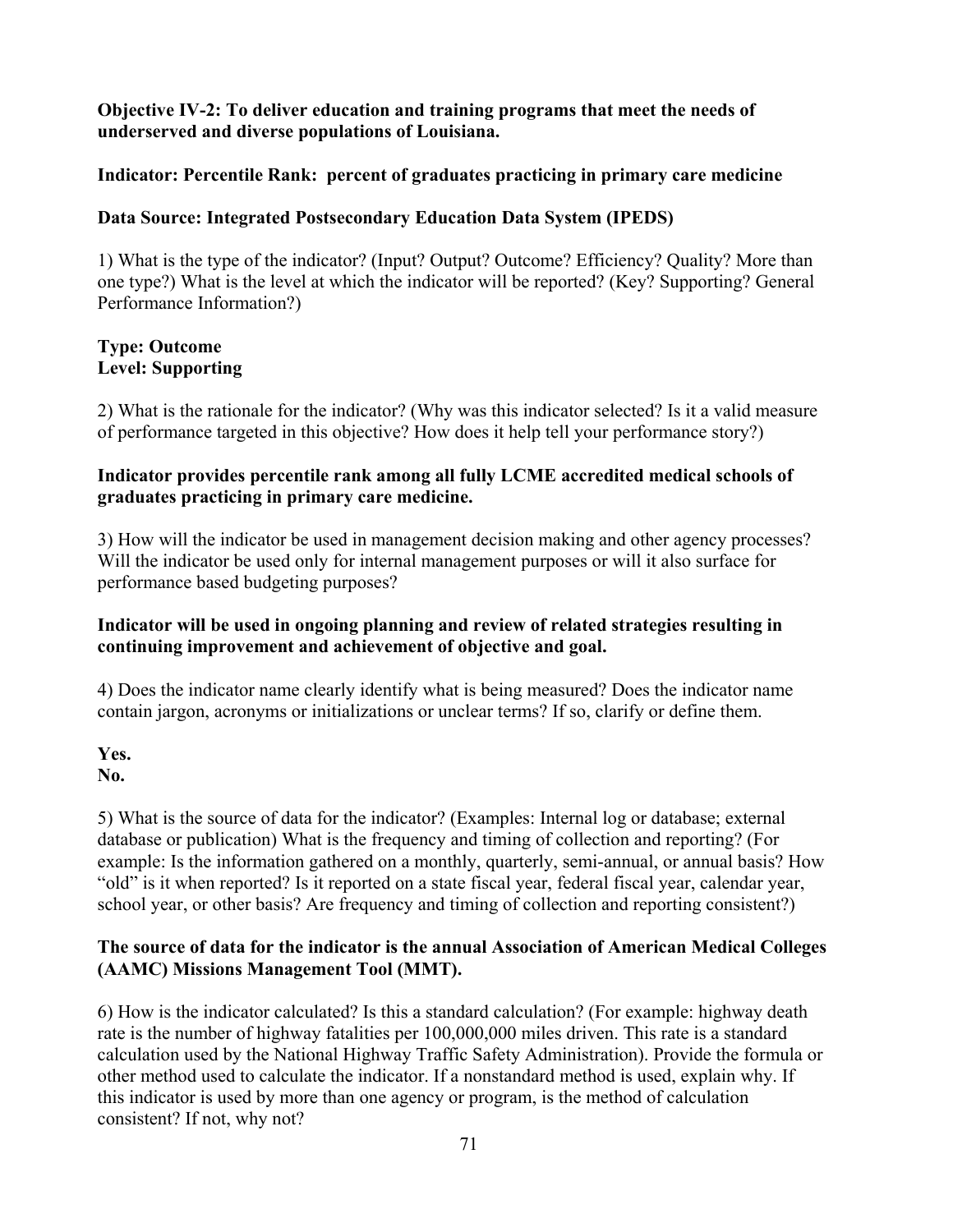**Objective IV-2: To deliver education and training programs that meet the needs of underserved and diverse populations of Louisiana.**

**Indicator: Percentile Rank: percent of graduates practicing in primary care medicine**

**Data Source: Integrated Postsecondary Education Data System (IPEDS)**

1) What is the type of the indicator? (Input? Output? Outcome? Efficiency? Quality? More than one type?) What is the level at which the indicator will be reported? (Key? Supporting? General Performance Information?)

**Type: Outcome**
**Level: Supporting**

2) What is the rationale for the indicator? (Why was this indicator selected? Is it a valid measure of performance targeted in this objective? How does it help tell your performance story?)

**Indicator provides percentile rank among all fully LCME accredited medical schools of graduates practicing in primary care medicine.**

3) How will the indicator be used in management decision making and other agency processes? Will the indicator be used only for internal management purposes or will it also surface for performance based budgeting purposes?

**Indicator will be used in ongoing planning and review of related strategies resulting in continuing improvement and achievement of objective and goal.**

4) Does the indicator name clearly identify what is being measured? Does the indicator name contain jargon, acronyms or initializations or unclear terms? If so, clarify or define them.

**Yes.**
**No.**

5) What is the source of data for the indicator? (Examples: Internal log or database; external database or publication) What is the frequency and timing of collection and reporting? (For example: Is the information gathered on a monthly, quarterly, semi-annual, or annual basis? How "old" is it when reported? Is it reported on a state fiscal year, federal fiscal year, calendar year, school year, or other basis? Are frequency and timing of collection and reporting consistent?)

**The source of data for the indicator is the annual Association of American Medical Colleges (AAMC) Missions Management Tool (MMT).**

6) How is the indicator calculated? Is this a standard calculation? (For example: highway death rate is the number of highway fatalities per 100,000,000 miles driven. This rate is a standard calculation used by the National Highway Traffic Safety Administration). Provide the formula or other method used to calculate the indicator. If a nonstandard method is used, explain why. If this indicator is used by more than one agency or program, is the method of calculation consistent? If not, why not?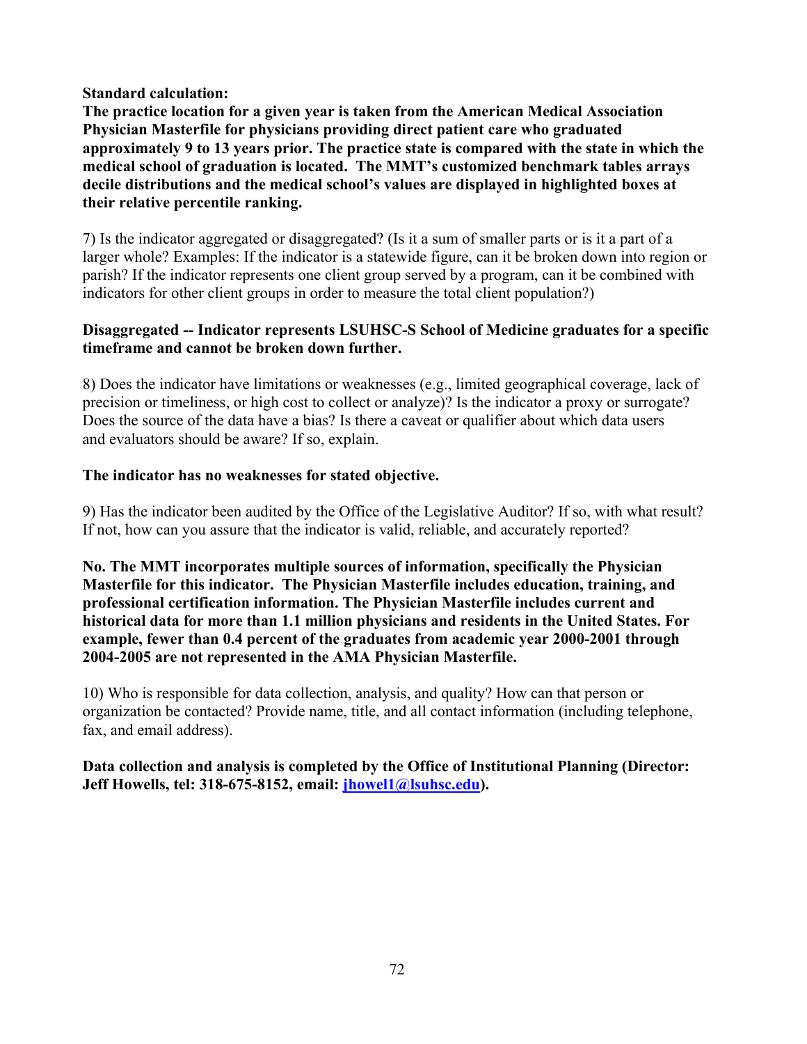**Standard calculation:**

**The practice location for a given year is taken from the American Medical Association Physician Masterfile for physicians providing direct patient care who graduated approximately 9 to 13 years prior. The practice state is compared with the state in which the medical school of graduation is located. The MMT's customized benchmark tables arrays decile distributions and the medical school's values are displayed in highlighted boxes at their relative percentile ranking.**

7) Is the indicator aggregated or disaggregated? (Is it a sum of smaller parts or is it a part of a larger whole? Examples: If the indicator is a statewide figure, can it be broken down into region or parish? If the indicator represents one client group served by a program, can it be combined with indicators for other client groups in order to measure the total client population?)

**Disaggregated -- Indicator represents LSUHSC-S School of Medicine graduates for a specific timeframe and cannot be broken down further.**

8) Does the indicator have limitations or weaknesses (e.g., limited geographical coverage, lack of precision or timeliness, or high cost to collect or analyze)? Is the indicator a proxy or surrogate? Does the source of the data have a bias? Is there a caveat or qualifier about which data users and evaluators should be aware? If so, explain.

**The indicator has no weaknesses for stated objective.**

9) Has the indicator been audited by the Office of the Legislative Auditor? If so, with what result? If not, how can you assure that the indicator is valid, reliable, and accurately reported?

**No. The MMT incorporates multiple sources of information, specifically the Physician Masterfile for this indicator. The Physician Masterfile includes education, training, and professional certification information. The Physician Masterfile includes current and historical data for more than 1.1 million physicians and residents in the United States. For example, fewer than 0.4 percent of the graduates from academic year 2000-2001 through 2004-2005 are not represented in the AMA Physician Masterfile.**

10) Who is responsible for data collection, analysis, and quality? How can that person or organization be contacted? Provide name, title, and all contact information (including telephone, fax, and email address).

**Data collection and analysis is completed by the Office of Institutional Planning (Director: Jeff Howells, tel: 318-675-8152, email: jhowel1@lsuhsc.edu).**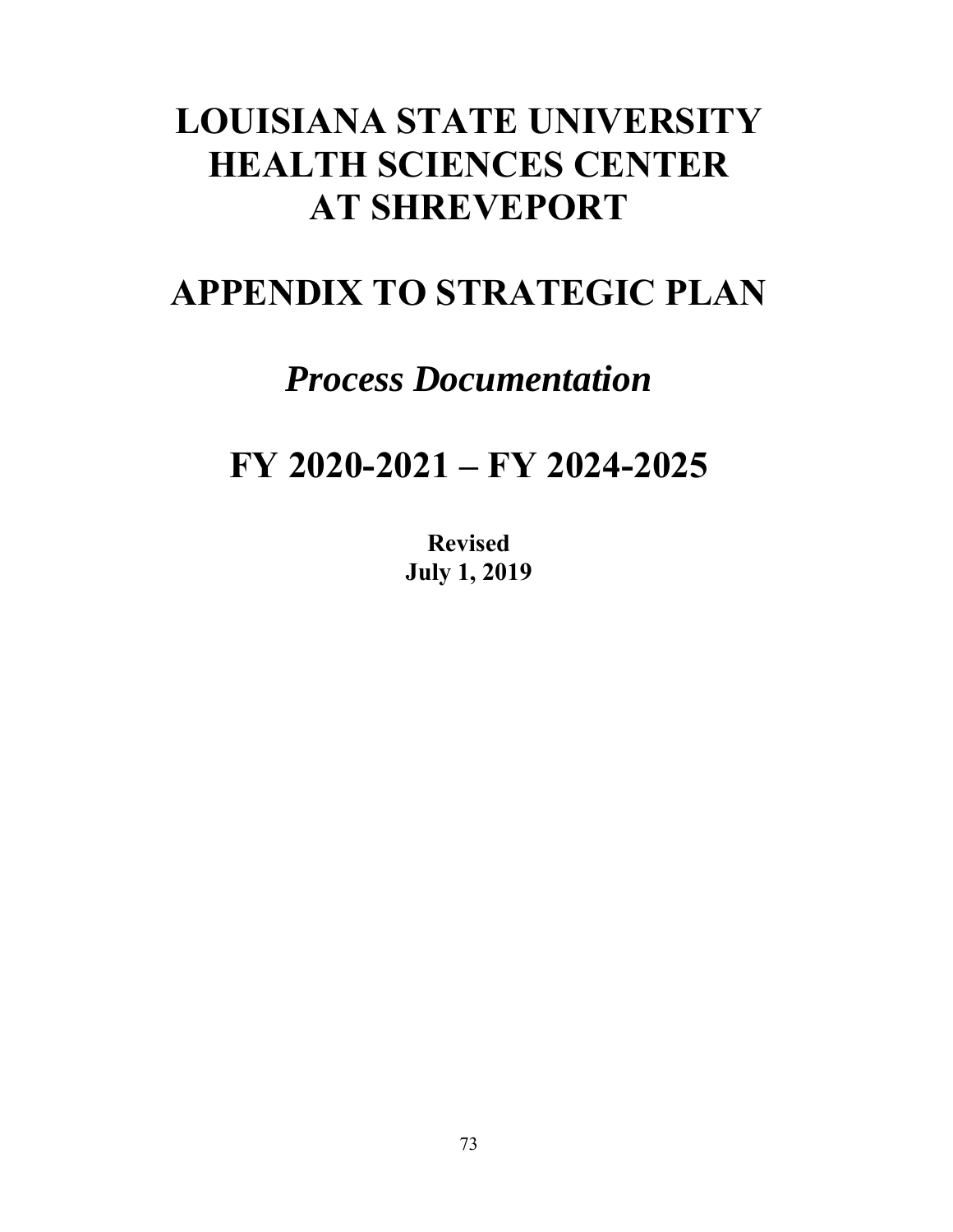# LOUISIANA STATE UNIVERSITY HEALTH SCIENCES CENTER AT SHREVEPORT

# APPENDIX TO STRATEGIC PLAN

## *Process Documentation*

# FY 2020-2021 – FY 2024-2025

**Revised**
**July 1, 2019**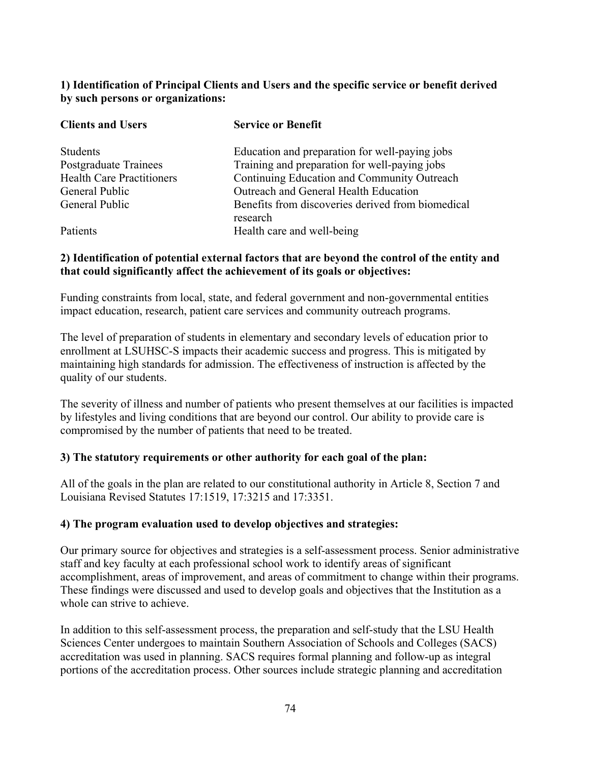**1) Identification of Principal Clients and Users and the specific service or benefit derived by such persons or organizations:**

| Clients and Users | Service or Benefit |
| --- | --- |
| Students | Education and preparation for well-paying jobs |
| Postgraduate Trainees | Training and preparation for well-paying jobs |
| Health Care Practitioners | Continuing Education and Community Outreach |
| General Public | Outreach and General Health Education |
| General Public | Benefits from discoveries derived from biomedical research |
| Patients | Health care and well-being |

**2) Identification of potential external factors that are beyond the control of the entity and that could significantly affect the achievement of its goals or objectives:**

Funding constraints from local, state, and federal government and non-governmental entities impact education, research, patient care services and community outreach programs.

The level of preparation of students in elementary and secondary levels of education prior to enrollment at LSUHSC-S impacts their academic success and progress. This is mitigated by maintaining high standards for admission. The effectiveness of instruction is affected by the quality of our students.

The severity of illness and number of patients who present themselves at our facilities is impacted by lifestyles and living conditions that are beyond our control. Our ability to provide care is compromised by the number of patients that need to be treated.

**3) The statutory requirements or other authority for each goal of the plan:**

All of the goals in the plan are related to our constitutional authority in Article 8, Section 7 and Louisiana Revised Statutes 17:1519, 17:3215 and 17:3351.

**4) The program evaluation used to develop objectives and strategies:**

Our primary source for objectives and strategies is a self-assessment process. Senior administrative staff and key faculty at each professional school work to identify areas of significant accomplishment, areas of improvement, and areas of commitment to change within their programs. These findings were discussed and used to develop goals and objectives that the Institution as a whole can strive to achieve.

In addition to this self-assessment process, the preparation and self-study that the LSU Health Sciences Center undergoes to maintain Southern Association of Schools and Colleges (SACS) accreditation was used in planning. SACS requires formal planning and follow-up as integral portions of the accreditation process. Other sources include strategic planning and accreditation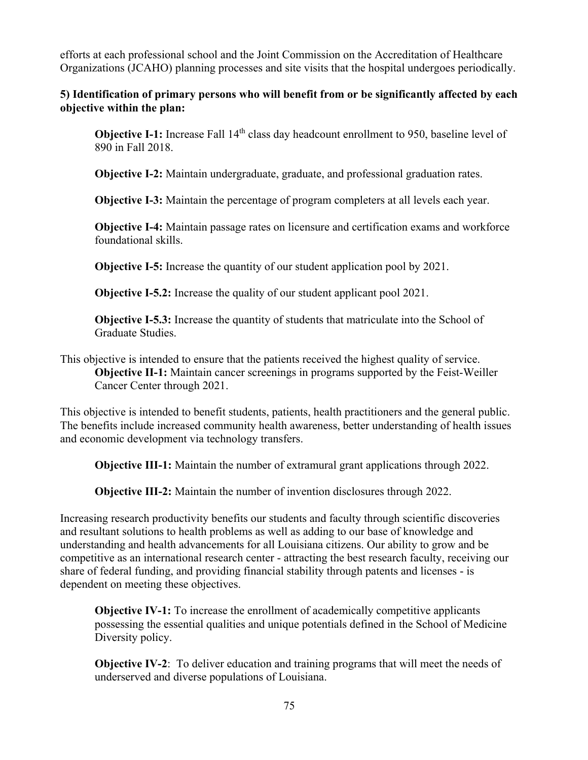efforts at each professional school and the Joint Commission on the Accreditation of Healthcare Organizations (JCAHO) planning processes and site visits that the hospital undergoes periodically.

**5) Identification of primary persons who will benefit from or be significantly affected by each objective within the plan:**

**Objective I-1:** Increase Fall 14th class day headcount enrollment to 950, baseline level of 890 in Fall 2018.

**Objective I-2:** Maintain undergraduate, graduate, and professional graduation rates.

**Objective I-3:** Maintain the percentage of program completers at all levels each year.

**Objective I-4:** Maintain passage rates on licensure and certification exams and workforce foundational skills.

**Objective I-5:** Increase the quantity of our student application pool by 2021.

**Objective I-5.2:** Increase the quality of our student applicant pool 2021.

**Objective I-5.3:** Increase the quantity of students that matriculate into the School of Graduate Studies.

This objective is intended to ensure that the patients received the highest quality of service.

**Objective II-1:** Maintain cancer screenings in programs supported by the Feist-Weiller Cancer Center through 2021.

This objective is intended to benefit students, patients, health practitioners and the general public. The benefits include increased community health awareness, better understanding of health issues and economic development via technology transfers.

**Objective III-1:** Maintain the number of extramural grant applications through 2022.

**Objective III-2:** Maintain the number of invention disclosures through 2022.

Increasing research productivity benefits our students and faculty through scientific discoveries and resultant solutions to health problems as well as adding to our base of knowledge and understanding and health advancements for all Louisiana citizens. Our ability to grow and be competitive as an international research center - attracting the best research faculty, receiving our share of federal funding, and providing financial stability through patents and licenses - is dependent on meeting these objectives.

**Objective IV-1:** To increase the enrollment of academically competitive applicants possessing the essential qualities and unique potentials defined in the School of Medicine Diversity policy.

**Objective IV-2**: To deliver education and training programs that will meet the needs of underserved and diverse populations of Louisiana.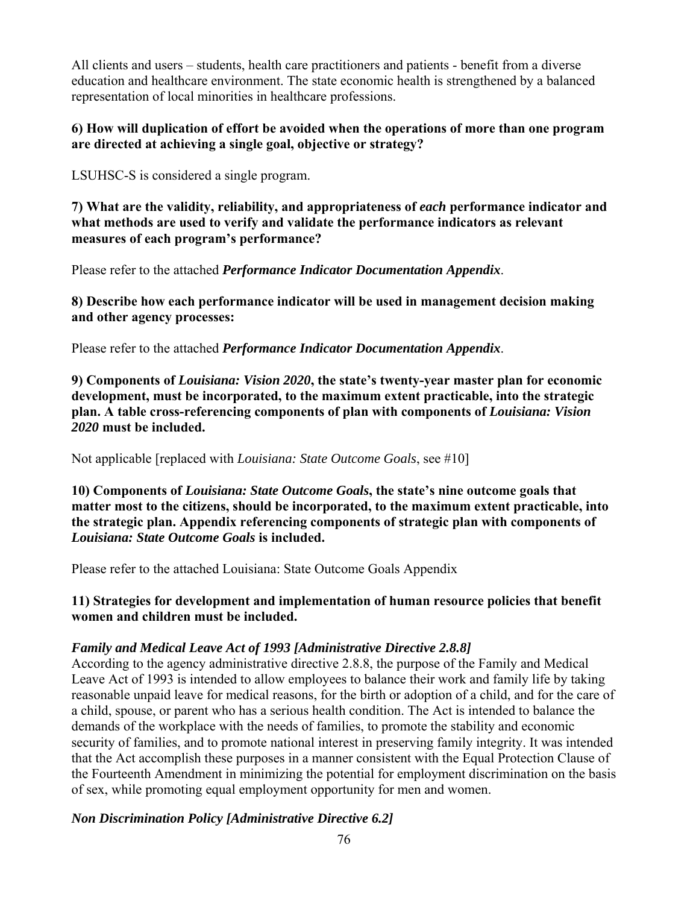All clients and users – students, health care practitioners and patients - benefit from a diverse education and healthcare environment. The state economic health is strengthened by a balanced representation of local minorities in healthcare professions.

**6) How will duplication of effort be avoided when the operations of more than one program are directed at achieving a single goal, objective or strategy?**

LSUHSC-S is considered a single program.

**7) What are the validity, reliability, and appropriateness of *each* performance indicator and what methods are used to verify and validate the performance indicators as relevant measures of each program's performance?**

Please refer to the attached ***Performance Indicator Documentation Appendix***.

**8) Describe how each performance indicator will be used in management decision making and other agency processes:**

Please refer to the attached ***Performance Indicator Documentation Appendix***.

**9) Components of *Louisiana: Vision 2020*, the state's twenty-year master plan for economic development, must be incorporated, to the maximum extent practicable, into the strategic plan. A table cross-referencing components of plan with components of *Louisiana: Vision 2020* must be included.**

Not applicable [replaced with *Louisiana: State Outcome Goals*, see #10]

**10) Components of *Louisiana: State Outcome Goals*, the state's nine outcome goals that matter most to the citizens, should be incorporated, to the maximum extent practicable, into the strategic plan. Appendix referencing components of strategic plan with components of *Louisiana: State Outcome Goals* is included.**

Please refer to the attached Louisiana: State Outcome Goals Appendix

**11) Strategies for development and implementation of human resource policies that benefit women and children must be included.**

***Family and Medical Leave Act of 1993 [Administrative Directive 2.8.8]***

According to the agency administrative directive 2.8.8, the purpose of the Family and Medical Leave Act of 1993 is intended to allow employees to balance their work and family life by taking reasonable unpaid leave for medical reasons, for the birth or adoption of a child, and for the care of a child, spouse, or parent who has a serious health condition. The Act is intended to balance the demands of the workplace with the needs of families, to promote the stability and economic security of families, and to promote national interest in preserving family integrity. It was intended that the Act accomplish these purposes in a manner consistent with the Equal Protection Clause of the Fourteenth Amendment in minimizing the potential for employment discrimination on the basis of sex, while promoting equal employment opportunity for men and women.

***Non Discrimination Policy [Administrative Directive 6.2]***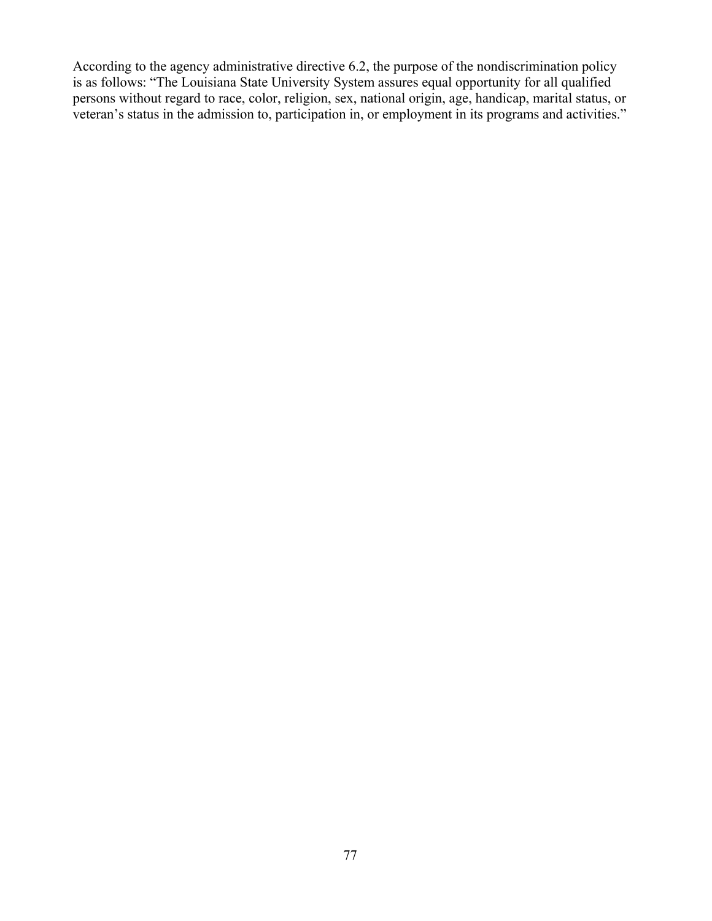According to the agency administrative directive 6.2, the purpose of the nondiscrimination policy is as follows: "The Louisiana State University System assures equal opportunity for all qualified persons without regard to race, color, religion, sex, national origin, age, handicap, marital status, or veteran's status in the admission to, participation in, or employment in its programs and activities."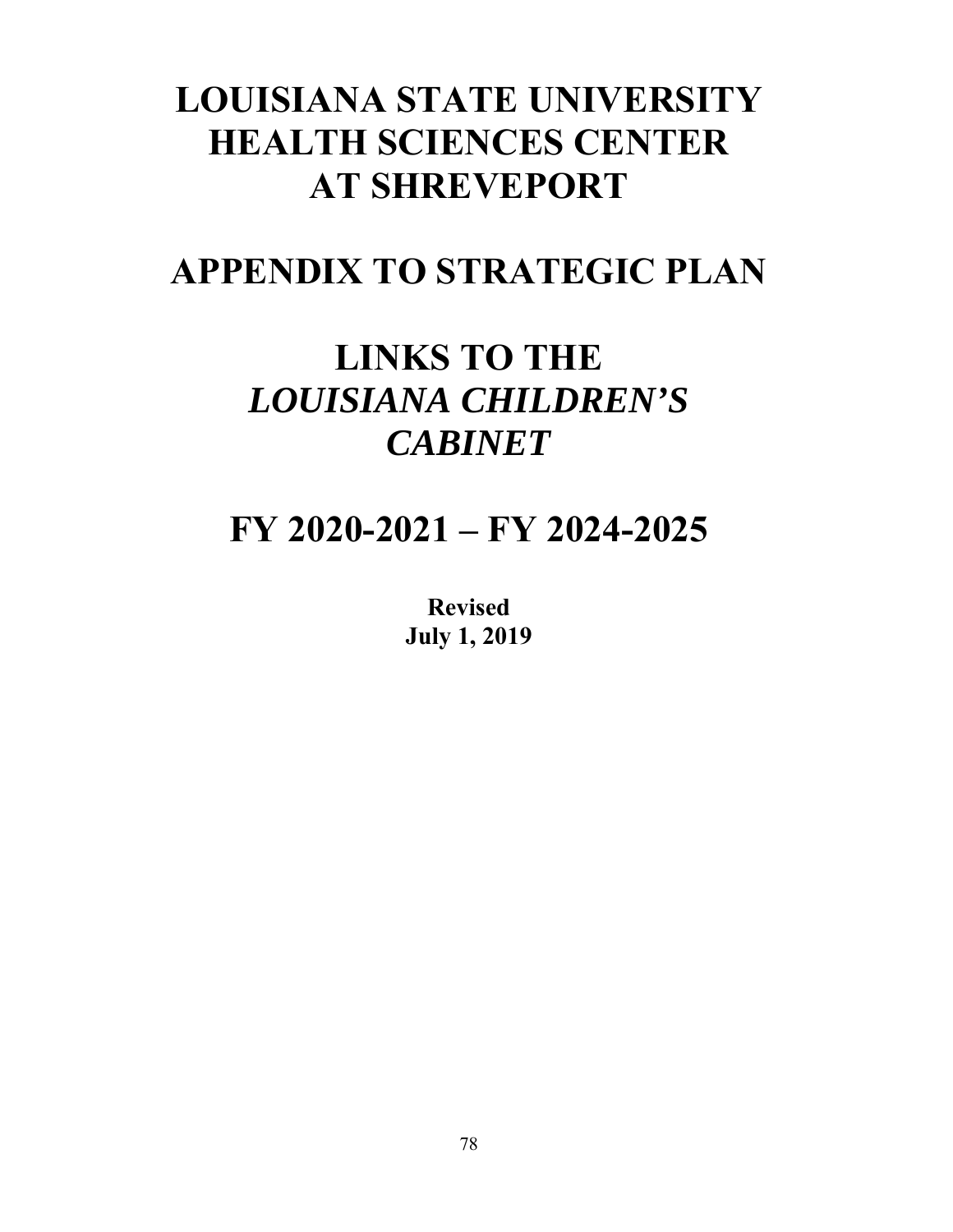# LOUISIANA STATE UNIVERSITY HEALTH SCIENCES CENTER AT SHREVEPORT

# APPENDIX TO STRATEGIC PLAN

# LINKS TO THE *LOUISIANA CHILDREN'S CABINET*

# FY 2020-2021 – FY 2024-2025

**Revised**
**July 1, 2019**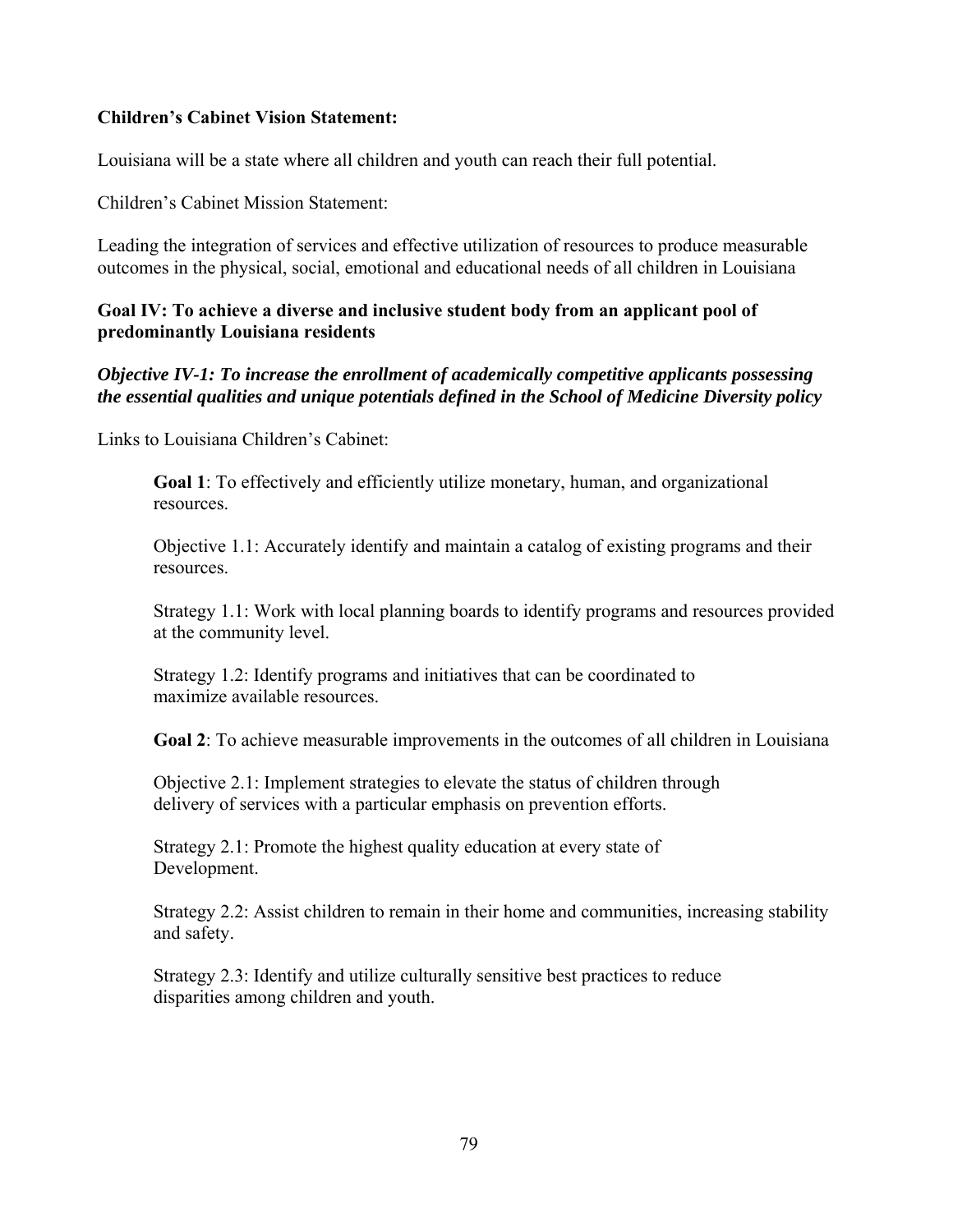**Children's Cabinet Vision Statement:**

Louisiana will be a state where all children and youth can reach their full potential.

Children's Cabinet Mission Statement:

Leading the integration of services and effective utilization of resources to produce measurable outcomes in the physical, social, emotional and educational needs of all children in Louisiana

**Goal IV: To achieve a diverse and inclusive student body from an applicant pool of predominantly Louisiana residents**

***Objective IV-1: To increase the enrollment of academically competitive applicants possessing the essential qualities and unique potentials defined in the School of Medicine Diversity policy***

Links to Louisiana Children's Cabinet:

> **Goal 1**: To effectively and efficiently utilize monetary, human, and organizational resources.
>
> Objective 1.1: Accurately identify and maintain a catalog of existing programs and their resources.
>
> Strategy 1.1: Work with local planning boards to identify programs and resources provided at the community level.
>
> Strategy 1.2: Identify programs and initiatives that can be coordinated to maximize available resources.
>
> **Goal 2**: To achieve measurable improvements in the outcomes of all children in Louisiana
>
> Objective 2.1: Implement strategies to elevate the status of children through delivery of services with a particular emphasis on prevention efforts.
>
> Strategy 2.1: Promote the highest quality education at every state of Development.
>
> Strategy 2.2: Assist children to remain in their home and communities, increasing stability and safety.
>
> Strategy 2.3: Identify and utilize culturally sensitive best practices to reduce disparities among children and youth.